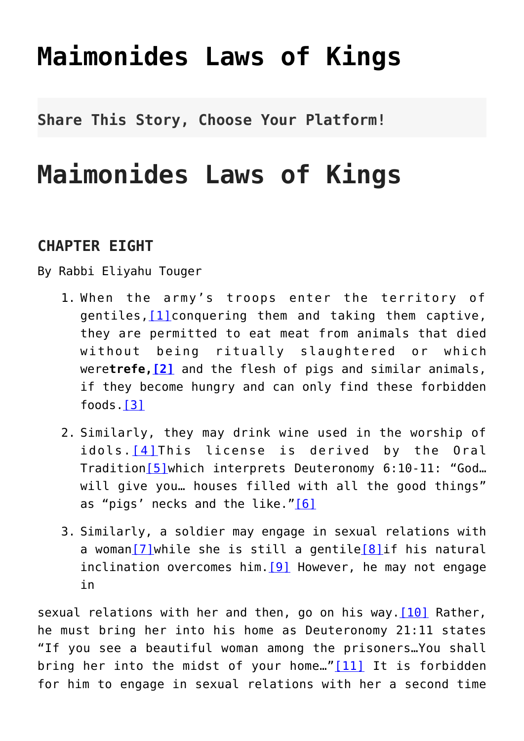# Maimonides Laws of Kings

**Share This Story, Choose Your Platform!**

# Maimonides Laws of Kings

### CHAPTER EIGHT

By Rabbi Eliyahu Touger

1. When the army's troops enter the territory of gentiles,[1]conquering them and taking them captive, they are permitted to eat meat from animals that died without being ritually slaughtered or which were**trefe,[2]** and the flesh of pigs and similar animals, if they become hungry and can only find these forbidden foods.[3]
2. Similarly, they may drink wine used in the worship of idols.[4]This license is derived by the Oral Tradition[5]which interprets Deuteronomy 6:10-11: "God… will give you… houses filled with all the good things" as "pigs' necks and the like."[6]
3. Similarly, a soldier may engage in sexual relations with a woman[7]while she is still a gentile[8]if his natural inclination overcomes him.[9] However, he may not engage in sexual relations with her and then, go on his way.[10] Rather, he must bring her into his home as Deuteronomy 21:11 states "If you see a beautiful woman among the prisoners…You shall bring her into the midst of your home…"[11] It is forbidden for him to engage in sexual relations with her a second time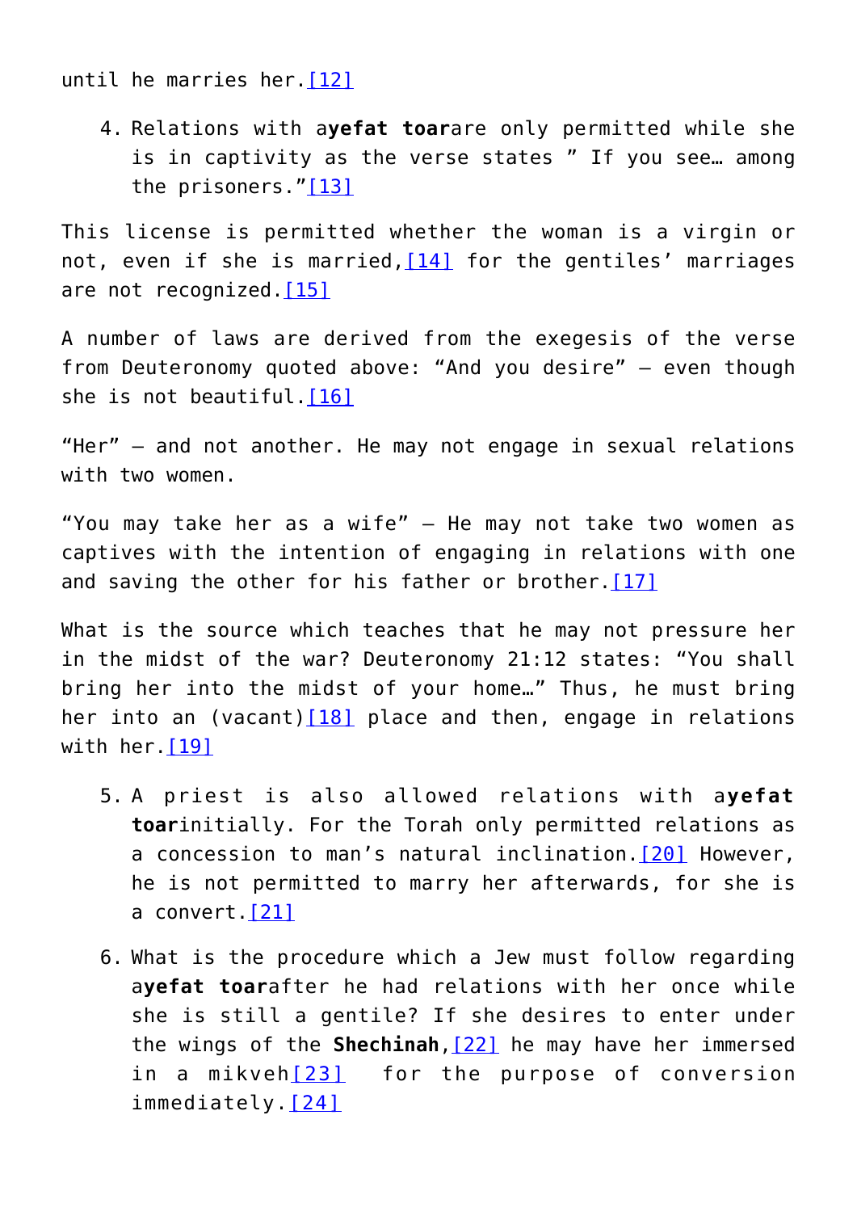until he marries her.[12]

4. Relations with a**yefat toar**are only permitted while she is in captivity as the verse states ” If you see… among the prisoners.”[13]

This license is permitted whether the woman is a virgin or not, even if she is married,[14] for the gentiles’ marriages are not recognized.[15]

A number of laws are derived from the exegesis of the verse from Deuteronomy quoted above: “And you desire” – even though she is not beautiful.[16]

“Her” – and not another. He may not engage in sexual relations with two women.

“You may take her as a wife” – He may not take two women as captives with the intention of engaging in relations with one and saving the other for his father or brother.[17]

What is the source which teaches that he may not pressure her in the midst of the war? Deuteronomy 21:12 states: “You shall bring her into the midst of your home…” Thus, he must bring her into an (vacant)[18] place and then, engage in relations with her.[19]

5. A priest is also allowed relations with a**yefat toar**initially. For the Torah only permitted relations as a concession to man’s natural inclination.[20] However, he is not permitted to marry her afterwards, for she is a convert.[21]

6. What is the procedure which a Jew must follow regarding a**yefat toar**after he had relations with her once while she is still a gentile? If she desires to enter under the wings of the **Shechinah**,[22] he may have her immersed in a mikveh[23] for the purpose of conversion immediately.[24]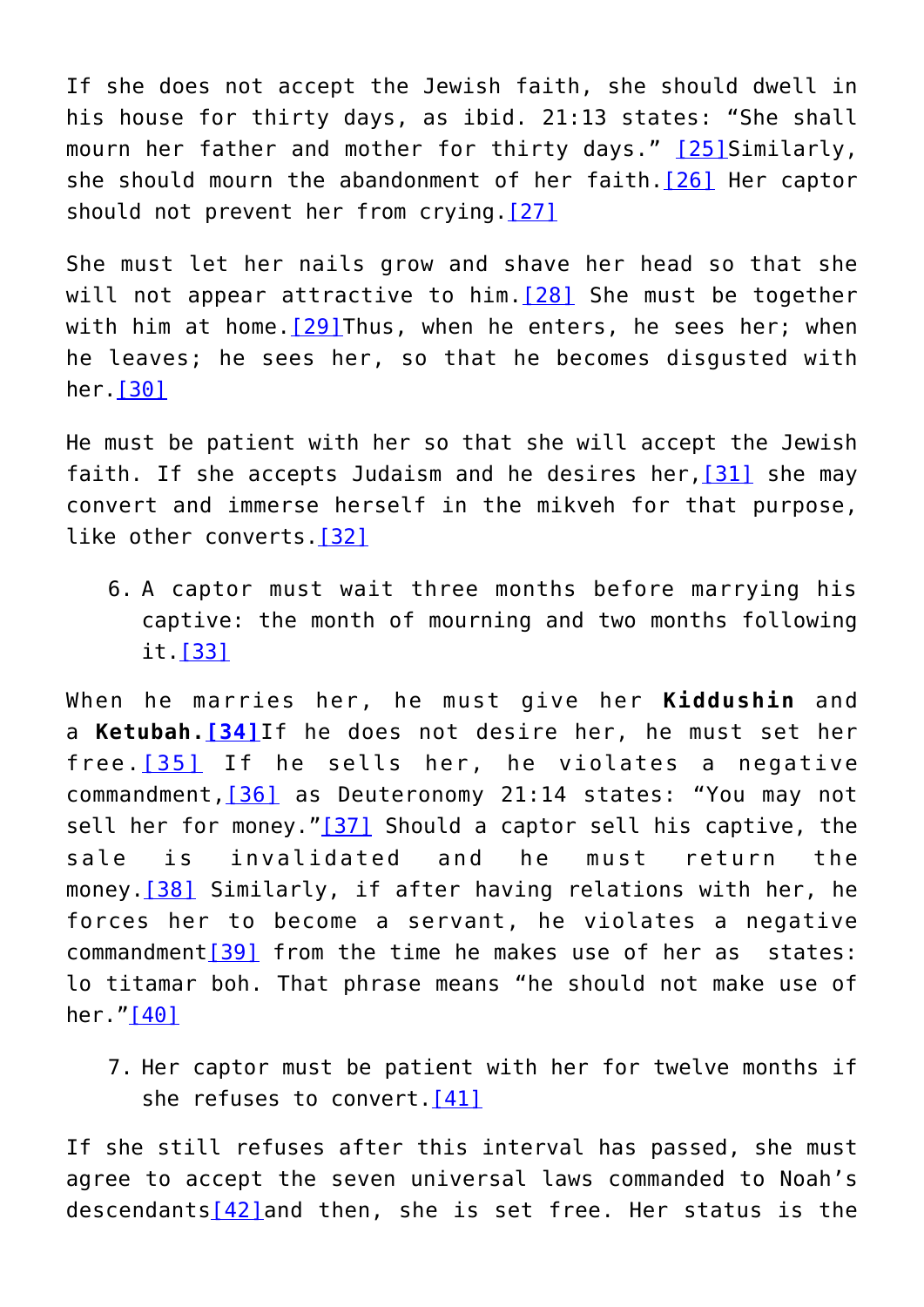If she does not accept the Jewish faith, she should dwell in his house for thirty days, as ibid. 21:13 states: "She shall mourn her father and mother for thirty days." [25]Similarly, she should mourn the abandonment of her faith.[26] Her captor should not prevent her from crying.[27]

She must let her nails grow and shave her head so that she will not appear attractive to him.[28] She must be together with him at home.[29]Thus, when he enters, he sees her; when he leaves; he sees her, so that he becomes disgusted with her.[30]

He must be patient with her so that she will accept the Jewish faith. If she accepts Judaism and he desires her,[31] she may convert and immerse herself in the mikveh for that purpose, like other converts.[32]

6. A captor must wait three months before marrying his captive: the month of mourning and two months following it.[33]

When he marries her, he must give her **Kiddushin** and a **Ketubah.[34]**If he does not desire her, he must set her free.[35] If he sells her, he violates a negative commandment,[36] as Deuteronomy 21:14 states: "You may not sell her for money."[37] Should a captor sell his captive, the sale is invalidated and he must return the money.[38] Similarly, if after having relations with her, he forces her to become a servant, he violates a negative commandment[39] from the time he makes use of her as  states: lo titamar boh. That phrase means "he should not make use of her."[40]

7. Her captor must be patient with her for twelve months if she refuses to convert.[41]

If she still refuses after this interval has passed, she must agree to accept the seven universal laws commanded to Noah's descendants[42]and then, she is set free. Her status is the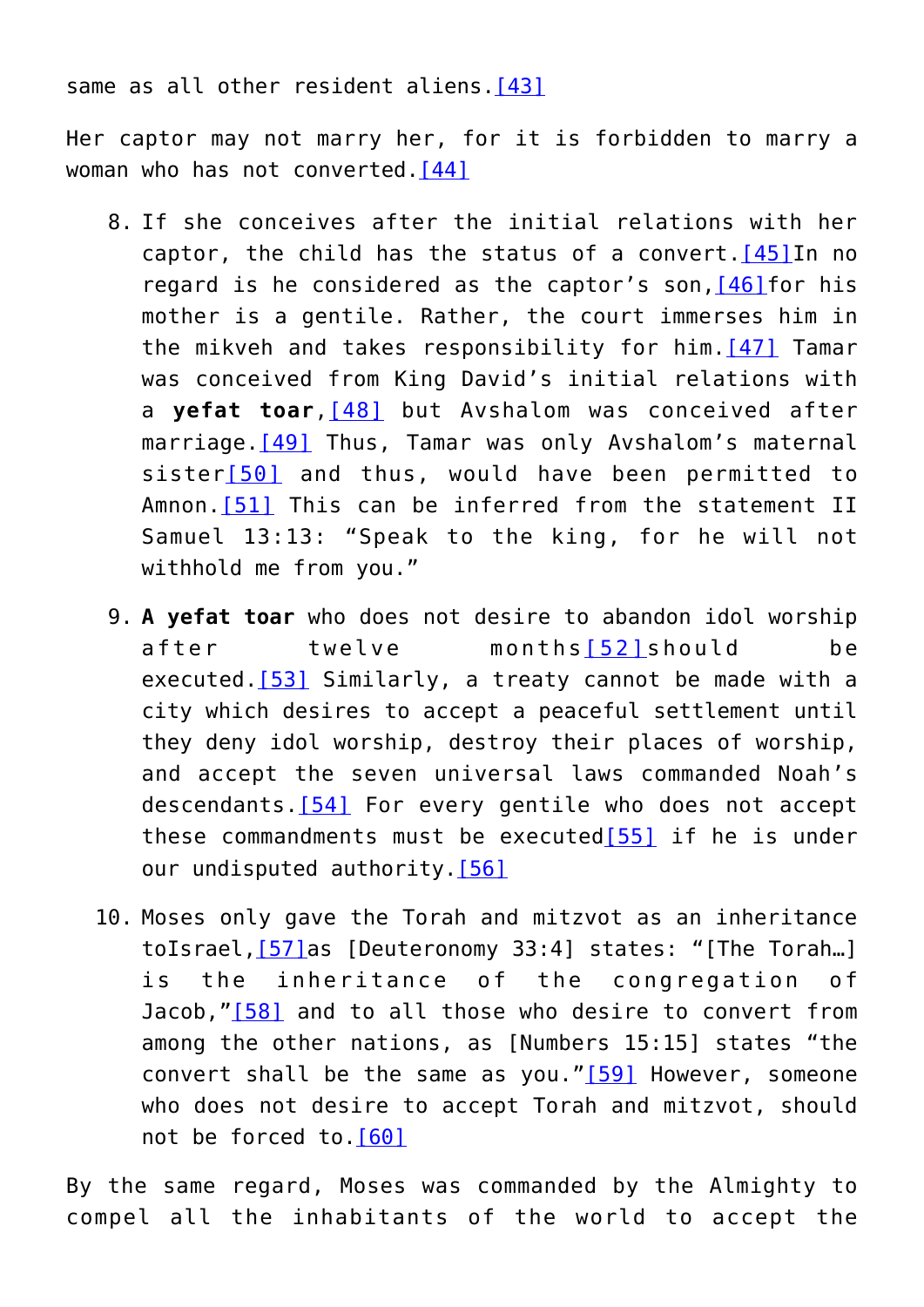same as all other resident aliens.[43]

Her captor may not marry her, for it is forbidden to marry a woman who has not converted.[44]

8. If she conceives after the initial relations with her captor, the child has the status of a convert.[45]In no regard is he considered as the captor's son,[46]for his mother is a gentile. Rather, the court immerses him in the mikveh and takes responsibility for him.[47] Tamar was conceived from King David's initial relations with a **yefat toar**,[48] but Avshalom was conceived after marriage.[49] Thus, Tamar was only Avshalom's maternal sister[50] and thus, would have been permitted to Amnon.[51] This can be inferred from the statement II Samuel 13:13: "Speak to the king, for he will not withhold me from you."

9. **A yefat toar** who does not desire to abandon idol worship after twelve months[52]should be executed.[53] Similarly, a treaty cannot be made with a city which desires to accept a peaceful settlement until they deny idol worship, destroy their places of worship, and accept the seven universal laws commanded Noah's descendants.[54] For every gentile who does not accept these commandments must be executed[55] if he is under our undisputed authority.[56]

10. Moses only gave the Torah and mitzvot as an inheritance toIsrael,[57]as [Deuteronomy 33:4] states: "[The Torah…] is the inheritance of the congregation of Jacob,"[58] and to all those who desire to convert from among the other nations, as [Numbers 15:15] states "the convert shall be the same as you."[59] However, someone who does not desire to accept Torah and mitzvot, should not be forced to.[60]

By the same regard, Moses was commanded by the Almighty to compel all the inhabitants of the world to accept the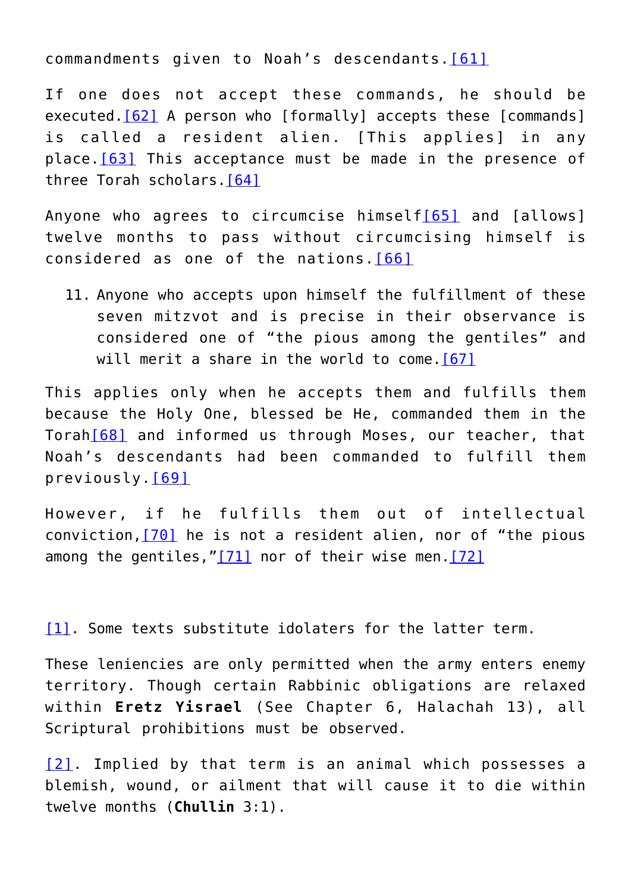commandments given to Noah's descendants.[61]

If one does not accept these commands, he should be executed.[62] A person who [formally] accepts these [commands] is called a resident alien. [This applies] in any place.[63] This acceptance must be made in the presence of three Torah scholars.[64]

Anyone who agrees to circumcise himself[65] and [allows] twelve months to pass without circumcising himself is considered as one of the nations.[66]

11. Anyone who accepts upon himself the fulfillment of these seven mitzvot and is precise in their observance is considered one of "the pious among the gentiles" and will merit a share in the world to come.[67]

This applies only when he accepts them and fulfills them because the Holy One, blessed be He, commanded them in the Torah[68] and informed us through Moses, our teacher, that Noah's descendants had been commanded to fulfill them previously.[69]

However, if he fulfills them out of intellectual conviction,[70] he is not a resident alien, nor of "the pious among the gentiles,"[71] nor of their wise men.[72]

[1]. Some texts substitute idolaters for the latter term.

These leniencies are only permitted when the army enters enemy territory. Though certain Rabbinic obligations are relaxed within **Eretz Yisrael** (See Chapter 6, Halachah 13), all Scriptural prohibitions must be observed.

[2]. Implied by that term is an animal which possesses a blemish, wound, or ailment that will cause it to die within twelve months (**Chullin** 3:1).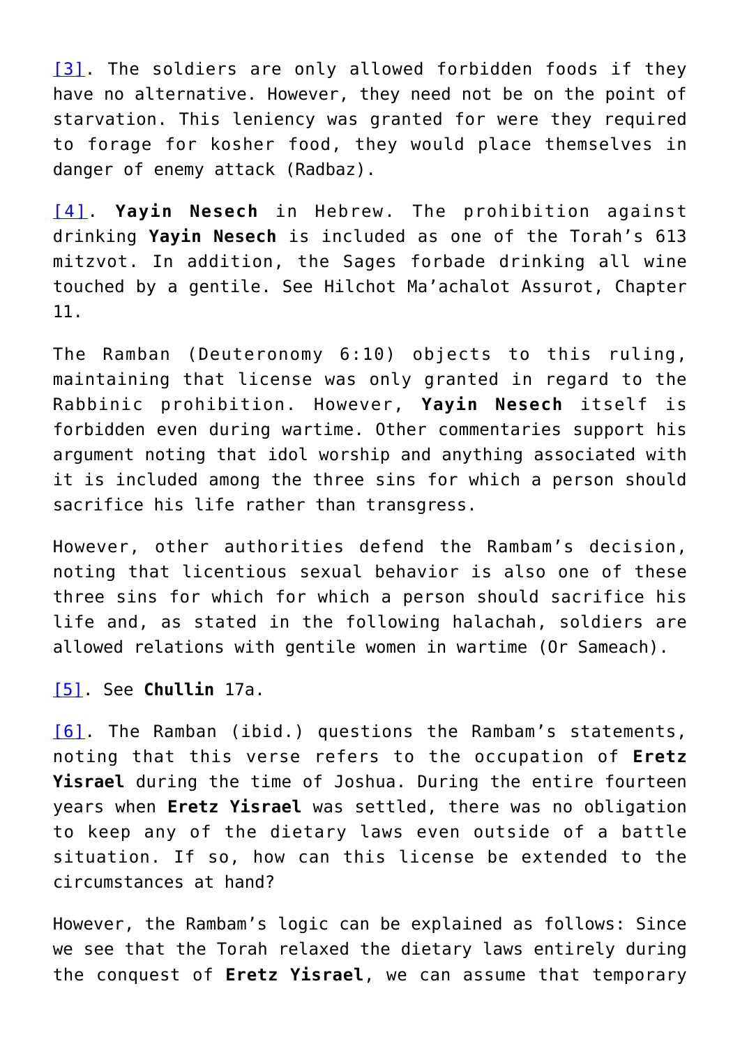[3]. The soldiers are only allowed forbidden foods if they have no alternative. However, they need not be on the point of starvation. This leniency was granted for were they required to forage for kosher food, they would place themselves in danger of enemy attack (Radbaz).

[4]. **Yayin Nesech** in Hebrew. The prohibition against drinking **Yayin Nesech** is included as one of the Torah's 613 mitzvot. In addition, the Sages forbade drinking all wine touched by a gentile. See Hilchot Ma'achalot Assurot, Chapter 11.

The Ramban (Deuteronomy 6:10) objects to this ruling, maintaining that license was only granted in regard to the Rabbinic prohibition. However, **Yayin Nesech** itself is forbidden even during wartime. Other commentaries support his argument noting that idol worship and anything associated with it is included among the three sins for which a person should sacrifice his life rather than transgress.

However, other authorities defend the Rambam's decision, noting that licentious sexual behavior is also one of these three sins for which for which a person should sacrifice his life and, as stated in the following halachah, soldiers are allowed relations with gentile women in wartime (Or Sameach).

[5]. See **Chullin** 17a.

[6]. The Ramban (ibid.) questions the Rambam's statements, noting that this verse refers to the occupation of **Eretz Yisrael** during the time of Joshua. During the entire fourteen years when **Eretz Yisrael** was settled, there was no obligation to keep any of the dietary laws even outside of a battle situation. If so, how can this license be extended to the circumstances at hand?

However, the Rambam's logic can be explained as follows: Since we see that the Torah relaxed the dietary laws entirely during the conquest of **Eretz Yisrael**, we can assume that temporary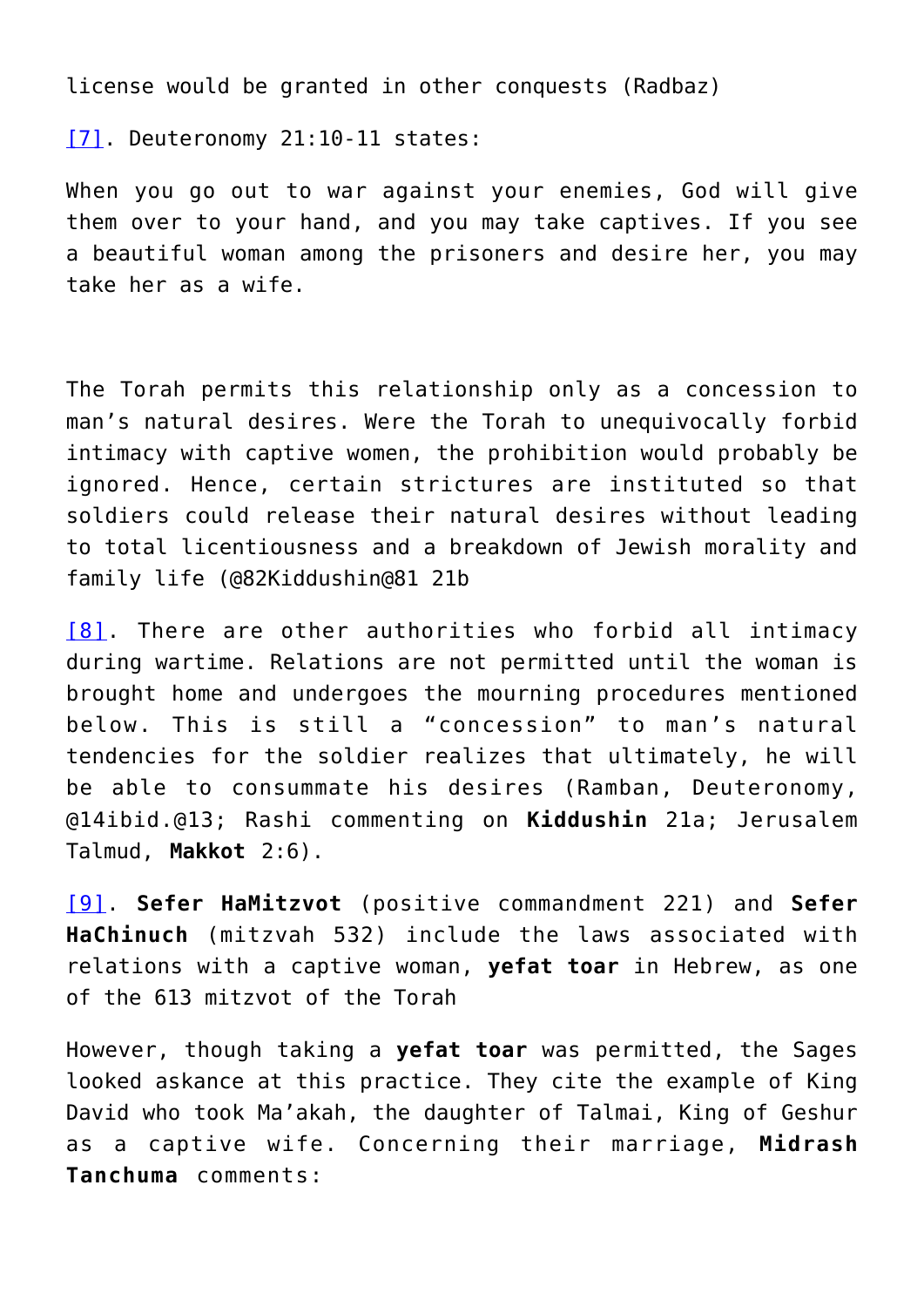license would be granted in other conquests (Radbaz)

[7]. Deuteronomy 21:10-11 states:

When you go out to war against your enemies, God will give them over to your hand, and you may take captives. If you see a beautiful woman among the prisoners and desire her, you may take her as a wife.

The Torah permits this relationship only as a concession to man's natural desires. Were the Torah to unequivocally forbid intimacy with captive women, the prohibition would probably be ignored. Hence, certain strictures are instituted so that soldiers could release their natural desires without leading to total licentiousness and a breakdown of Jewish morality and family life (@82Kiddushin@81 21b

[8]. There are other authorities who forbid all intimacy during wartime. Relations are not permitted until the woman is brought home and undergoes the mourning procedures mentioned below. This is still a "concession" to man's natural tendencies for the soldier realizes that ultimately, he will be able to consummate his desires (Ramban, Deuteronomy, @14ibid.@13; Rashi commenting on **Kiddushin** 21a; Jerusalem Talmud, **Makkot** 2:6).

[9]. **Sefer HaMitzvot** (positive commandment 221) and **Sefer HaChinuch** (mitzvah 532) include the laws associated with relations with a captive woman, **yefat toar** in Hebrew, as one of the 613 mitzvot of the Torah

However, though taking a **yefat toar** was permitted, the Sages looked askance at this practice. They cite the example of King David who took Ma'akah, the daughter of Talmai, King of Geshur as a captive wife. Concerning their marriage, **Midrash Tanchuma** comments: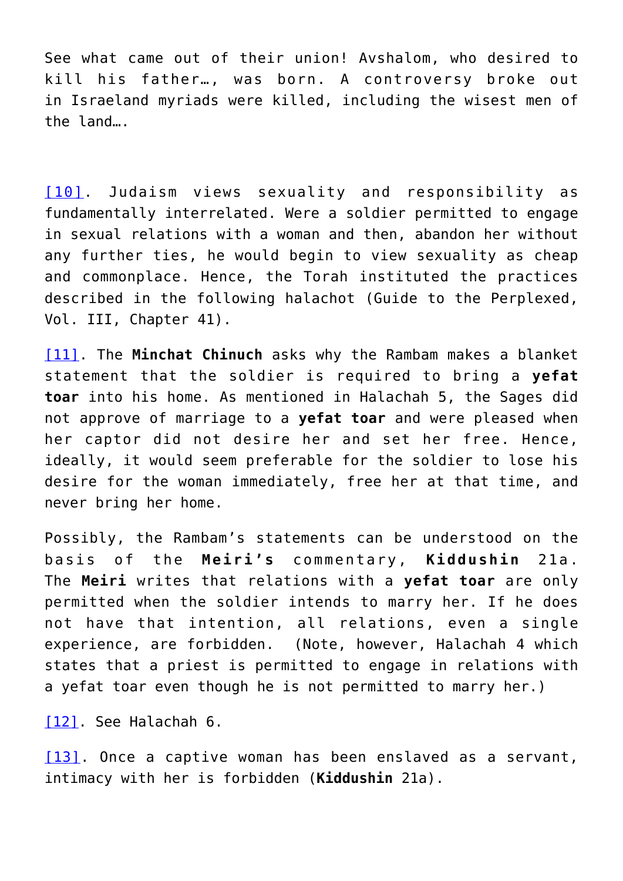See what came out of their union! Avshalom, who desired to kill his father…, was born. A controversy broke out in Israeland myriads were killed, including the wisest men of the land….

[10]. Judaism views sexuality and responsibility as fundamentally interrelated. Were a soldier permitted to engage in sexual relations with a woman and then, abandon her without any further ties, he would begin to view sexuality as cheap and commonplace. Hence, the Torah instituted the practices described in the following halachot (Guide to the Perplexed, Vol. III, Chapter 41).

[11]. The **Minchat Chinuch** asks why the Rambam makes a blanket statement that the soldier is required to bring a **yefat toar** into his home. As mentioned in Halachah 5, the Sages did not approve of marriage to a **yefat toar** and were pleased when her captor did not desire her and set her free. Hence, ideally, it would seem preferable for the soldier to lose his desire for the woman immediately, free her at that time, and never bring her home.

Possibly, the Rambam's statements can be understood on the basis of the **Meiri's** commentary, **Kiddushin** 21a. The **Meiri** writes that relations with a **yefat toar** are only permitted when the soldier intends to marry her. If he does not have that intention, all relations, even a single experience, are forbidden. (Note, however, Halachah 4 which states that a priest is permitted to engage in relations with a yefat toar even though he is not permitted to marry her.)

[12]. See Halachah 6.

[13]. Once a captive woman has been enslaved as a servant, intimacy with her is forbidden (**Kiddushin** 21a).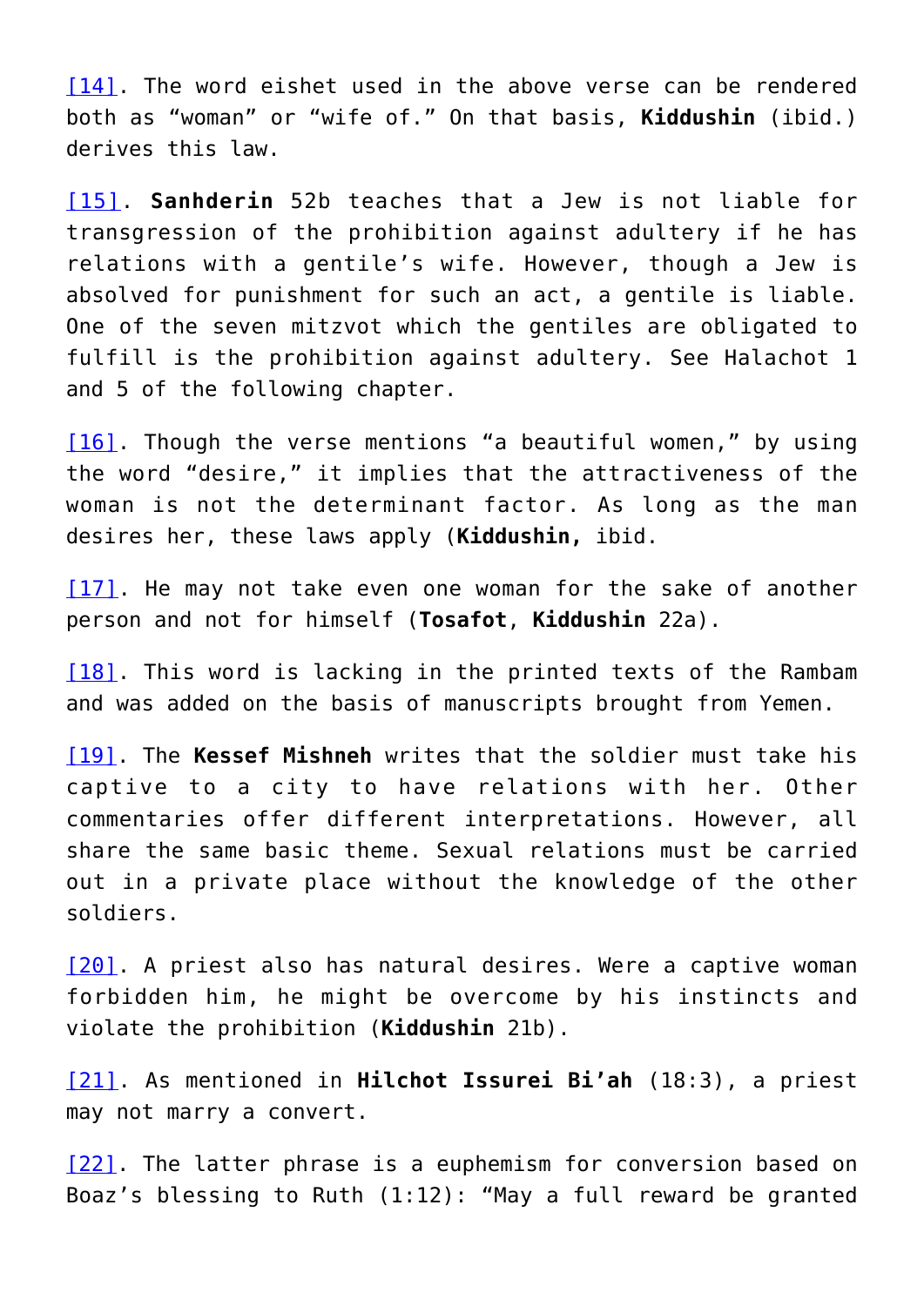[14]. The word eishet used in the above verse can be rendered both as “woman” or “wife of.” On that basis, **Kiddushin** (ibid.) derives this law.

[15]. **Sanhderin** 52b teaches that a Jew is not liable for transgression of the prohibition against adultery if he has relations with a gentile’s wife. However, though a Jew is absolved for punishment for such an act, a gentile is liable. One of the seven mitzvot which the gentiles are obligated to fulfill is the prohibition against adultery. See Halachot 1 and 5 of the following chapter.

[16]. Though the verse mentions “a beautiful women,” by using the word “desire,” it implies that the attractiveness of the woman is not the determinant factor. As long as the man desires her, these laws apply (**Kiddushin,** ibid.

[17]. He may not take even one woman for the sake of another person and not for himself (**Tosafot**, **Kiddushin** 22a).

[18]. This word is lacking in the printed texts of the Rambam and was added on the basis of manuscripts brought from Yemen.

[19]. The **Kessef Mishneh** writes that the soldier must take his captive to a city to have relations with her. Other commentaries offer different interpretations. However, all share the same basic theme. Sexual relations must be carried out in a private place without the knowledge of the other soldiers.

[20]. A priest also has natural desires. Were a captive woman forbidden him, he might be overcome by his instincts and violate the prohibition (**Kiddushin** 21b).

[21]. As mentioned in **Hilchot Issurei Bi’ah** (18:3), a priest may not marry a convert.

[22]. The latter phrase is a euphemism for conversion based on Boaz’s blessing to Ruth (1:12): “May a full reward be granted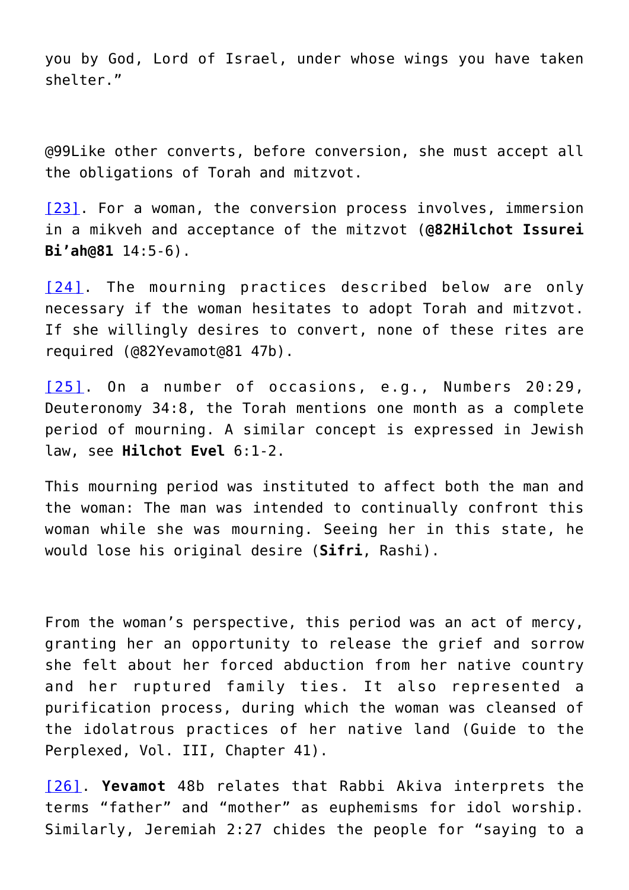you by God, Lord of Israel, under whose wings you have taken shelter."

@99Like other converts, before conversion, she must accept all the obligations of Torah and mitzvot.

[23]. For a woman, the conversion process involves, immersion in a mikveh and acceptance of the mitzvot (**@82Hilchot Issurei Bi'ah@81** 14:5-6).

[24]. The mourning practices described below are only necessary if the woman hesitates to adopt Torah and mitzvot. If she willingly desires to convert, none of these rites are required (@82Yevamot@81 47b).

[25]. On a number of occasions, e.g., Numbers 20:29, Deuteronomy 34:8, the Torah mentions one month as a complete period of mourning. A similar concept is expressed in Jewish law, see **Hilchot Evel** 6:1-2.

This mourning period was instituted to affect both the man and the woman: The man was intended to continually confront this woman while she was mourning. Seeing her in this state, he would lose his original desire (**Sifri**, Rashi).

From the woman's perspective, this period was an act of mercy, granting her an opportunity to release the grief and sorrow she felt about her forced abduction from her native country and her ruptured family ties. It also represented a purification process, during which the woman was cleansed of the idolatrous practices of her native land (Guide to the Perplexed, Vol. III, Chapter 41).

[26]. **Yevamot** 48b relates that Rabbi Akiva interprets the terms "father" and "mother" as euphemisms for idol worship. Similarly, Jeremiah 2:27 chides the people for "saying to a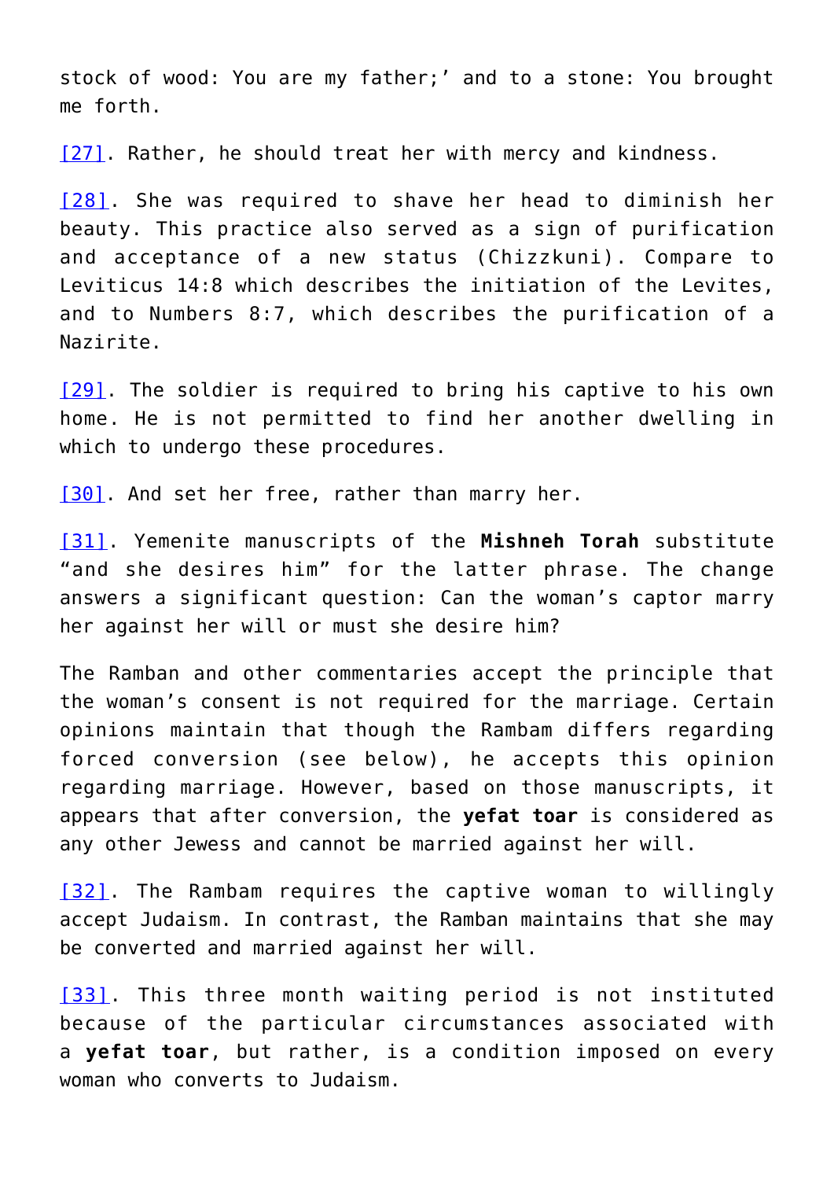stock of wood: You are my father;' and to a stone: You brought me forth.

[27]. Rather, he should treat her with mercy and kindness.

[28]. She was required to shave her head to diminish her beauty. This practice also served as a sign of purification and acceptance of a new status (Chizzkuni). Compare to Leviticus 14:8 which describes the initiation of the Levites, and to Numbers 8:7, which describes the purification of a Nazirite.

[29]. The soldier is required to bring his captive to his own home. He is not permitted to find her another dwelling in which to undergo these procedures.

[30]. And set her free, rather than marry her.

[31]. Yemenite manuscripts of the **Mishneh Torah** substitute "and she desires him" for the latter phrase. The change answers a significant question: Can the woman's captor marry her against her will or must she desire him?

The Ramban and other commentaries accept the principle that the woman's consent is not required for the marriage. Certain opinions maintain that though the Rambam differs regarding forced conversion (see below), he accepts this opinion regarding marriage. However, based on those manuscripts, it appears that after conversion, the **yefat toar** is considered as any other Jewess and cannot be married against her will.

[32]. The Rambam requires the captive woman to willingly accept Judaism. In contrast, the Ramban maintains that she may be converted and married against her will.

[33]. This three month waiting period is not instituted because of the particular circumstances associated with a **yefat toar**, but rather, is a condition imposed on every woman who converts to Judaism.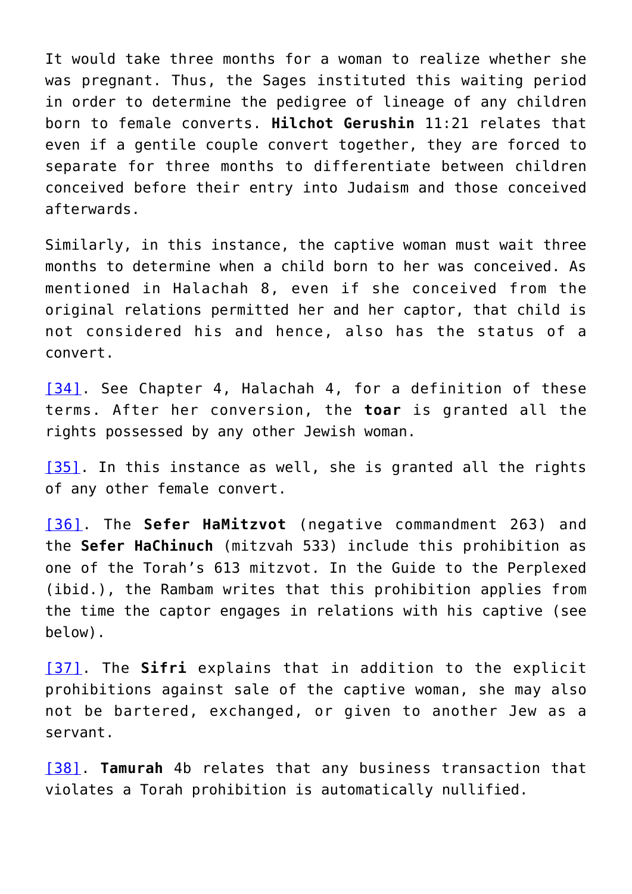It would take three months for a woman to realize whether she was pregnant. Thus, the Sages instituted this waiting period in order to determine the pedigree of lineage of any children born to female converts. **Hilchot Gerushin** 11:21 relates that even if a gentile couple convert together, they are forced to separate for three months to differentiate between children conceived before their entry into Judaism and those conceived afterwards.

Similarly, in this instance, the captive woman must wait three months to determine when a child born to her was conceived. As mentioned in Halachah 8, even if she conceived from the original relations permitted her and her captor, that child is not considered his and hence, also has the status of a convert.

[34]. See Chapter 4, Halachah 4, for a definition of these terms. After her conversion, the **toar** is granted all the rights possessed by any other Jewish woman.

[35]. In this instance as well, she is granted all the rights of any other female convert.

[36]. The **Sefer HaMitzvot** (negative commandment 263) and the **Sefer HaChinuch** (mitzvah 533) include this prohibition as one of the Torah's 613 mitzvot. In the Guide to the Perplexed (ibid.), the Rambam writes that this prohibition applies from the time the captor engages in relations with his captive (see below).

[37]. The **Sifri** explains that in addition to the explicit prohibitions against sale of the captive woman, she may also not be bartered, exchanged, or given to another Jew as a servant.

[38]. **Tamurah** 4b relates that any business transaction that violates a Torah prohibition is automatically nullified.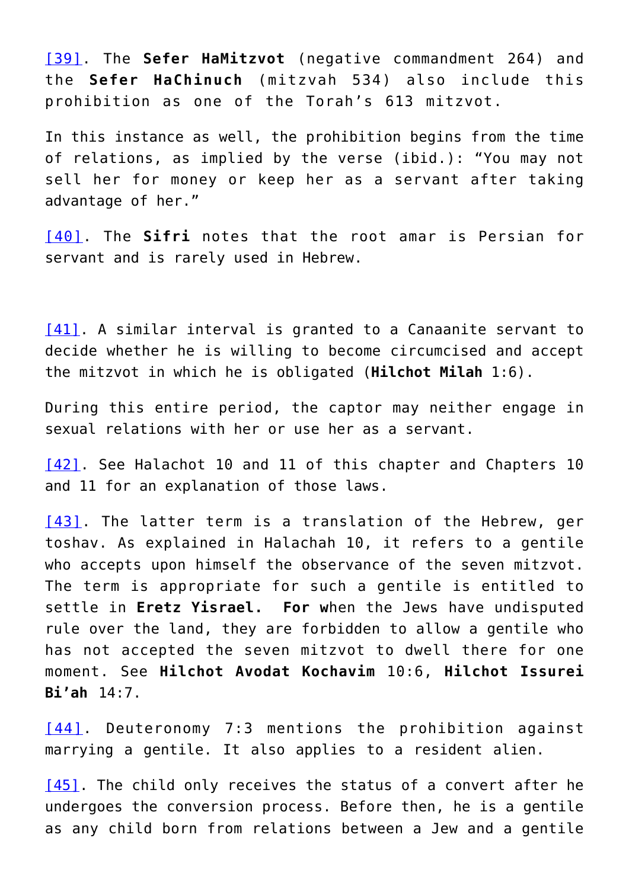[39]. The **Sefer HaMitzvot** (negative commandment 264) and the **Sefer HaChinuch** (mitzvah 534) also include this prohibition as one of the Torah's 613 mitzvot.

In this instance as well, the prohibition begins from the time of relations, as implied by the verse (ibid.): "You may not sell her for money or keep her as a servant after taking advantage of her."

[40]. The **Sifri** notes that the root amar is Persian for servant and is rarely used in Hebrew.

[41]. A similar interval is granted to a Canaanite servant to decide whether he is willing to become circumcised and accept the mitzvot in which he is obligated (**Hilchot Milah** 1:6).

During this entire period, the captor may neither engage in sexual relations with her or use her as a servant.

[42]. See Halachot 10 and 11 of this chapter and Chapters 10 and 11 for an explanation of those laws.

[43]. The latter term is a translation of the Hebrew, ger toshav. As explained in Halachah 10, it refers to a gentile who accepts upon himself the observance of the seven mitzvot. The term is appropriate for such a gentile is entitled to settle in **Eretz Yisrael.** **For w**hen the Jews have undisputed rule over the land, they are forbidden to allow a gentile who has not accepted the seven mitzvot to dwell there for one moment. See **Hilchot Avodat Kochavim** 10:6, **Hilchot Issurei Bi'ah** 14:7.

[44]. Deuteronomy 7:3 mentions the prohibition against marrying a gentile. It also applies to a resident alien.

[45]. The child only receives the status of a convert after he undergoes the conversion process. Before then, he is a gentile as any child born from relations between a Jew and a gentile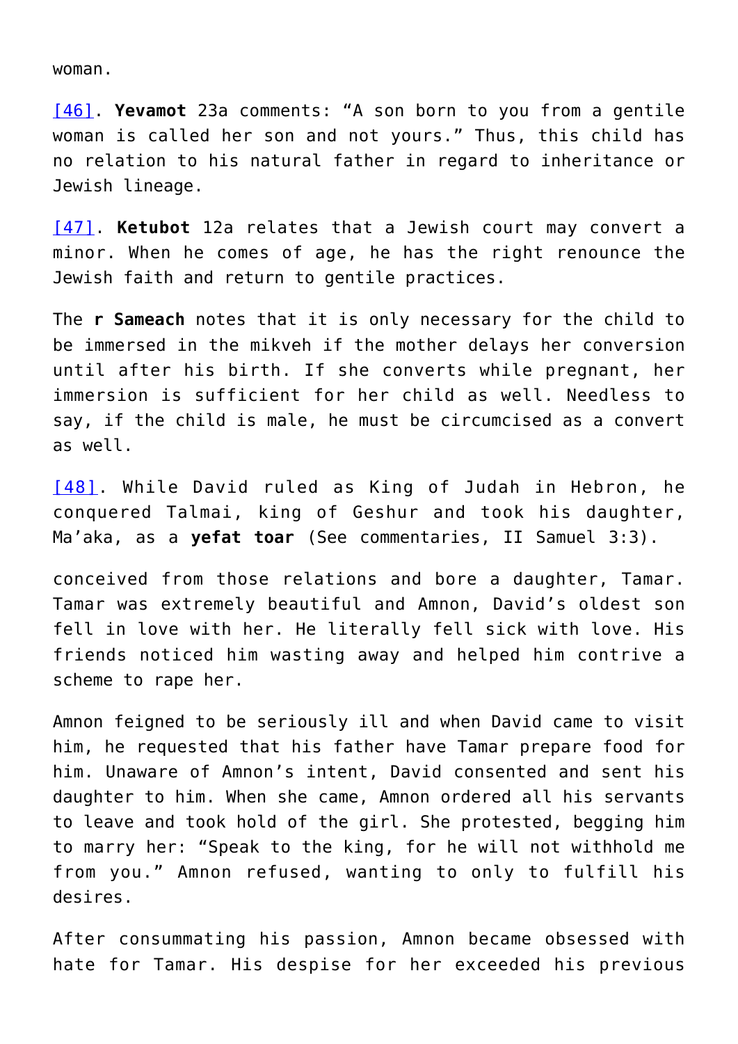woman.

[46]. **Yevamot** 23a comments: “A son born to you from a gentile woman is called her son and not yours.” Thus, this child has no relation to his natural father in regard to inheritance or Jewish lineage.

[47]. **Ketubot** 12a relates that a Jewish court may convert a minor. When he comes of age, he has the right renounce the Jewish faith and return to gentile practices.

The **r Sameach** notes that it is only necessary for the child to be immersed in the mikveh if the mother delays her conversion until after his birth. If she converts while pregnant, her immersion is sufficient for her child as well. Needless to say, if the child is male, he must be circumcised as a convert as well.

[48]. While David ruled as King of Judah in Hebron, he conquered Talmai, king of Geshur and took his daughter, Ma’aka, as a **yefat toar** (See commentaries, II Samuel 3:3).

conceived from those relations and bore a daughter, Tamar. Tamar was extremely beautiful and Amnon, David’s oldest son fell in love with her. He literally fell sick with love. His friends noticed him wasting away and helped him contrive a scheme to rape her.

Amnon feigned to be seriously ill and when David came to visit him, he requested that his father have Tamar prepare food for him. Unaware of Amnon’s intent, David consented and sent his daughter to him. When she came, Amnon ordered all his servants to leave and took hold of the girl. She protested, begging him to marry her: “Speak to the king, for he will not withhold me from you.” Amnon refused, wanting to only to fulfill his desires.

After consummating his passion, Amnon became obsessed with hate for Tamar. His despise for her exceeded his previous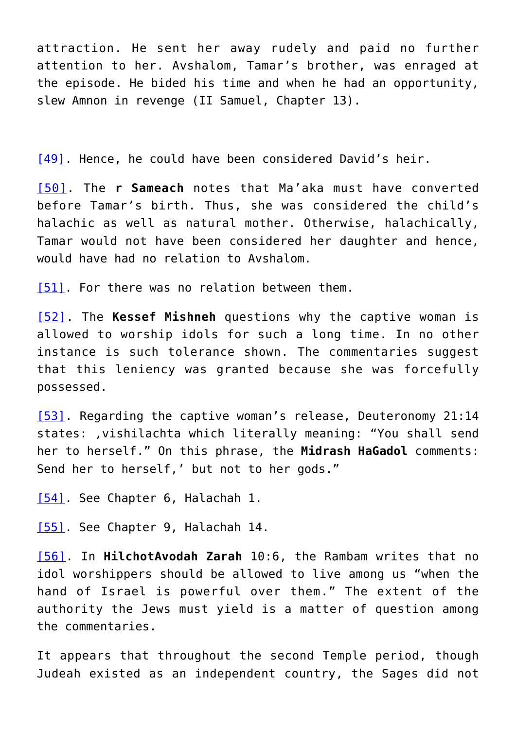attraction. He sent her away rudely and paid no further attention to her. Avshalom, Tamar's brother, was enraged at the episode. He bided his time and when he had an opportunity, slew Amnon in revenge (II Samuel, Chapter 13).

[49]. Hence, he could have been considered David's heir.

[50]. The **r Sameach** notes that Ma'aka must have converted before Tamar's birth. Thus, she was considered the child's halachic as well as natural mother. Otherwise, halachically, Tamar would not have been considered her daughter and hence, would have had no relation to Avshalom.

[51]. For there was no relation between them.

[52]. The **Kessef Mishneh** questions why the captive woman is allowed to worship idols for such a long time. In no other instance is such tolerance shown. The commentaries suggest that this leniency was granted because she was forcefully possessed.

[53]. Regarding the captive woman's release, Deuteronomy 21:14 states: ,vishilachta which literally meaning: "You shall send her to herself." On this phrase, the **Midrash HaGadol** comments: Send her to herself,' but not to her gods."

[54]. See Chapter 6, Halachah 1.

[55]. See Chapter 9, Halachah 14.

[56]. In **HilchotAvodah Zarah** 10:6, the Rambam writes that no idol worshippers should be allowed to live among us "when the hand of Israel is powerful over them." The extent of the authority the Jews must yield is a matter of question among the commentaries.

It appears that throughout the second Temple period, though Judeah existed as an independent country, the Sages did not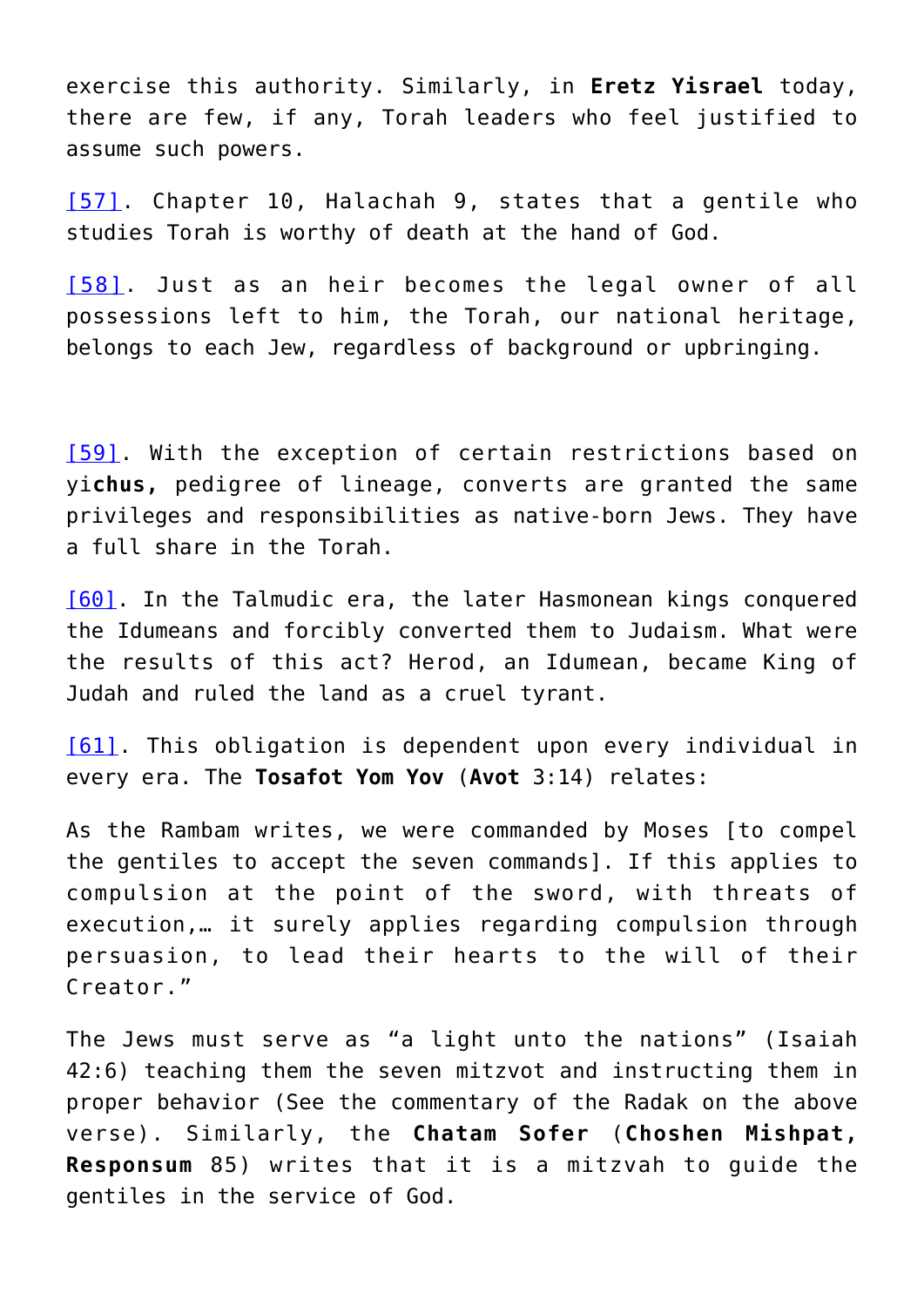exercise this authority. Similarly, in **Eretz Yisrael** today, there are few, if any, Torah leaders who feel justified to assume such powers.

[57]. Chapter 10, Halachah 9, states that a gentile who studies Torah is worthy of death at the hand of God.

[58]. Just as an heir becomes the legal owner of all possessions left to him, the Torah, our national heritage, belongs to each Jew, regardless of background or upbringing.

[59]. With the exception of certain restrictions based on yi**chus,** pedigree of lineage, converts are granted the same privileges and responsibilities as native-born Jews. They have a full share in the Torah.

[60]. In the Talmudic era, the later Hasmonean kings conquered the Idumeans and forcibly converted them to Judaism. What were the results of this act? Herod, an Idumean, became King of Judah and ruled the land as a cruel tyrant.

[61]. This obligation is dependent upon every individual in every era. The **Tosafot Yom Yov** (**Avot** 3:14) relates:

As the Rambam writes, we were commanded by Moses [to compel the gentiles to accept the seven commands]. If this applies to compulsion at the point of the sword, with threats of execution,… it surely applies regarding compulsion through persuasion, to lead their hearts to the will of their Creator."

The Jews must serve as "a light unto the nations" (Isaiah 42:6) teaching them the seven mitzvot and instructing them in proper behavior (See the commentary of the Radak on the above verse). Similarly, the **Chatam Sofer** (**Choshen Mishpat, Responsum** 85) writes that it is a mitzvah to guide the gentiles in the service of God.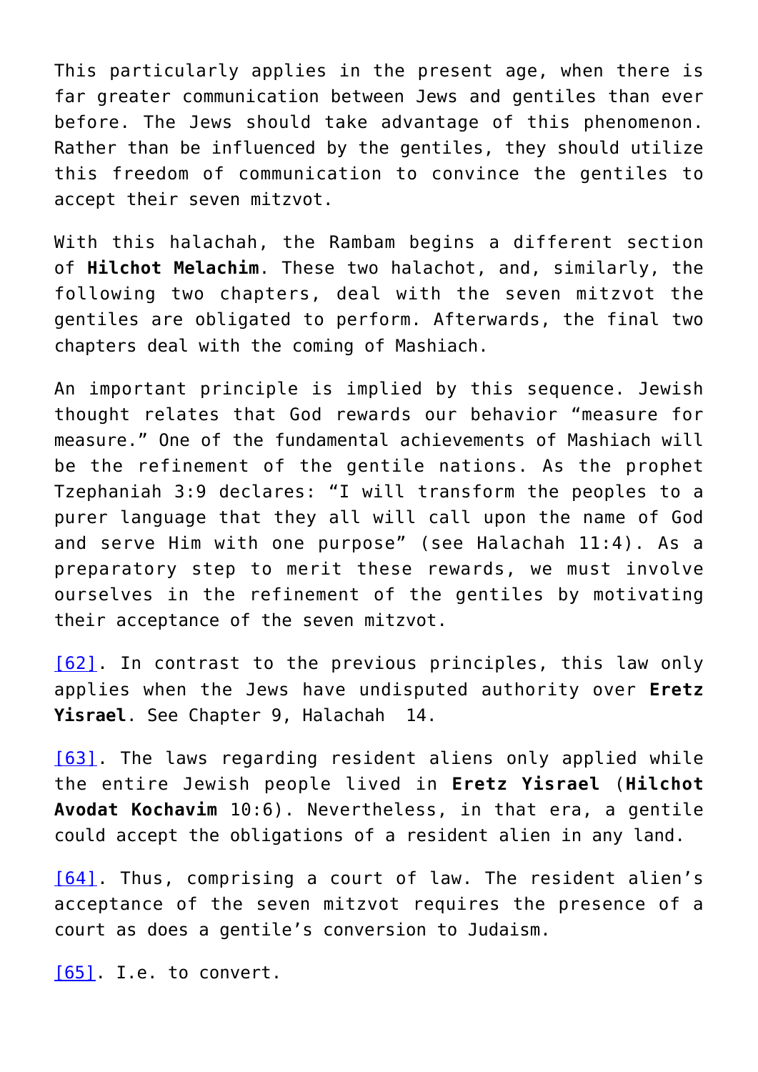This particularly applies in the present age, when there is far greater communication between Jews and gentiles than ever before. The Jews should take advantage of this phenomenon. Rather than be influenced by the gentiles, they should utilize this freedom of communication to convince the gentiles to accept their seven mitzvot.

With this halachah, the Rambam begins a different section of **Hilchot Melachim**. These two halachot, and, similarly, the following two chapters, deal with the seven mitzvot the gentiles are obligated to perform. Afterwards, the final two chapters deal with the coming of Mashiach.

An important principle is implied by this sequence. Jewish thought relates that God rewards our behavior "measure for measure." One of the fundamental achievements of Mashiach will be the refinement of the gentile nations. As the prophet Tzephaniah 3:9 declares: "I will transform the peoples to a purer language that they all will call upon the name of God and serve Him with one purpose" (see Halachah 11:4). As a preparatory step to merit these rewards, we must involve ourselves in the refinement of the gentiles by motivating their acceptance of the seven mitzvot.

[62]. In contrast to the previous principles, this law only applies when the Jews have undisputed authority over **Eretz Yisrael**. See Chapter 9, Halachah 14.

[63]. The laws regarding resident aliens only applied while the entire Jewish people lived in **Eretz Yisrael** (**Hilchot Avodat Kochavim** 10:6). Nevertheless, in that era, a gentile could accept the obligations of a resident alien in any land.

[64]. Thus, comprising a court of law. The resident alien's acceptance of the seven mitzvot requires the presence of a court as does a gentile's conversion to Judaism.

[65]. I.e. to convert.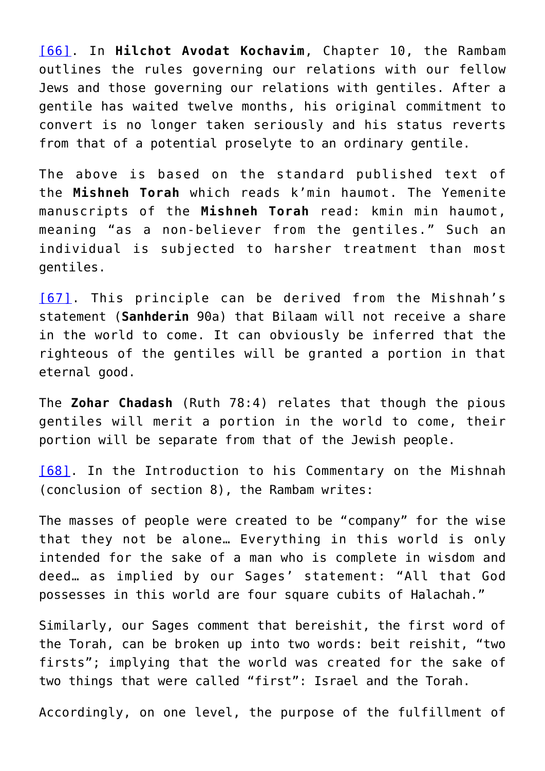[66]. In **Hilchot Avodat Kochavim**, Chapter 10, the Rambam outlines the rules governing our relations with our fellow Jews and those governing our relations with gentiles. After a gentile has waited twelve months, his original commitment to convert is no longer taken seriously and his status reverts from that of a potential proselyte to an ordinary gentile.

The above is based on the standard published text of the **Mishneh Torah** which reads k'min haumot. The Yemenite manuscripts of the **Mishneh Torah** read: kmin min haumot, meaning "as a non-believer from the gentiles." Such an individual is subjected to harsher treatment than most gentiles.

[67]. This principle can be derived from the Mishnah's statement (**Sanhderin** 90a) that Bilaam will not receive a share in the world to come. It can obviously be inferred that the righteous of the gentiles will be granted a portion in that eternal good.

The **Zohar Chadash** (Ruth 78:4) relates that though the pious gentiles will merit a portion in the world to come, their portion will be separate from that of the Jewish people.

[68]. In the Introduction to his Commentary on the Mishnah (conclusion of section 8), the Rambam writes:

The masses of people were created to be "company" for the wise that they not be alone… Everything in this world is only intended for the sake of a man who is complete in wisdom and deed… as implied by our Sages' statement: "All that God possesses in this world are four square cubits of Halachah."

Similarly, our Sages comment that bereishit, the first word of the Torah, can be broken up into two words: beit reishit, "two firsts"; implying that the world was created for the sake of two things that were called "first": Israel and the Torah.

Accordingly, on one level, the purpose of the fulfillment of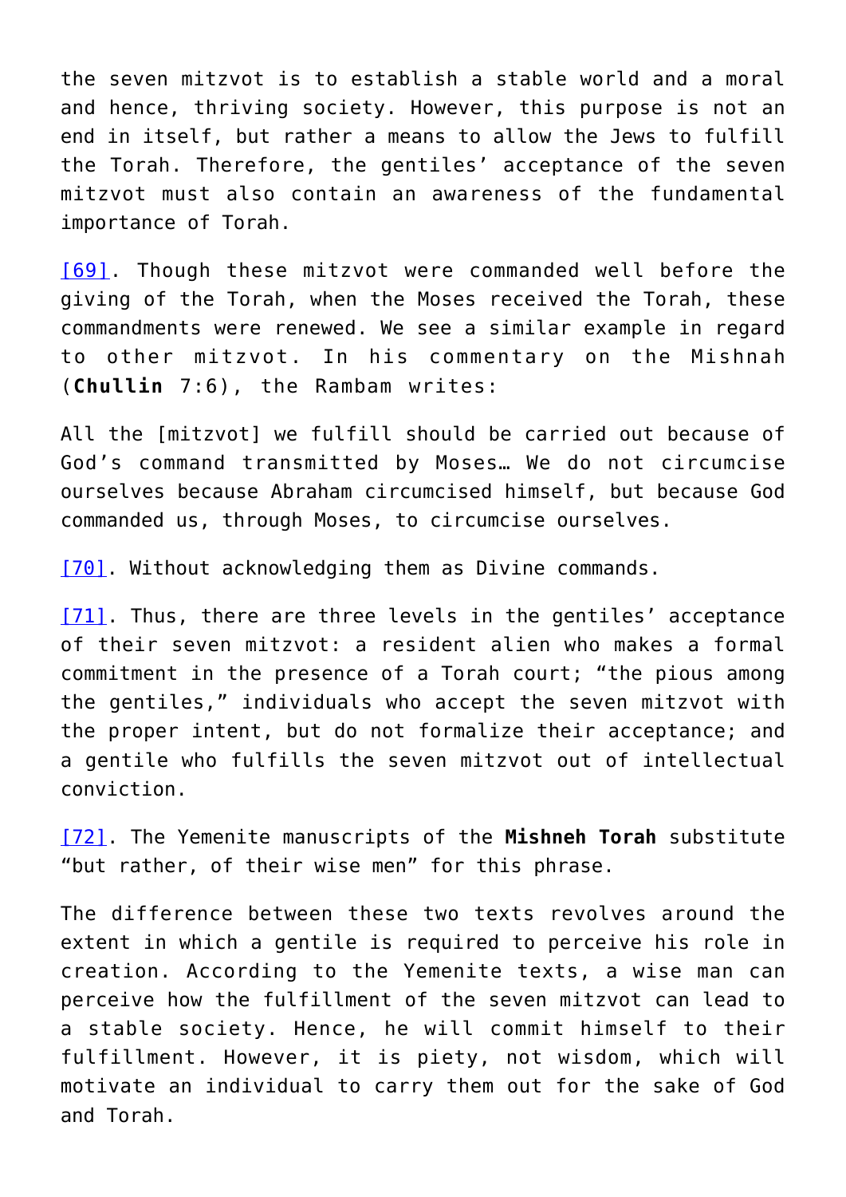the seven mitzvot is to establish a stable world and a moral and hence, thriving society. However, this purpose is not an end in itself, but rather a means to allow the Jews to fulfill the Torah. Therefore, the gentiles' acceptance of the seven mitzvot must also contain an awareness of the fundamental importance of Torah.

[69]. Though these mitzvot were commanded well before the giving of the Torah, when the Moses received the Torah, these commandments were renewed. We see a similar example in regard to other mitzvot. In his commentary on the Mishnah (**Chullin** 7:6), the Rambam writes:

All the [mitzvot] we fulfill should be carried out because of God's command transmitted by Moses… We do not circumcise ourselves because Abraham circumcised himself, but because God commanded us, through Moses, to circumcise ourselves.

[70]. Without acknowledging them as Divine commands.

[71]. Thus, there are three levels in the gentiles' acceptance of their seven mitzvot: a resident alien who makes a formal commitment in the presence of a Torah court; "the pious among the gentiles," individuals who accept the seven mitzvot with the proper intent, but do not formalize their acceptance; and a gentile who fulfills the seven mitzvot out of intellectual conviction.

[72]. The Yemenite manuscripts of the **Mishneh Torah** substitute "but rather, of their wise men" for this phrase.

The difference between these two texts revolves around the extent in which a gentile is required to perceive his role in creation. According to the Yemenite texts, a wise man can perceive how the fulfillment of the seven mitzvot can lead to a stable society. Hence, he will commit himself to their fulfillment. However, it is piety, not wisdom, which will motivate an individual to carry them out for the sake of God and Torah.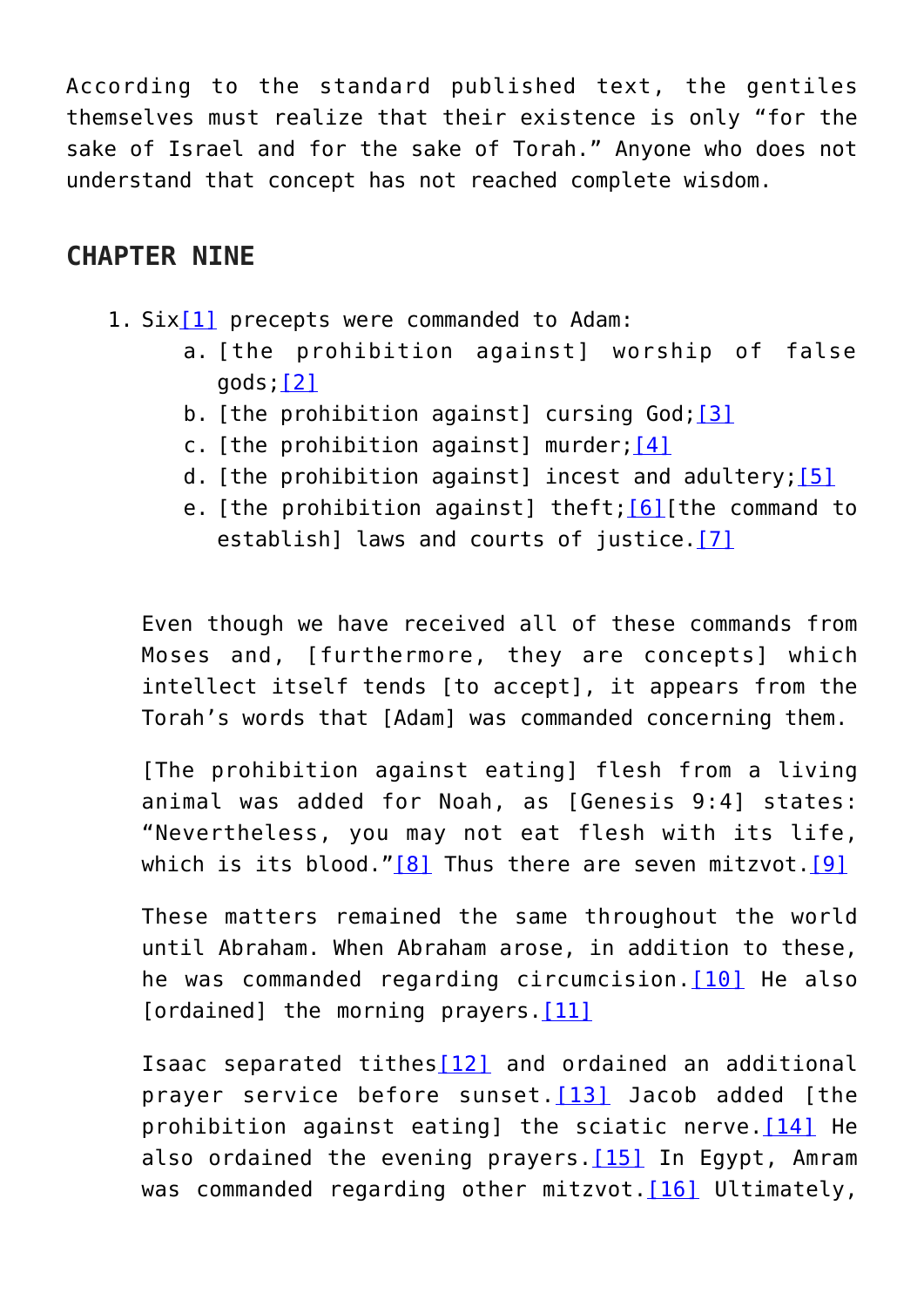According to the standard published text, the gentiles themselves must realize that their existence is only “for the sake of Israel and for the sake of Torah.” Anyone who does not understand that concept has not reached complete wisdom.

## CHAPTER NINE

1. Six[1] precepts were commanded to Adam:
   a. [the prohibition against] worship of false gods;[2]
   b. [the prohibition against] cursing God;[3]
   c. [the prohibition against] murder;[4]
   d. [the prohibition against] incest and adultery;[5]
   e. [the prohibition against] theft;[6][the command to establish] laws and courts of justice.[7]

   Even though we have received all of these commands from Moses and, [furthermore, they are concepts] which intellect itself tends [to accept], it appears from the Torah’s words that [Adam] was commanded concerning them.

   [The prohibition against eating] flesh from a living animal was added for Noah, as [Genesis 9:4] states: “Nevertheless, you may not eat flesh with its life, which is its blood.”[8] Thus there are seven mitzvot.[9]

   These matters remained the same throughout the world until Abraham. When Abraham arose, in addition to these, he was commanded regarding circumcision.[10] He also [ordained] the morning prayers.[11]

   Isaac separated tithes[12] and ordained an additional prayer service before sunset.[13] Jacob added [the prohibition against eating] the sciatic nerve.[14] He also ordained the evening prayers.[15] In Egypt, Amram was commanded regarding other mitzvot.[16] Ultimately,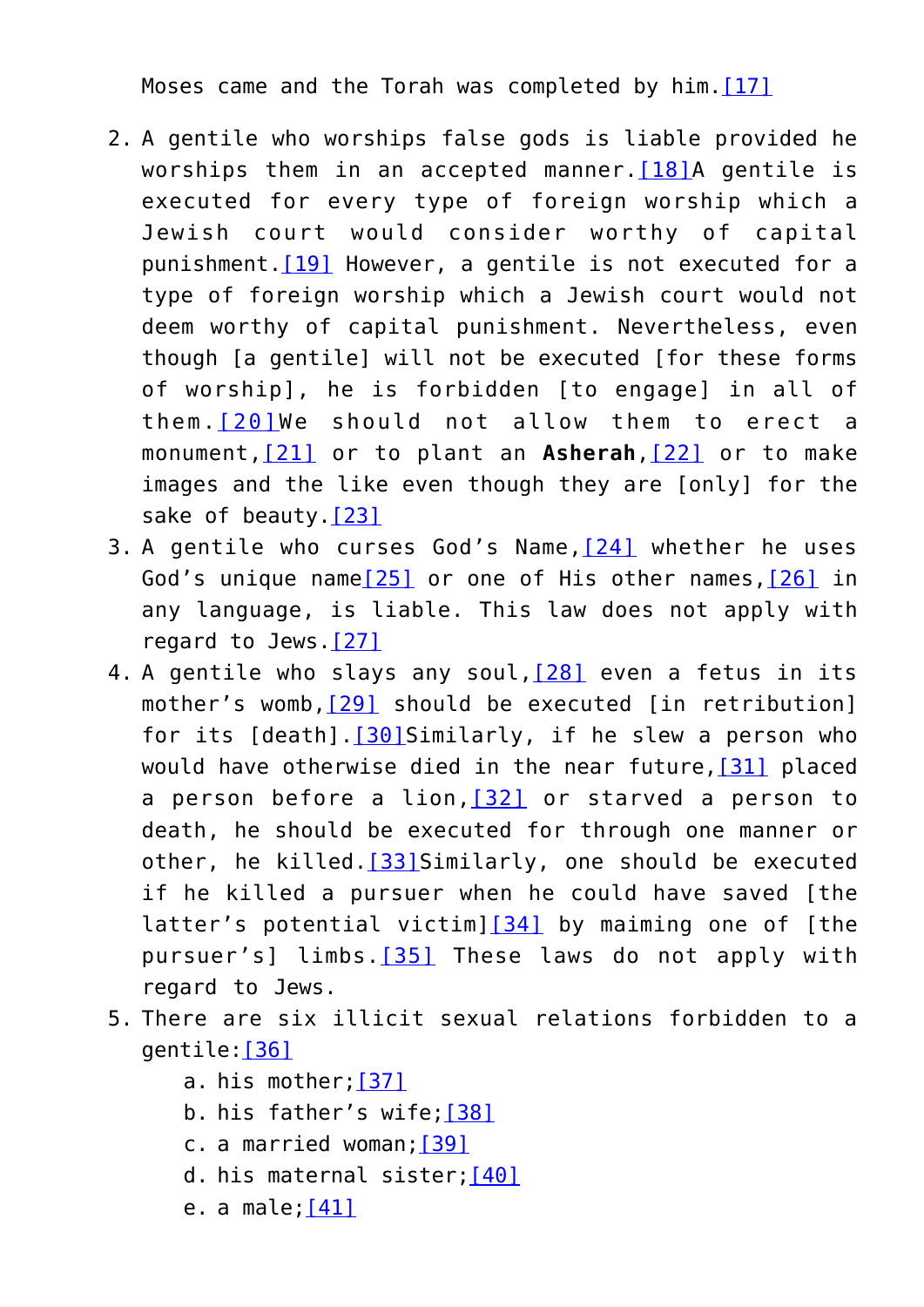Moses came and the Torah was completed by him.[17]

2. A gentile who worships false gods is liable provided he worships them in an accepted manner.[18]A gentile is executed for every type of foreign worship which a Jewish court would consider worthy of capital punishment.[19] However, a gentile is not executed for a type of foreign worship which a Jewish court would not deem worthy of capital punishment. Nevertheless, even though [a gentile] will not be executed [for these forms of worship], he is forbidden [to engage] in all of them.[20]We should not allow them to erect a monument,[21] or to plant an **Asherah**,[22] or to make images and the like even though they are [only] for the sake of beauty.[23]
3. A gentile who curses God's Name,[24] whether he uses God's unique name[25] or one of His other names,[26] in any language, is liable. This law does not apply with regard to Jews.[27]
4. A gentile who slays any soul,[28] even a fetus in its mother's womb,[29] should be executed [in retribution] for its [death].[30]Similarly, if he slew a person who would have otherwise died in the near future,[31] placed a person before a lion,[32] or starved a person to death, he should be executed for through one manner or other, he killed.[33]Similarly, one should be executed if he killed a pursuer when he could have saved [the latter's potential victim][34] by maiming one of [the pursuer's] limbs.[35] These laws do not apply with regard to Jews.
5. There are six illicit sexual relations forbidden to a gentile:[36]
   a. his mother;[37]
   b. his father's wife;[38]
   c. a married woman;[39]
   d. his maternal sister;[40]
   e. a male;[41]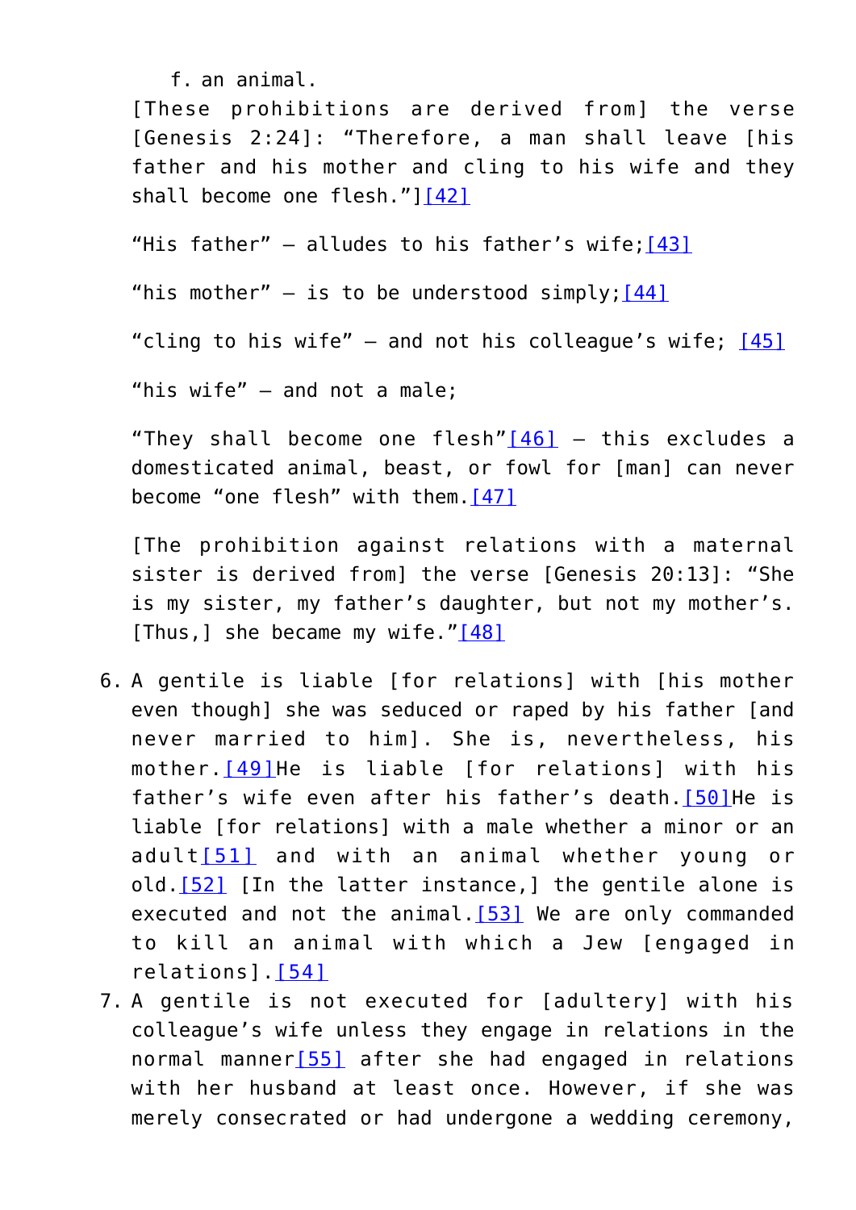f. an animal.

[These prohibitions are derived from] the verse [Genesis 2:24]: "Therefore, a man shall leave [his father and his mother and cling to his wife and they shall become one flesh."][42]

"His father" – alludes to his father's wife;[43]

"his mother" – is to be understood simply;[44]

"cling to his wife" – and not his colleague's wife; [45]

"his wife" – and not a male;

"They shall become one flesh"[46] – this excludes a domesticated animal, beast, or fowl for [man] can never become "one flesh" with them.[47]

[The prohibition against relations with a maternal sister is derived from] the verse [Genesis 20:13]: "She is my sister, my father's daughter, but not my mother's. [Thus,] she became my wife."[48]

6. A gentile is liable [for relations] with [his mother even though] she was seduced or raped by his father [and never married to him]. She is, nevertheless, his mother.[49]He is liable [for relations] with his father's wife even after his father's death.[50]He is liable [for relations] with a male whether a minor or an adult[51] and with an animal whether young or old.[52] [In the latter instance,] the gentile alone is executed and not the animal.[53] We are only commanded to kill an animal with which a Jew [engaged in relations].[54]
7. A gentile is not executed for [adultery] with his colleague's wife unless they engage in relations in the normal manner[55] after she had engaged in relations with her husband at least once. However, if she was merely consecrated or had undergone a wedding ceremony,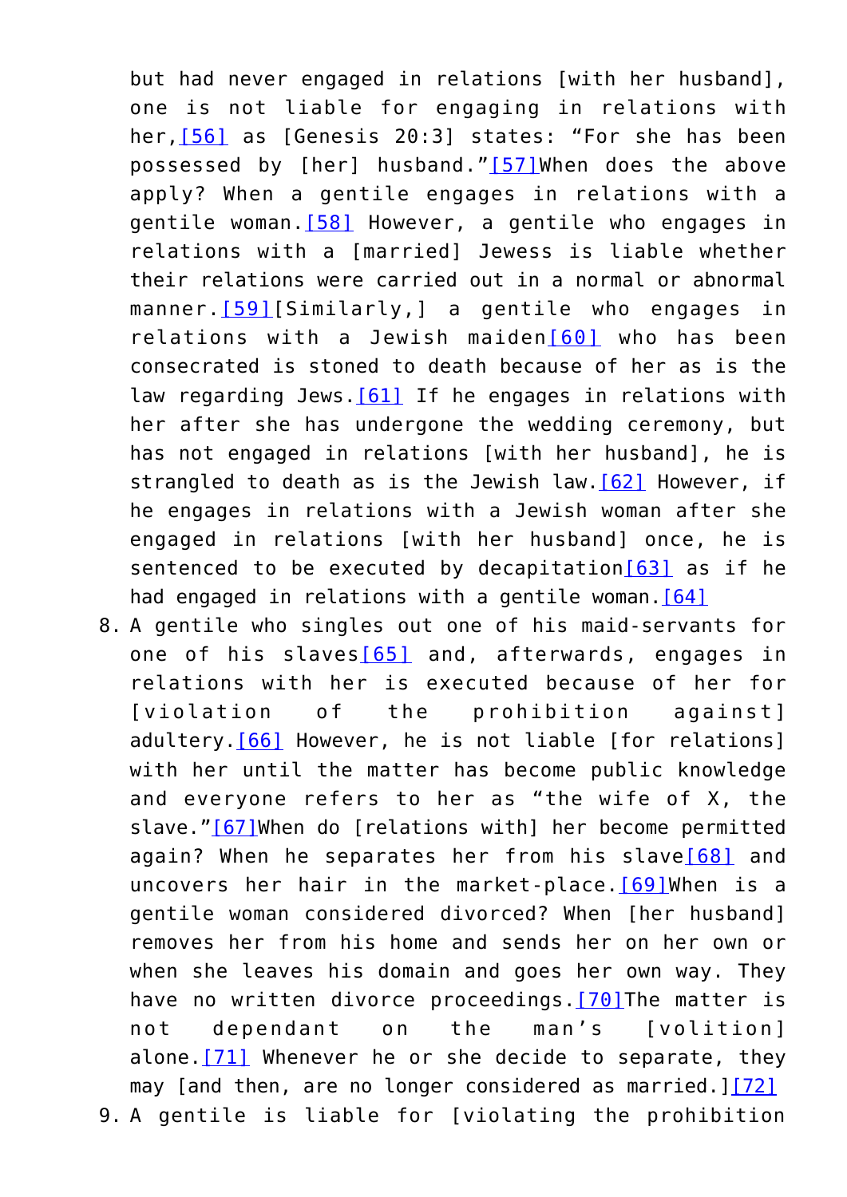but had never engaged in relations [with her husband], one is not liable for engaging in relations with her,[56] as [Genesis 20:3] states: "For she has been possessed by [her] husband."[57]When does the above apply? When a gentile engages in relations with a gentile woman.[58] However, a gentile who engages in relations with a [married] Jewess is liable whether their relations were carried out in a normal or abnormal manner.[59][Similarly,] a gentile who engages in relations with a Jewish maiden[60] who has been consecrated is stoned to death because of her as is the law regarding Jews.[61] If he engages in relations with her after she has undergone the wedding ceremony, but has not engaged in relations [with her husband], he is strangled to death as is the Jewish law.[62] However, if he engages in relations with a Jewish woman after she engaged in relations [with her husband] once, he is sentenced to be executed by decapitation[63] as if he had engaged in relations with a gentile woman.[64]

8. A gentile who singles out one of his maid-servants for one of his slaves[65] and, afterwards, engages in relations with her is executed because of her for [violation of the prohibition against] adultery.[66] However, he is not liable [for relations] with her until the matter has become public knowledge and everyone refers to her as "the wife of X, the slave."[67]When do [relations with] her become permitted again? When he separates her from his slave[68] and uncovers her hair in the market-place.[69]When is a gentile woman considered divorced? When [her husband] removes her from his home and sends her on her own or when she leaves his domain and goes her own way. They have no written divorce proceedings.[70]The matter is not dependant on the man's [volition] alone.[71] Whenever he or she decide to separate, they may [and then, are no longer considered as married.][72]
9. A gentile is liable for [violating the prohibition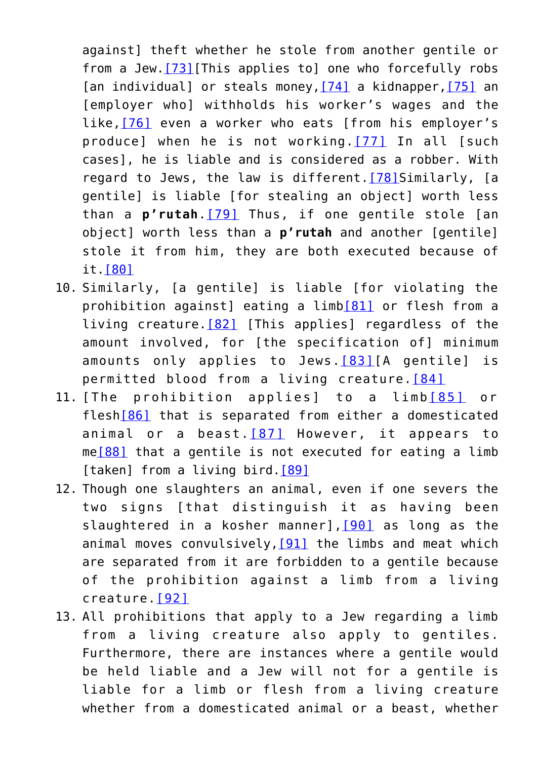against] theft whether he stole from another gentile or from a Jew.[73][This applies to] one who forcefully robs [an individual] or steals money,[74] a kidnapper,[75] an [employer who] withholds his worker's wages and the like,[76] even a worker who eats [from his employer's produce] when he is not working.[77] In all [such cases], he is liable and is considered as a robber. With regard to Jews, the law is different.[78]Similarly, [a gentile] is liable [for stealing an object] worth less than a **p'rutah**.[79] Thus, if one gentile stole [an object] worth less than a **p'rutah** and another [gentile] stole it from him, they are both executed because of it.[80]

10. Similarly, [a gentile] is liable [for violating the prohibition against] eating a limb[81] or flesh from a living creature.[82] [This applies] regardless of the amount involved, for [the specification of] minimum amounts only applies to Jews.[83][A gentile] is permitted blood from a living creature.[84]
11. [The prohibition applies] to a limb[85] or flesh[86] that is separated from either a domesticated animal or a beast.[87] However, it appears to me[88] that a gentile is not executed for eating a limb [taken] from a living bird.[89]
12. Though one slaughters an animal, even if one severs the two signs [that distinguish it as having been slaughtered in a kosher manner],[90] as long as the animal moves convulsively,[91] the limbs and meat which are separated from it are forbidden to a gentile because of the prohibition against a limb from a living creature.[92]
13. All prohibitions that apply to a Jew regarding a limb from a living creature also apply to gentiles. Furthermore, there are instances where a gentile would be held liable and a Jew will not for a gentile is liable for a limb or flesh from a living creature whether from a domesticated animal or a beast, whether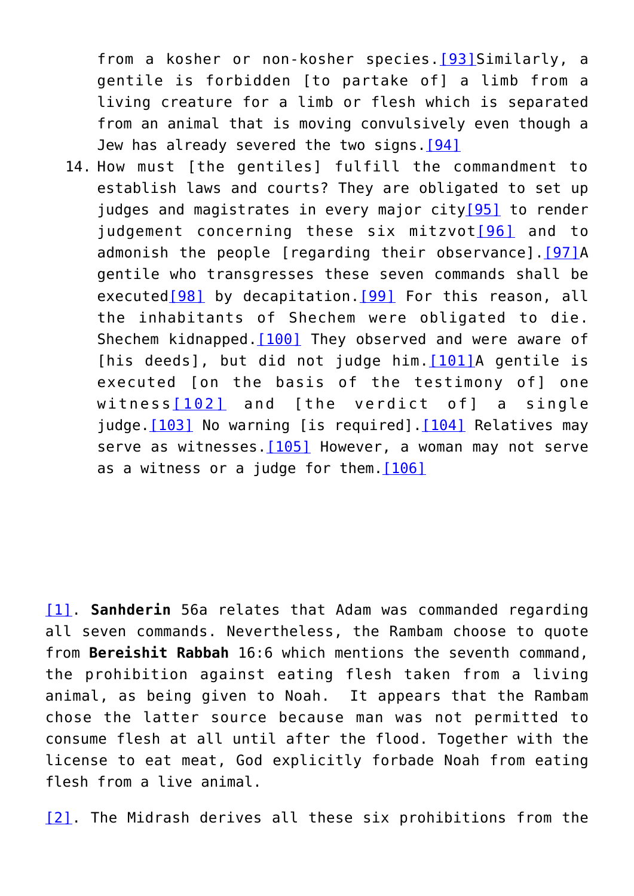from a kosher or non-kosher species.[93]Similarly, a gentile is forbidden [to partake of] a limb from a living creature for a limb or flesh which is separated from an animal that is moving convulsively even though a Jew has already severed the two signs.[94]

14. How must [the gentiles] fulfill the commandment to establish laws and courts? They are obligated to set up judges and magistrates in every major city[95] to render judgement concerning these six mitzvot[96] and to admonish the people [regarding their observance].[97]A gentile who transgresses these seven commands shall be executed[98] by decapitation.[99] For this reason, all the inhabitants of Shechem were obligated to die. Shechem kidnapped.[100] They observed and were aware of [his deeds], but did not judge him.[101]A gentile is executed [on the basis of the testimony of] one witness[102] and [the verdict of] a single judge.[103] No warning [is required].[104] Relatives may serve as witnesses.[105] However, a woman may not serve as a witness or a judge for them.[106]

[1]. **Sanhderin** 56a relates that Adam was commanded regarding all seven commands. Nevertheless, the Rambam choose to quote from **Bereishit Rabbah** 16:6 which mentions the seventh command, the prohibition against eating flesh taken from a living animal, as being given to Noah. It appears that the Rambam chose the latter source because man was not permitted to consume flesh at all until after the flood. Together with the license to eat meat, God explicitly forbade Noah from eating flesh from a live animal.

[2]. The Midrash derives all these six prohibitions from the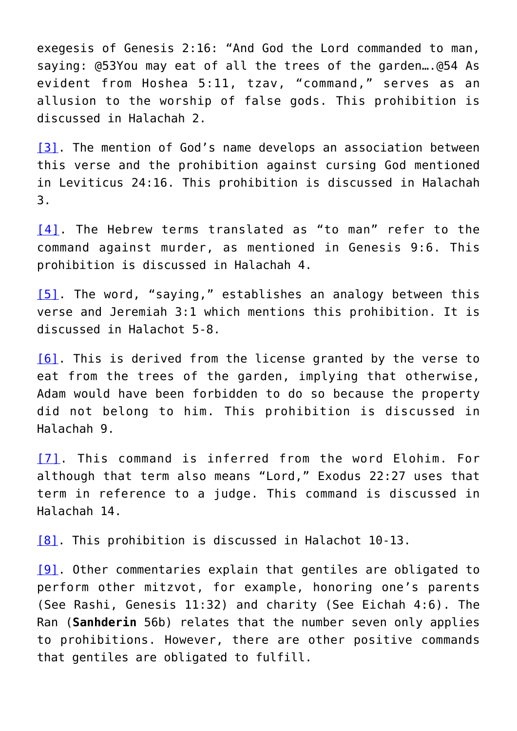exegesis of Genesis 2:16: “And God the Lord commanded to man, saying: @53You may eat of all the trees of the garden….@54 As evident from Hoshea 5:11, tzav, “command,” serves as an allusion to the worship of false gods. This prohibition is discussed in Halachah 2.

[3]. The mention of God’s name develops an association between this verse and the prohibition against cursing God mentioned in Leviticus 24:16. This prohibition is discussed in Halachah 3.

[4]. The Hebrew terms translated as “to man” refer to the command against murder, as mentioned in Genesis 9:6. This prohibition is discussed in Halachah 4.

[5]. The word, “saying,” establishes an analogy between this verse and Jeremiah 3:1 which mentions this prohibition. It is discussed in Halachot 5-8.

[6]. This is derived from the license granted by the verse to eat from the trees of the garden, implying that otherwise, Adam would have been forbidden to do so because the property did not belong to him. This prohibition is discussed in Halachah 9.

[7]. This command is inferred from the word Elohim. For although that term also means “Lord,” Exodus 22:27 uses that term in reference to a judge. This command is discussed in Halachah 14.

[8]. This prohibition is discussed in Halachot 10-13.

[9]. Other commentaries explain that gentiles are obligated to perform other mitzvot, for example, honoring one’s parents (See Rashi, Genesis 11:32) and charity (See Eichah 4:6). The Ran (**Sanhderin** 56b) relates that the number seven only applies to prohibitions. However, there are other positive commands that gentiles are obligated to fulfill.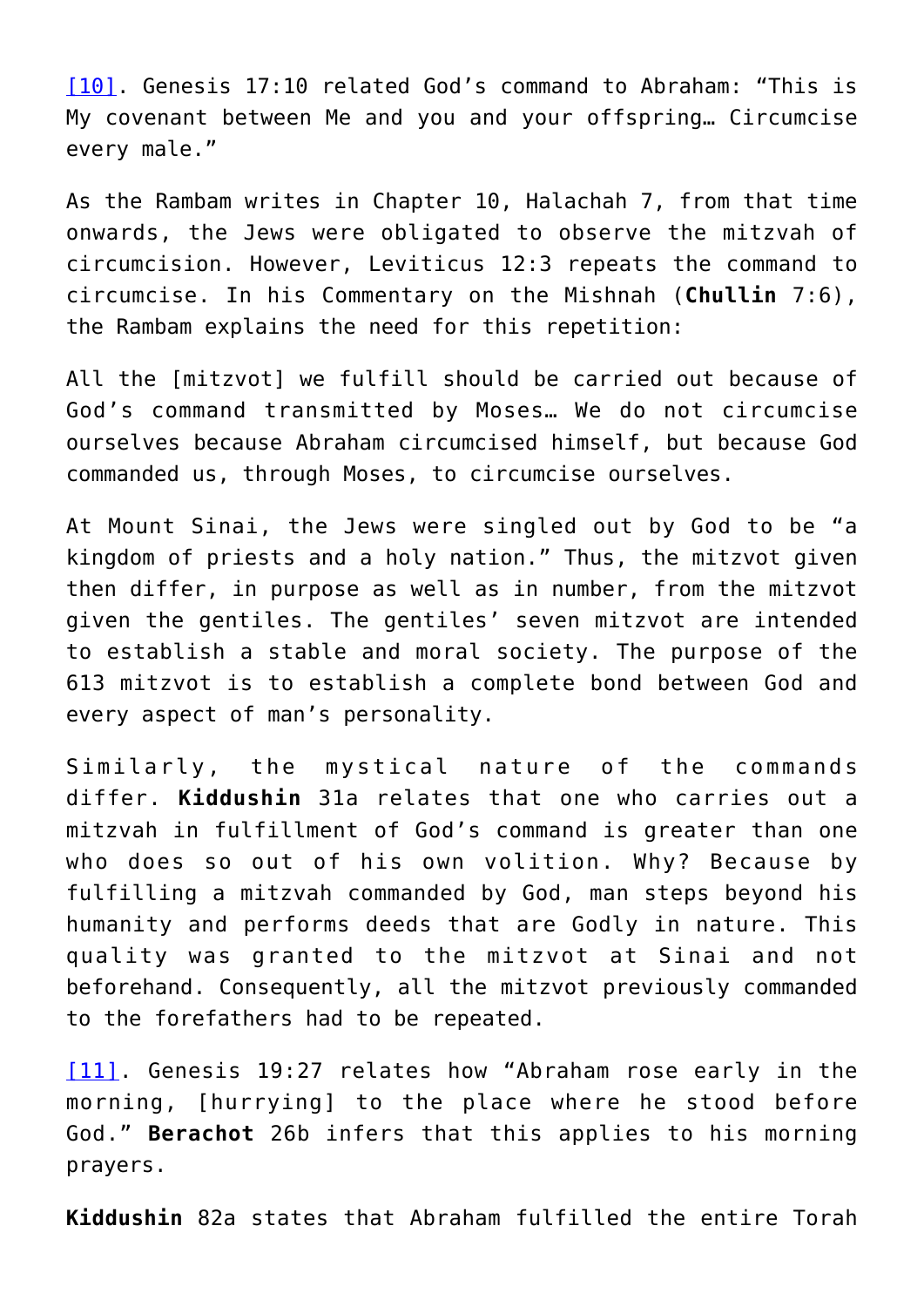[10]. Genesis 17:10 related God's command to Abraham: "This is My covenant between Me and you and your offspring… Circumcise every male."

As the Rambam writes in Chapter 10, Halachah 7, from that time onwards, the Jews were obligated to observe the mitzvah of circumcision. However, Leviticus 12:3 repeats the command to circumcise. In his Commentary on the Mishnah (**Chullin** 7:6), the Rambam explains the need for this repetition:

All the [mitzvot] we fulfill should be carried out because of God's command transmitted by Moses… We do not circumcise ourselves because Abraham circumcised himself, but because God commanded us, through Moses, to circumcise ourselves.

At Mount Sinai, the Jews were singled out by God to be "a kingdom of priests and a holy nation." Thus, the mitzvot given then differ, in purpose as well as in number, from the mitzvot given the gentiles. The gentiles' seven mitzvot are intended to establish a stable and moral society. The purpose of the 613 mitzvot is to establish a complete bond between God and every aspect of man's personality.

Similarly, the mystical nature of the commands differ. **Kiddushin** 31a relates that one who carries out a mitzvah in fulfillment of God's command is greater than one who does so out of his own volition. Why? Because by fulfilling a mitzvah commanded by God, man steps beyond his humanity and performs deeds that are Godly in nature. This quality was granted to the mitzvot at Sinai and not beforehand. Consequently, all the mitzvot previously commanded to the forefathers had to be repeated.

[11]. Genesis 19:27 relates how "Abraham rose early in the morning, [hurrying] to the place where he stood before God." **Berachot** 26b infers that this applies to his morning prayers.

**Kiddushin** 82a states that Abraham fulfilled the entire Torah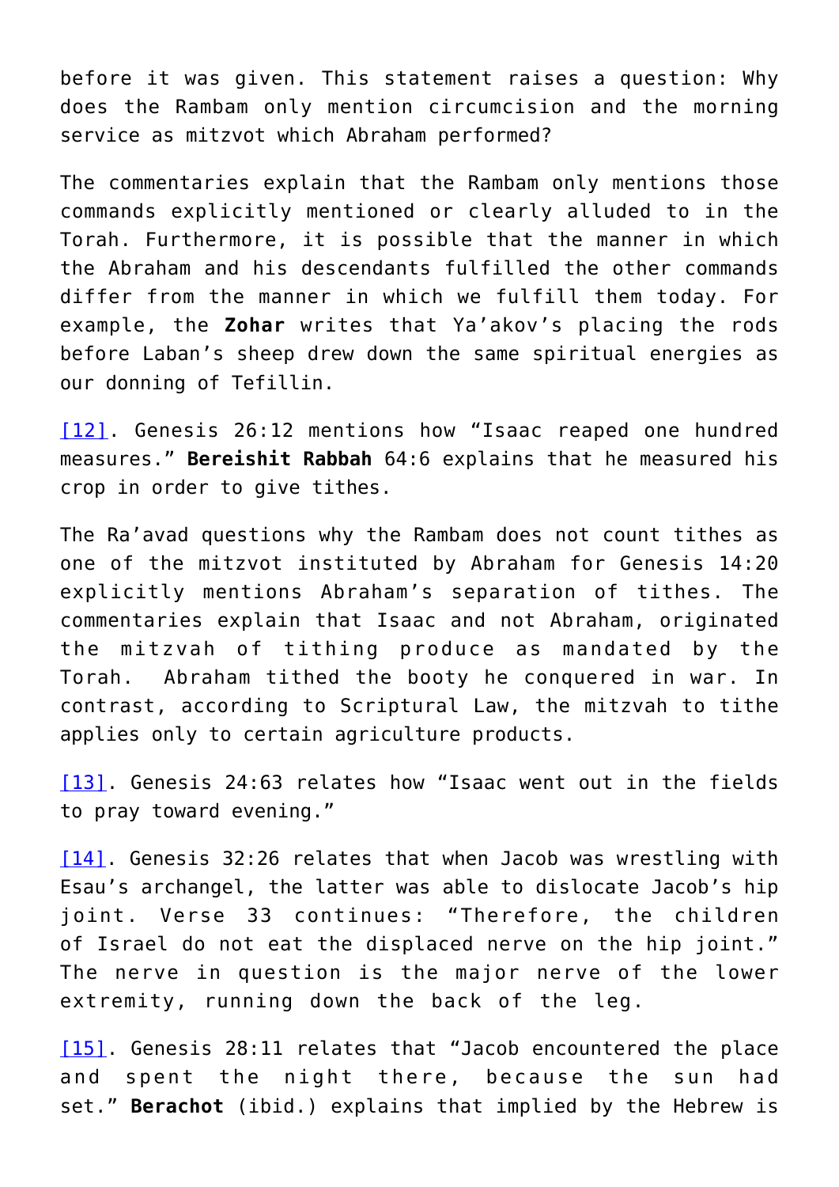before it was given. This statement raises a question: Why does the Rambam only mention circumcision and the morning service as mitzvot which Abraham performed?

The commentaries explain that the Rambam only mentions those commands explicitly mentioned or clearly alluded to in the Torah. Furthermore, it is possible that the manner in which the Abraham and his descendants fulfilled the other commands differ from the manner in which we fulfill them today. For example, the **Zohar** writes that Ya'akov's placing the rods before Laban's sheep drew down the same spiritual energies as our donning of Tefillin.

[12]. Genesis 26:12 mentions how "Isaac reaped one hundred measures." **Bereishit Rabbah** 64:6 explains that he measured his crop in order to give tithes.

The Ra'avad questions why the Rambam does not count tithes as one of the mitzvot instituted by Abraham for Genesis 14:20 explicitly mentions Abraham's separation of tithes. The commentaries explain that Isaac and not Abraham, originated the mitzvah of tithing produce as mandated by the Torah. Abraham tithed the booty he conquered in war. In contrast, according to Scriptural Law, the mitzvah to tithe applies only to certain agriculture products.

[13]. Genesis 24:63 relates how "Isaac went out in the fields to pray toward evening."

[14]. Genesis 32:26 relates that when Jacob was wrestling with Esau's archangel, the latter was able to dislocate Jacob's hip joint. Verse 33 continues: "Therefore, the children of Israel do not eat the displaced nerve on the hip joint." The nerve in question is the major nerve of the lower extremity, running down the back of the leg.

[15]. Genesis 28:11 relates that "Jacob encountered the place and spent the night there, because the sun had set." **Berachot** (ibid.) explains that implied by the Hebrew is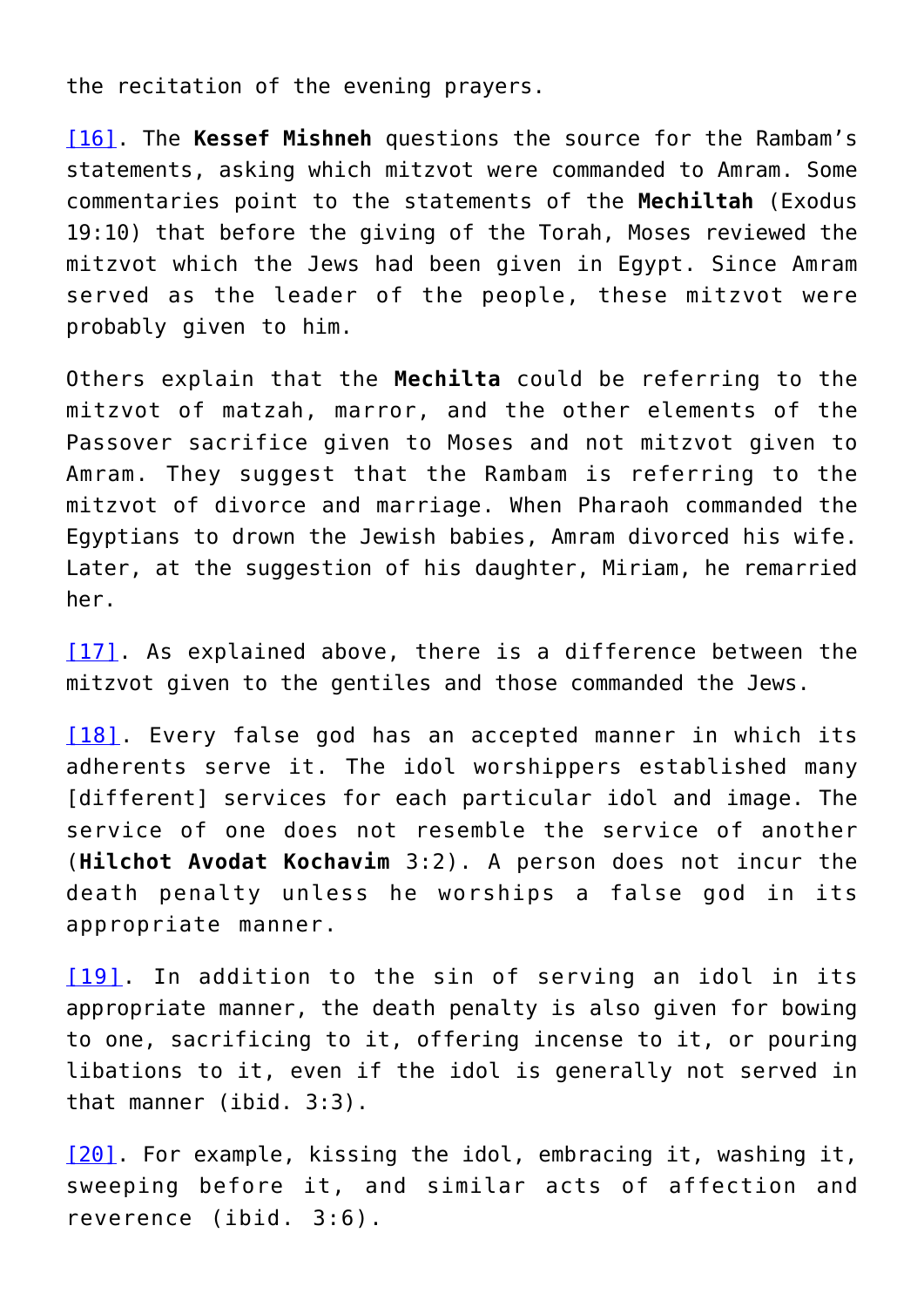the recitation of the evening prayers.

[16]. The **Kessef Mishneh** questions the source for the Rambam's statements, asking which mitzvot were commanded to Amram. Some commentaries point to the statements of the **Mechiltah** (Exodus 19:10) that before the giving of the Torah, Moses reviewed the mitzvot which the Jews had been given in Egypt. Since Amram served as the leader of the people, these mitzvot were probably given to him.

Others explain that the **Mechilta** could be referring to the mitzvot of matzah, marror, and the other elements of the Passover sacrifice given to Moses and not mitzvot given to Amram. They suggest that the Rambam is referring to the mitzvot of divorce and marriage. When Pharaoh commanded the Egyptians to drown the Jewish babies, Amram divorced his wife. Later, at the suggestion of his daughter, Miriam, he remarried her.

[17]. As explained above, there is a difference between the mitzvot given to the gentiles and those commanded the Jews.

[18]. Every false god has an accepted manner in which its adherents serve it. The idol worshippers established many [different] services for each particular idol and image. The service of one does not resemble the service of another (**Hilchot Avodat Kochavim** 3:2). A person does not incur the death penalty unless he worships a false god in its appropriate manner.

[19]. In addition to the sin of serving an idol in its appropriate manner, the death penalty is also given for bowing to one, sacrificing to it, offering incense to it, or pouring libations to it, even if the idol is generally not served in that manner (ibid. 3:3).

[20]. For example, kissing the idol, embracing it, washing it, sweeping before it, and similar acts of affection and reverence (ibid. 3:6).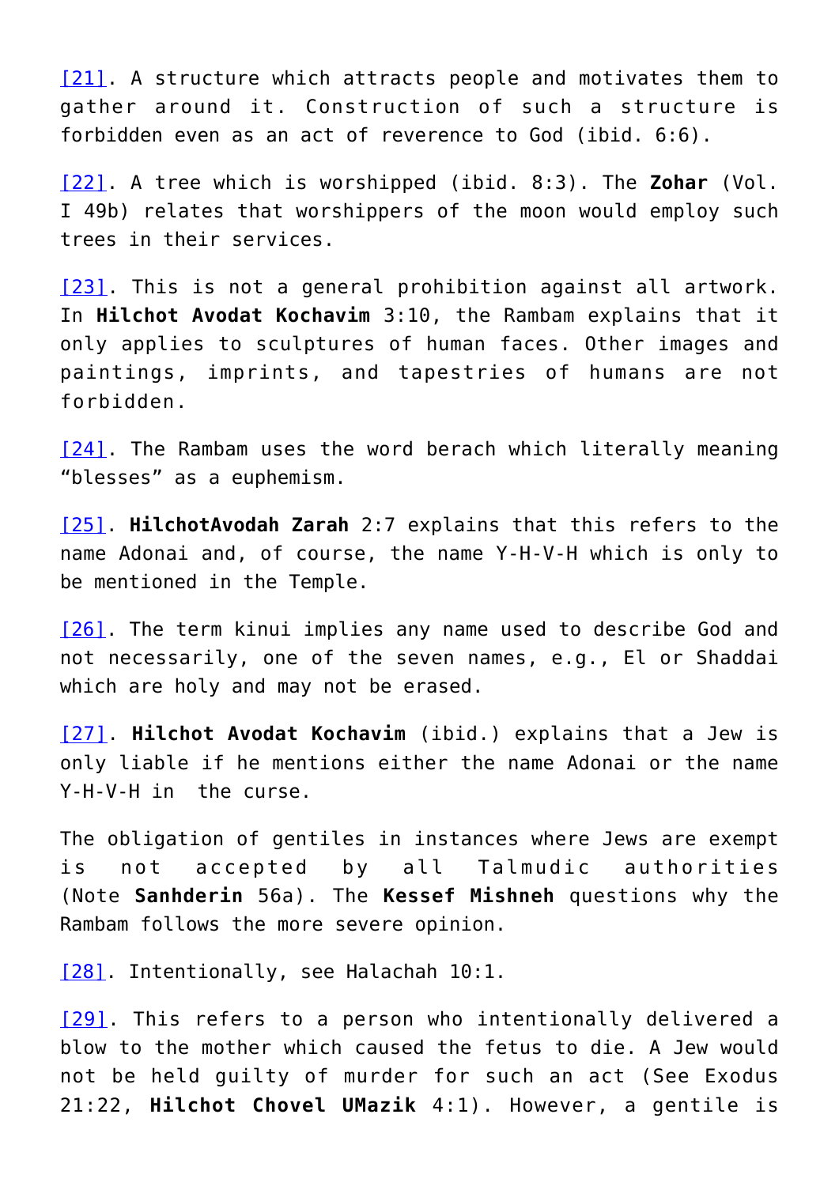[21]. A structure which attracts people and motivates them to gather around it. Construction of such a structure is forbidden even as an act of reverence to God (ibid. 6:6).

[22]. A tree which is worshipped (ibid. 8:3). The **Zohar** (Vol. I 49b) relates that worshippers of the moon would employ such trees in their services.

[23]. This is not a general prohibition against all artwork. In **Hilchot Avodat Kochavim** 3:10, the Rambam explains that it only applies to sculptures of human faces. Other images and paintings, imprints, and tapestries of humans are not forbidden.

[24]. The Rambam uses the word berach which literally meaning "blesses" as a euphemism.

[25]. **HilchotAvodah Zarah** 2:7 explains that this refers to the name Adonai and, of course, the name Y-H-V-H which is only to be mentioned in the Temple.

[26]. The term kinui implies any name used to describe God and not necessarily, one of the seven names, e.g., El or Shaddai which are holy and may not be erased.

[27]. **Hilchot Avodat Kochavim** (ibid.) explains that a Jew is only liable if he mentions either the name Adonai or the name Y-H-V-H in the curse.

The obligation of gentiles in instances where Jews are exempt is not accepted by all Talmudic authorities (Note **Sanhderin** 56a). The **Kessef Mishneh** questions why the Rambam follows the more severe opinion.

[28]. Intentionally, see Halachah 10:1.

[29]. This refers to a person who intentionally delivered a blow to the mother which caused the fetus to die. A Jew would not be held guilty of murder for such an act (See Exodus 21:22, **Hilchot Chovel UMazik** 4:1). However, a gentile is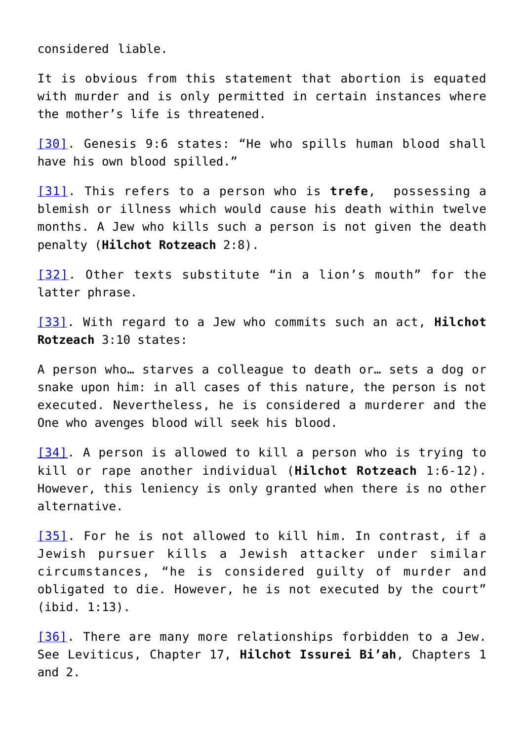considered liable.

It is obvious from this statement that abortion is equated with murder and is only permitted in certain instances where the mother's life is threatened.

[30]. Genesis 9:6 states: "He who spills human blood shall have his own blood spilled."

[31]. This refers to a person who is **trefe**, possessing a blemish or illness which would cause his death within twelve months. A Jew who kills such a person is not given the death penalty (**Hilchot Rotzeach** 2:8).

[32]. Other texts substitute "in a lion's mouth" for the latter phrase.

[33]. With regard to a Jew who commits such an act, **Hilchot Rotzeach** 3:10 states:

A person who… starves a colleague to death or… sets a dog or snake upon him: in all cases of this nature, the person is not executed. Nevertheless, he is considered a murderer and the One who avenges blood will seek his blood.

[34]. A person is allowed to kill a person who is trying to kill or rape another individual (**Hilchot Rotzeach** 1:6-12). However, this leniency is only granted when there is no other alternative.

[35]. For he is not allowed to kill him. In contrast, if a Jewish pursuer kills a Jewish attacker under similar circumstances, "he is considered guilty of murder and obligated to die. However, he is not executed by the court" (ibid. 1:13).

[36]. There are many more relationships forbidden to a Jew. See Leviticus, Chapter 17, **Hilchot Issurei Bi'ah**, Chapters 1 and 2.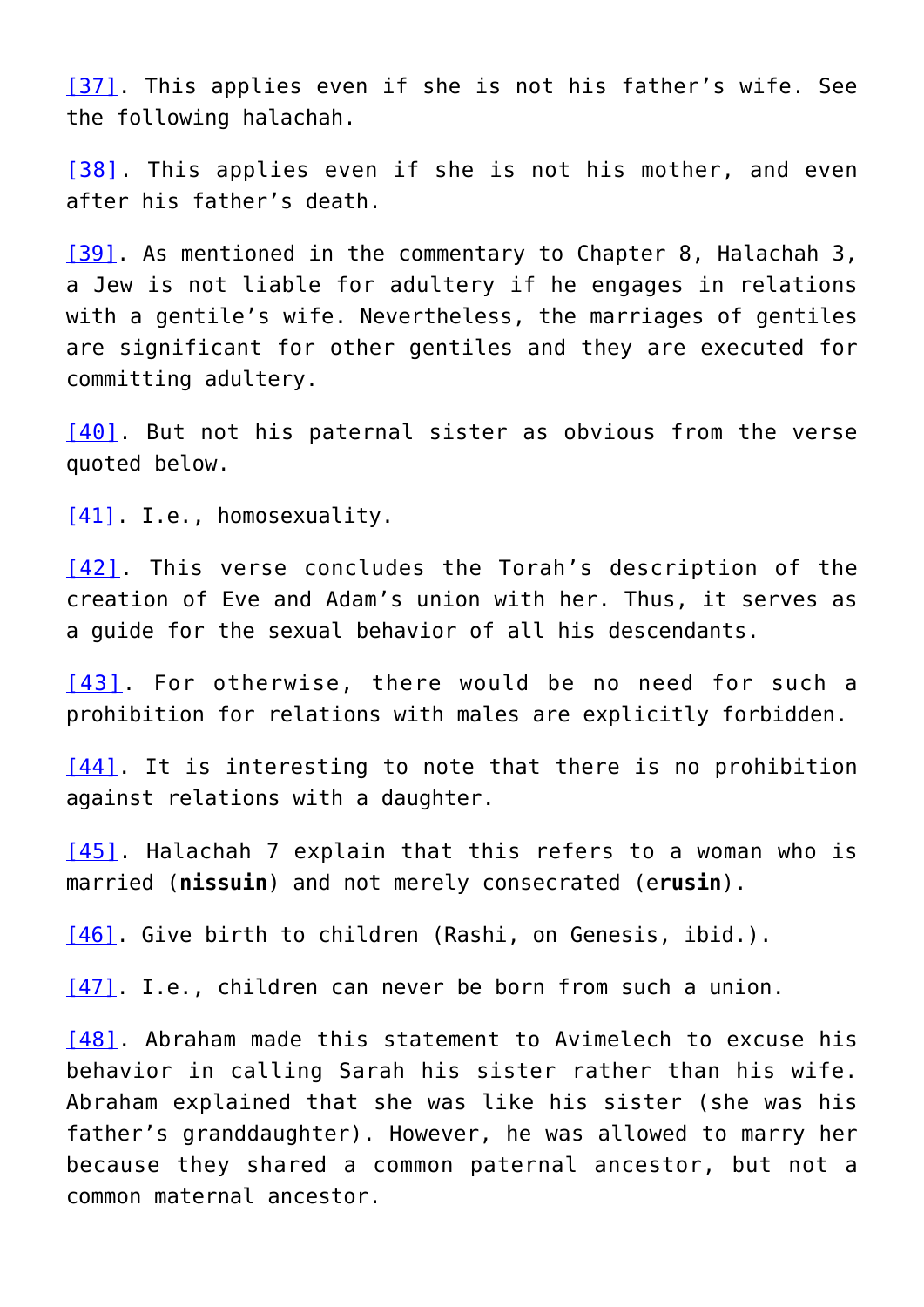[37]. This applies even if she is not his father's wife. See the following halachah.

[38]. This applies even if she is not his mother, and even after his father's death.

[39]. As mentioned in the commentary to Chapter 8, Halachah 3, a Jew is not liable for adultery if he engages in relations with a gentile's wife. Nevertheless, the marriages of gentiles are significant for other gentiles and they are executed for committing adultery.

[40]. But not his paternal sister as obvious from the verse quoted below.

[41]. I.e., homosexuality.

[42]. This verse concludes the Torah's description of the creation of Eve and Adam's union with her. Thus, it serves as a guide for the sexual behavior of all his descendants.

[43]. For otherwise, there would be no need for such a prohibition for relations with males are explicitly forbidden.

[44]. It is interesting to note that there is no prohibition against relations with a daughter.

[45]. Halachah 7 explain that this refers to a woman who is married (**nissuin**) and not merely consecrated (e**rusin**).

[46]. Give birth to children (Rashi, on Genesis, ibid.).

[47]. I.e., children can never be born from such a union.

[48]. Abraham made this statement to Avimelech to excuse his behavior in calling Sarah his sister rather than his wife. Abraham explained that she was like his sister (she was his father's granddaughter). However, he was allowed to marry her because they shared a common paternal ancestor, but not a common maternal ancestor.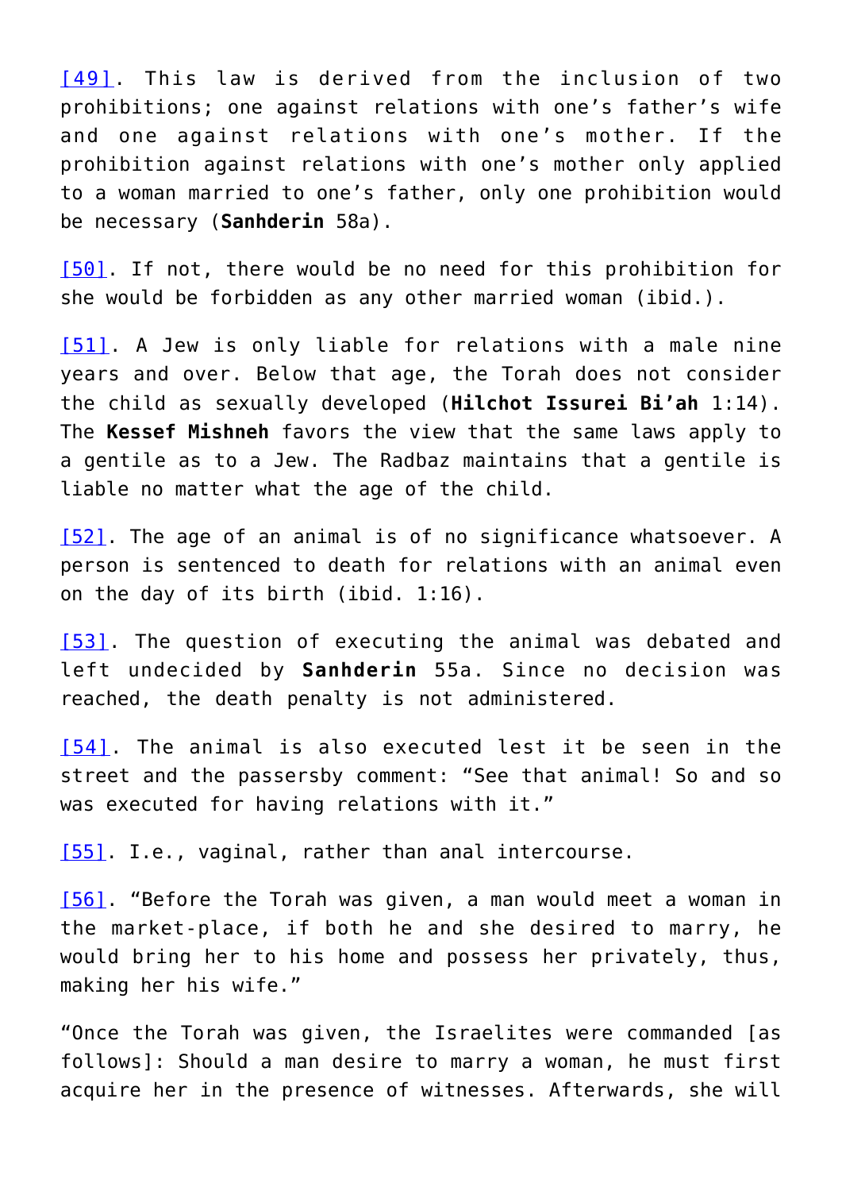[49]. This law is derived from the inclusion of two prohibitions; one against relations with one's father's wife and one against relations with one's mother. If the prohibition against relations with one's mother only applied to a woman married to one's father, only one prohibition would be necessary (**Sanhderin** 58a).

[50]. If not, there would be no need for this prohibition for she would be forbidden as any other married woman (ibid.).

[51]. A Jew is only liable for relations with a male nine years and over. Below that age, the Torah does not consider the child as sexually developed (**Hilchot Issurei Bi'ah** 1:14). The **Kessef Mishneh** favors the view that the same laws apply to a gentile as to a Jew. The Radbaz maintains that a gentile is liable no matter what the age of the child.

[52]. The age of an animal is of no significance whatsoever. A person is sentenced to death for relations with an animal even on the day of its birth (ibid. 1:16).

[53]. The question of executing the animal was debated and left undecided by **Sanhderin** 55a. Since no decision was reached, the death penalty is not administered.

[54]. The animal is also executed lest it be seen in the street and the passersby comment: "See that animal! So and so was executed for having relations with it."

[55]. I.e., vaginal, rather than anal intercourse.

[56]. "Before the Torah was given, a man would meet a woman in the market-place, if both he and she desired to marry, he would bring her to his home and possess her privately, thus, making her his wife."

"Once the Torah was given, the Israelites were commanded [as follows]: Should a man desire to marry a woman, he must first acquire her in the presence of witnesses. Afterwards, she will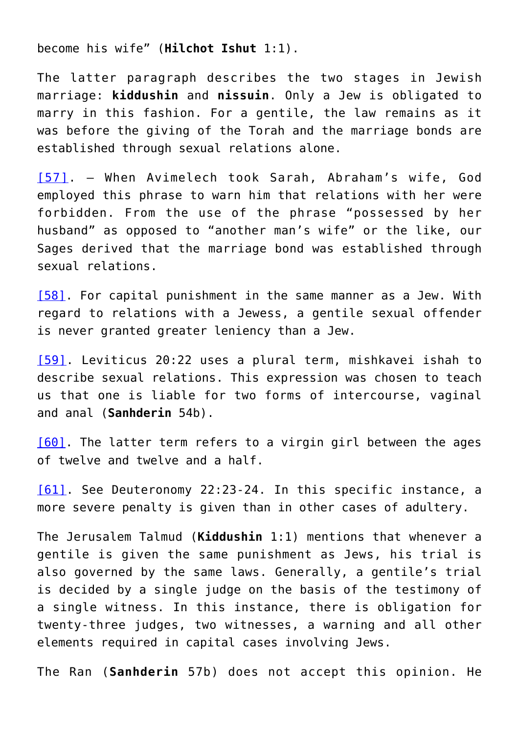become his wife” (**Hilchot Ishut** 1:1).

The latter paragraph describes the two stages in Jewish marriage: **kiddushin** and **nissuin**. Only a Jew is obligated to marry in this fashion. For a gentile, the law remains as it was before the giving of the Torah and the marriage bonds are established through sexual relations alone.

[57]. – When Avimelech took Sarah, Abraham’s wife, God employed this phrase to warn him that relations with her were forbidden. From the use of the phrase “possessed by her husband” as opposed to “another man’s wife” or the like, our Sages derived that the marriage bond was established through sexual relations.

[58]. For capital punishment in the same manner as a Jew. With regard to relations with a Jewess, a gentile sexual offender is never granted greater leniency than a Jew.

[59]. Leviticus 20:22 uses a plural term, mishkavei ishah to describe sexual relations. This expression was chosen to teach us that one is liable for two forms of intercourse, vaginal and anal (**Sanhderin** 54b).

[60]. The latter term refers to a virgin girl between the ages of twelve and twelve and a half.

[61]. See Deuteronomy 22:23-24. In this specific instance, a more severe penalty is given than in other cases of adultery.

The Jerusalem Talmud (**Kiddushin** 1:1) mentions that whenever a gentile is given the same punishment as Jews, his trial is also governed by the same laws. Generally, a gentile’s trial is decided by a single judge on the basis of the testimony of a single witness. In this instance, there is obligation for twenty-three judges, two witnesses, a warning and all other elements required in capital cases involving Jews.

The Ran (**Sanhderin** 57b) does not accept this opinion. He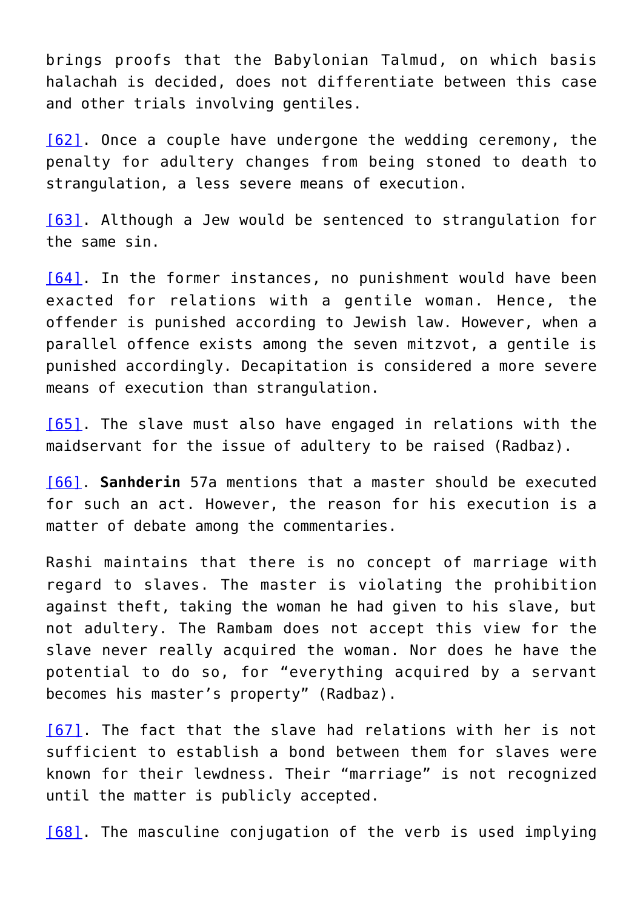brings proofs that the Babylonian Talmud, on which basis halachah is decided, does not differentiate between this case and other trials involving gentiles.

[62]. Once a couple have undergone the wedding ceremony, the penalty for adultery changes from being stoned to death to strangulation, a less severe means of execution.

[63]. Although a Jew would be sentenced to strangulation for the same sin.

[64]. In the former instances, no punishment would have been exacted for relations with a gentile woman. Hence, the offender is punished according to Jewish law. However, when a parallel offence exists among the seven mitzvot, a gentile is punished accordingly. Decapitation is considered a more severe means of execution than strangulation.

[65]. The slave must also have engaged in relations with the maidservant for the issue of adultery to be raised (Radbaz).

[66]. **Sanhderin** 57a mentions that a master should be executed for such an act. However, the reason for his execution is a matter of debate among the commentaries.

Rashi maintains that there is no concept of marriage with regard to slaves. The master is violating the prohibition against theft, taking the woman he had given to his slave, but not adultery. The Rambam does not accept this view for the slave never really acquired the woman. Nor does he have the potential to do so, for "everything acquired by a servant becomes his master's property" (Radbaz).

[67]. The fact that the slave had relations with her is not sufficient to establish a bond between them for slaves were known for their lewdness. Their "marriage" is not recognized until the matter is publicly accepted.

[68]. The masculine conjugation of the verb is used implying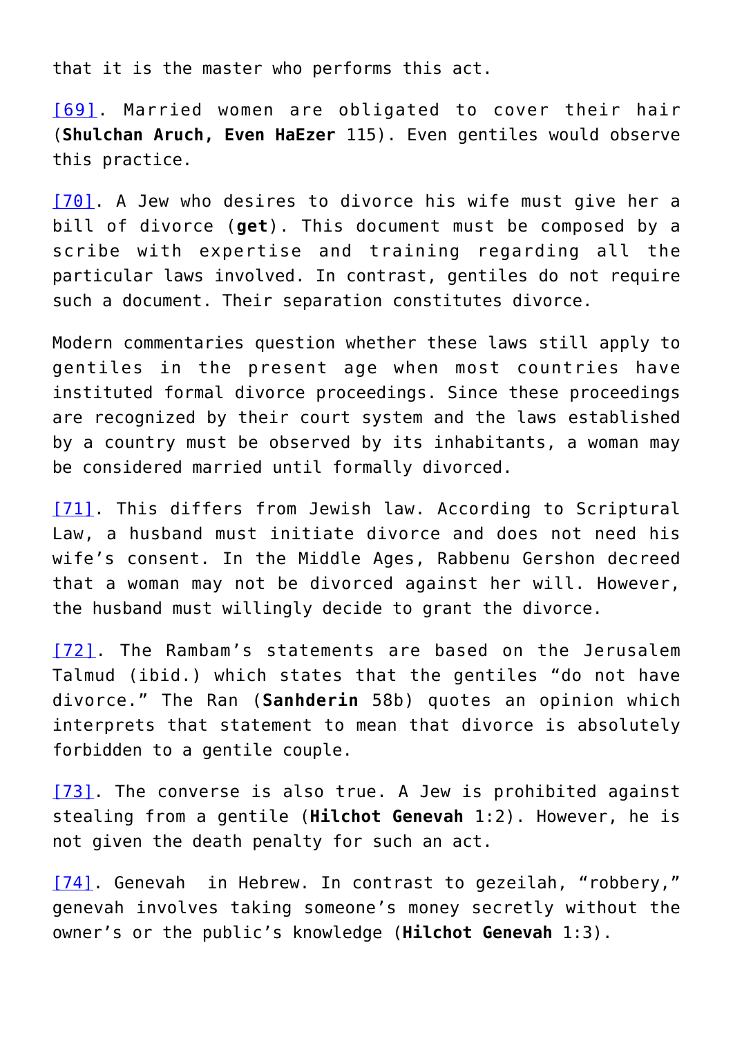that it is the master who performs this act.

[69]. Married women are obligated to cover their hair (**Shulchan Aruch, Even HaEzer** 115). Even gentiles would observe this practice.

[70]. A Jew who desires to divorce his wife must give her a bill of divorce (**get**). This document must be composed by a scribe with expertise and training regarding all the particular laws involved. In contrast, gentiles do not require such a document. Their separation constitutes divorce.

Modern commentaries question whether these laws still apply to gentiles in the present age when most countries have instituted formal divorce proceedings. Since these proceedings are recognized by their court system and the laws established by a country must be observed by its inhabitants, a woman may be considered married until formally divorced.

[71]. This differs from Jewish law. According to Scriptural Law, a husband must initiate divorce and does not need his wife's consent. In the Middle Ages, Rabbenu Gershon decreed that a woman may not be divorced against her will. However, the husband must willingly decide to grant the divorce.

[72]. The Rambam's statements are based on the Jerusalem Talmud (ibid.) which states that the gentiles "do not have divorce." The Ran (**Sanhderin** 58b) quotes an opinion which interprets that statement to mean that divorce is absolutely forbidden to a gentile couple.

[73]. The converse is also true. A Jew is prohibited against stealing from a gentile (**Hilchot Genevah** 1:2). However, he is not given the death penalty for such an act.

[74]. Genevah in Hebrew. In contrast to gezeilah, "robbery," genevah involves taking someone's money secretly without the owner's or the public's knowledge (**Hilchot Genevah** 1:3).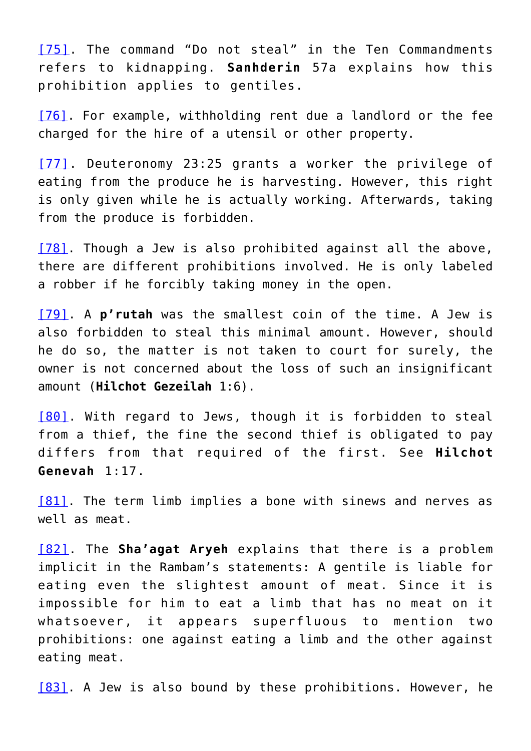[75]. The command “Do not steal” in the Ten Commandments refers to kidnapping. **Sanhderin** 57a explains how this prohibition applies to gentiles.

[76]. For example, withholding rent due a landlord or the fee charged for the hire of a utensil or other property.

[77]. Deuteronomy 23:25 grants a worker the privilege of eating from the produce he is harvesting. However, this right is only given while he is actually working. Afterwards, taking from the produce is forbidden.

[78]. Though a Jew is also prohibited against all the above, there are different prohibitions involved. He is only labeled a robber if he forcibly taking money in the open.

[79]. A **p’rutah** was the smallest coin of the time. A Jew is also forbidden to steal this minimal amount. However, should he do so, the matter is not taken to court for surely, the owner is not concerned about the loss of such an insignificant amount (**Hilchot Gezeilah** 1:6).

[80]. With regard to Jews, though it is forbidden to steal from a thief, the fine the second thief is obligated to pay differs from that required of the first. See **Hilchot Genevah** 1:17.

[81]. The term limb implies a bone with sinews and nerves as well as meat.

[82]. The **Sha’agat Aryeh** explains that there is a problem implicit in the Rambam’s statements: A gentile is liable for eating even the slightest amount of meat. Since it is impossible for him to eat a limb that has no meat on it whatsoever, it appears superfluous to mention two prohibitions: one against eating a limb and the other against eating meat.

[83]. A Jew is also bound by these prohibitions. However, he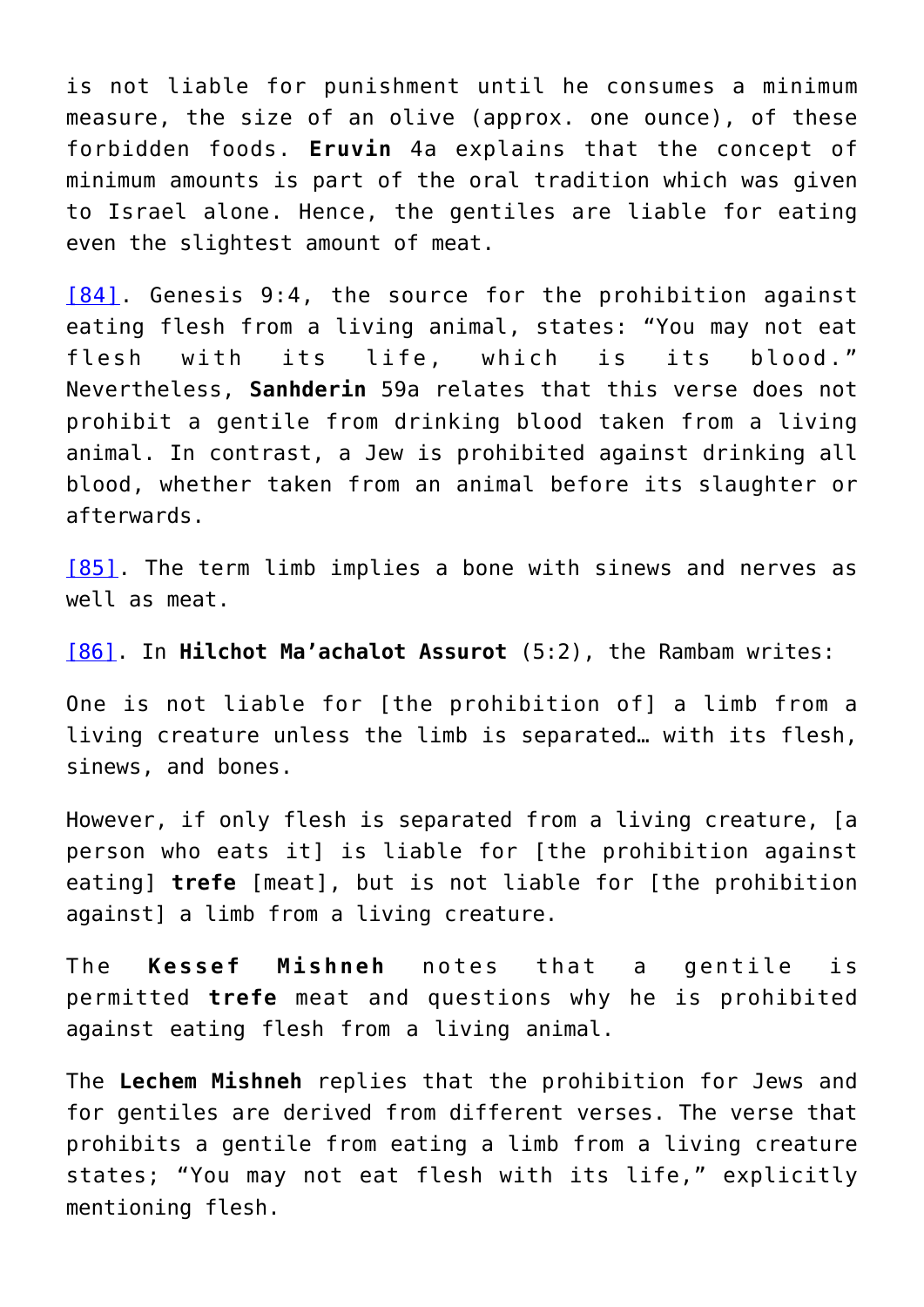is not liable for punishment until he consumes a minimum measure, the size of an olive (approx. one ounce), of these forbidden foods. **Eruvin** 4a explains that the concept of minimum amounts is part of the oral tradition which was given to Israel alone. Hence, the gentiles are liable for eating even the slightest amount of meat.

[84]. Genesis 9:4, the source for the prohibition against eating flesh from a living animal, states: “You may not eat flesh with its life, which is its blood.” Nevertheless, **Sanhderin** 59a relates that this verse does not prohibit a gentile from drinking blood taken from a living animal. In contrast, a Jew is prohibited against drinking all blood, whether taken from an animal before its slaughter or afterwards.

[85]. The term limb implies a bone with sinews and nerves as well as meat.

[86]. In **Hilchot Ma’achalot Assurot** (5:2), the Rambam writes:

One is not liable for [the prohibition of] a limb from a living creature unless the limb is separated… with its flesh, sinews, and bones.

However, if only flesh is separated from a living creature, [a person who eats it] is liable for [the prohibition against eating] **trefe** [meat], but is not liable for [the prohibition against] a limb from a living creature.

The **Kessef Mishneh** notes that a gentile is permitted **trefe** meat and questions why he is prohibited against eating flesh from a living animal.

The **Lechem Mishneh** replies that the prohibition for Jews and for gentiles are derived from different verses. The verse that prohibits a gentile from eating a limb from a living creature states; “You may not eat flesh with its life,” explicitly mentioning flesh.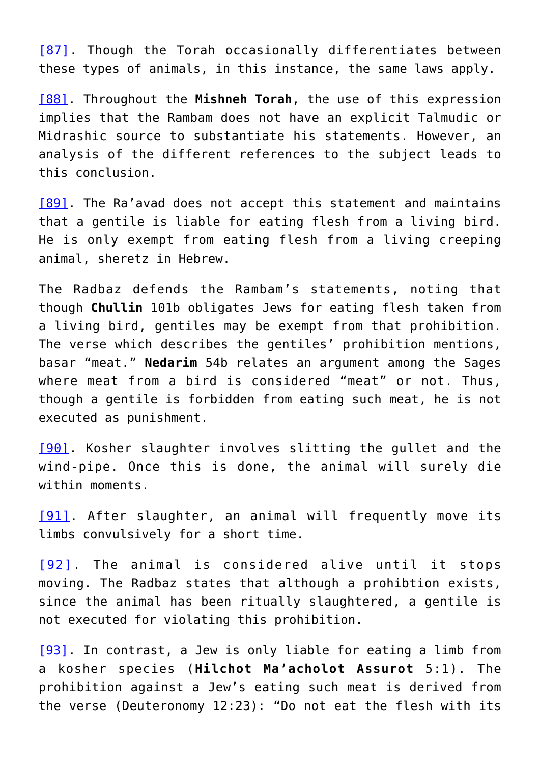[87]. Though the Torah occasionally differentiates between these types of animals, in this instance, the same laws apply.

[88]. Throughout the **Mishneh Torah**, the use of this expression implies that the Rambam does not have an explicit Talmudic or Midrashic source to substantiate his statements. However, an analysis of the different references to the subject leads to this conclusion.

[89]. The Ra'avad does not accept this statement and maintains that a gentile is liable for eating flesh from a living bird. He is only exempt from eating flesh from a living creeping animal, sheretz in Hebrew.

The Radbaz defends the Rambam's statements, noting that though **Chullin** 101b obligates Jews for eating flesh taken from a living bird, gentiles may be exempt from that prohibition. The verse which describes the gentiles' prohibition mentions, basar "meat." **Nedarim** 54b relates an argument among the Sages where meat from a bird is considered "meat" or not. Thus, though a gentile is forbidden from eating such meat, he is not executed as punishment.

[90]. Kosher slaughter involves slitting the gullet and the wind-pipe. Once this is done, the animal will surely die within moments.

[91]. After slaughter, an animal will frequently move its limbs convulsively for a short time.

[92]. The animal is considered alive until it stops moving. The Radbaz states that although a prohibtion exists, since the animal has been ritually slaughtered, a gentile is not executed for violating this prohibition.

[93]. In contrast, a Jew is only liable for eating a limb from a kosher species (**Hilchot Ma'acholot Assurot** 5:1). The prohibition against a Jew's eating such meat is derived from the verse (Deuteronomy 12:23): "Do not eat the flesh with its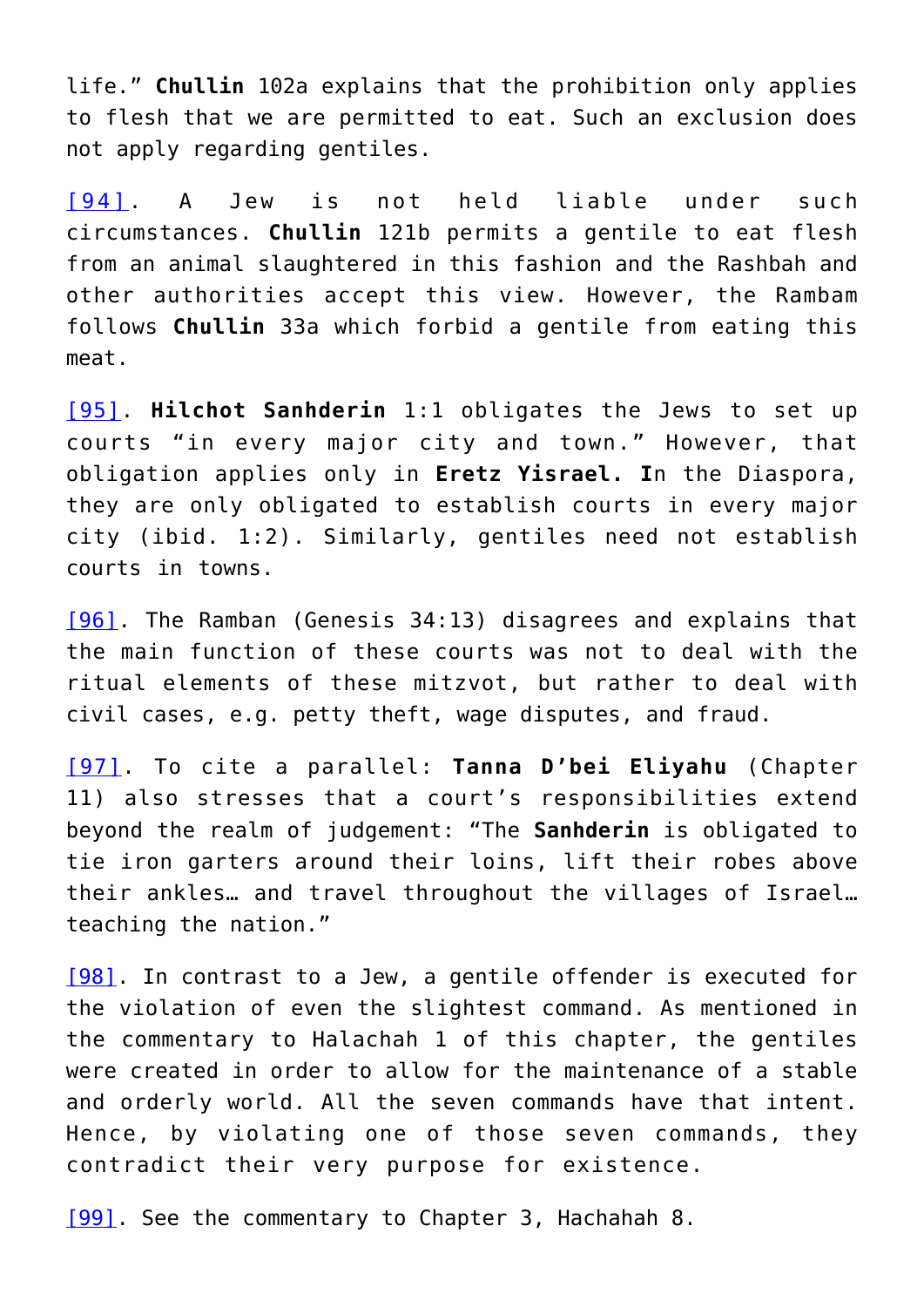life." **Chullin** 102a explains that the prohibition only applies to flesh that we are permitted to eat. Such an exclusion does not apply regarding gentiles.

[94]. A Jew is not held liable under such circumstances. **Chullin** 121b permits a gentile to eat flesh from an animal slaughtered in this fashion and the Rashbah and other authorities accept this view. However, the Rambam follows **Chullin** 33a which forbid a gentile from eating this meat.

[95]. **Hilchot Sanhderin** 1:1 obligates the Jews to set up courts "in every major city and town." However, that obligation applies only in **Eretz Yisrael. I**n the Diaspora, they are only obligated to establish courts in every major city (ibid. 1:2). Similarly, gentiles need not establish courts in towns.

[96]. The Ramban (Genesis 34:13) disagrees and explains that the main function of these courts was not to deal with the ritual elements of these mitzvot, but rather to deal with civil cases, e.g. petty theft, wage disputes, and fraud.

[97]. To cite a parallel: **Tanna D'bei Eliyahu** (Chapter 11) also stresses that a court's responsibilities extend beyond the realm of judgement: "The **Sanhderin** is obligated to tie iron garters around their loins, lift their robes above their ankles… and travel throughout the villages of Israel… teaching the nation."

[98]. In contrast to a Jew, a gentile offender is executed for the violation of even the slightest command. As mentioned in the commentary to Halachah 1 of this chapter, the gentiles were created in order to allow for the maintenance of a stable and orderly world. All the seven commands have that intent. Hence, by violating one of those seven commands, they contradict their very purpose for existence.

[99]. See the commentary to Chapter 3, Hachahah 8.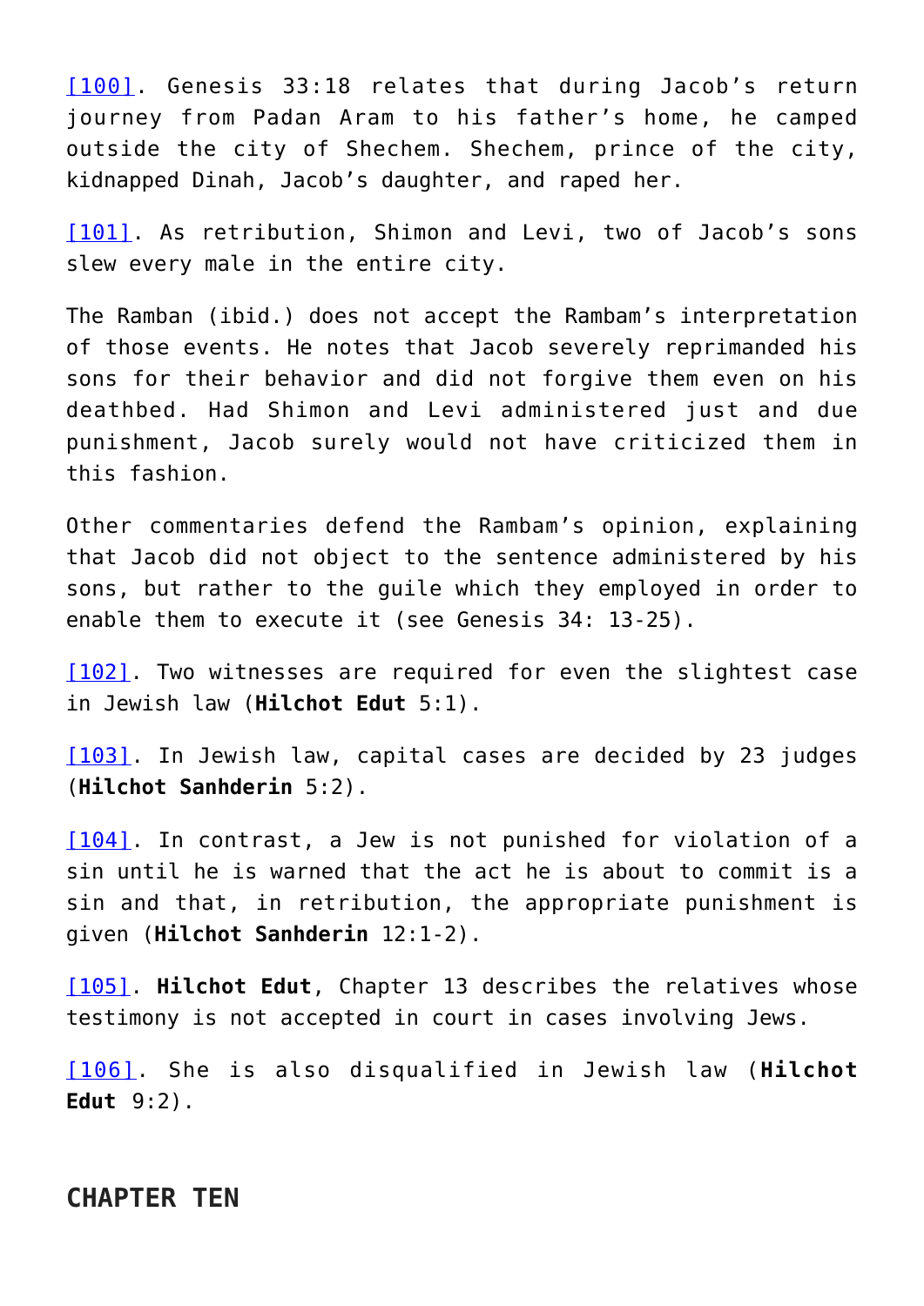[100]. Genesis 33:18 relates that during Jacob's return journey from Padan Aram to his father's home, he camped outside the city of Shechem. Shechem, prince of the city, kidnapped Dinah, Jacob's daughter, and raped her.

[101]. As retribution, Shimon and Levi, two of Jacob's sons slew every male in the entire city.

The Ramban (ibid.) does not accept the Rambam's interpretation of those events. He notes that Jacob severely reprimanded his sons for their behavior and did not forgive them even on his deathbed. Had Shimon and Levi administered just and due punishment, Jacob surely would not have criticized them in this fashion.

Other commentaries defend the Rambam's opinion, explaining that Jacob did not object to the sentence administered by his sons, but rather to the guile which they employed in order to enable them to execute it (see Genesis 34: 13-25).

[102]. Two witnesses are required for even the slightest case in Jewish law (**Hilchot Edut** 5:1).

[103]. In Jewish law, capital cases are decided by 23 judges (**Hilchot Sanhderin** 5:2).

[104]. In contrast, a Jew is not punished for violation of a sin until he is warned that the act he is about to commit is a sin and that, in retribution, the appropriate punishment is given (**Hilchot Sanhderin** 12:1-2).

[105]. **Hilchot Edut**, Chapter 13 describes the relatives whose testimony is not accepted in court in cases involving Jews.

[106]. She is also disqualified in Jewish law (**Hilchot Edut** 9:2).

## CHAPTER TEN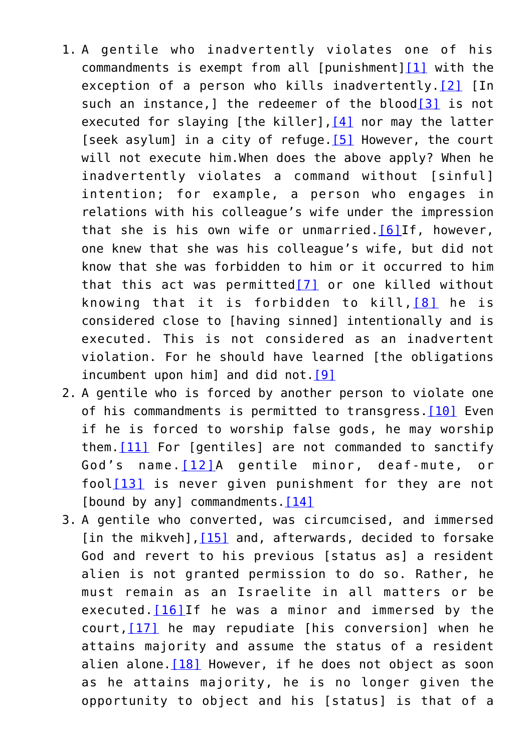1. A gentile who inadvertently violates one of his commandments is exempt from all [punishment][1] with the exception of a person who kills inadvertently.[2] [In such an instance,] the redeemer of the blood[3] is not executed for slaying [the killer],[4] nor may the latter [seek asylum] in a city of refuge.[5] However, the court will not execute him.When does the above apply? When he inadvertently violates a command without [sinful] intention; for example, a person who engages in relations with his colleague's wife under the impression that she is his own wife or unmarried.[6]If, however, one knew that she was his colleague's wife, but did not know that she was forbidden to him or it occurred to him that this act was permitted[7] or one killed without knowing that it is forbidden to kill,[8] he is considered close to [having sinned] intentionally and is executed. This is not considered as an inadvertent violation. For he should have learned [the obligations incumbent upon him] and did not.[9]
2. A gentile who is forced by another person to violate one of his commandments is permitted to transgress.[10] Even if he is forced to worship false gods, he may worship them.[11] For [gentiles] are not commanded to sanctify God's name.[12]A gentile minor, deaf-mute, or fool[13] is never given punishment for they are not [bound by any] commandments.[14]
3. A gentile who converted, was circumcised, and immersed [in the mikveh],[15] and, afterwards, decided to forsake God and revert to his previous [status as] a resident alien is not granted permission to do so. Rather, he must remain as an Israelite in all matters or be executed.[16]If he was a minor and immersed by the court,[17] he may repudiate [his conversion] when he attains majority and assume the status of a resident alien alone.[18] However, if he does not object as soon as he attains majority, he is no longer given the opportunity to object and his [status] is that of a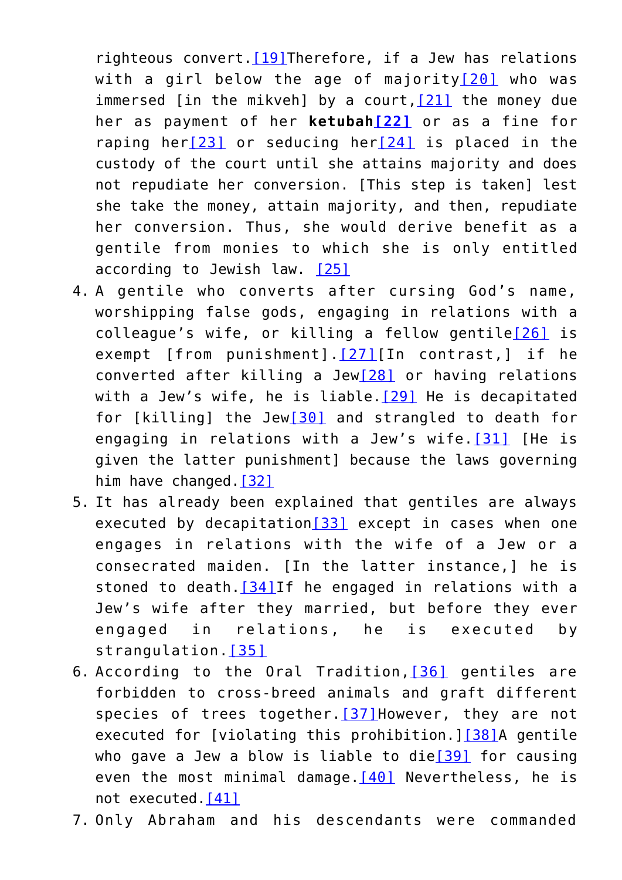righteous convert.[19]Therefore, if a Jew has relations with a girl below the age of majority[20] who was immersed [in the mikveh] by a court,[21] the money due her as payment of her **ketubah[22]** or as a fine for raping her[23] or seducing her[24] is placed in the custody of the court until she attains majority and does not repudiate her conversion. [This step is taken] lest she take the money, attain majority, and then, repudiate her conversion. Thus, she would derive benefit as a gentile from monies to which she is only entitled according to Jewish law. [25]

4. A gentile who converts after cursing God's name, worshipping false gods, engaging in relations with a colleague's wife, or killing a fellow gentile[26] is exempt [from punishment].[27][In contrast,] if he converted after killing a Jew[28] or having relations with a Jew's wife, he is liable.[29] He is decapitated for [killing] the Jew[30] and strangled to death for engaging in relations with a Jew's wife.[31] [He is given the latter punishment] because the laws governing him have changed.[32]
5. It has already been explained that gentiles are always executed by decapitation[33] except in cases when one engages in relations with the wife of a Jew or a consecrated maiden. [In the latter instance,] he is stoned to death.[34]If he engaged in relations with a Jew's wife after they married, but before they ever engaged in relations, he is executed by strangulation.[35]
6. According to the Oral Tradition,[36] gentiles are forbidden to cross-breed animals and graft different species of trees together.[37]However, they are not executed for [violating this prohibition.][38]A gentile who gave a Jew a blow is liable to die[39] for causing even the most minimal damage.[40] Nevertheless, he is not executed.[41]
7. Only Abraham and his descendants were commanded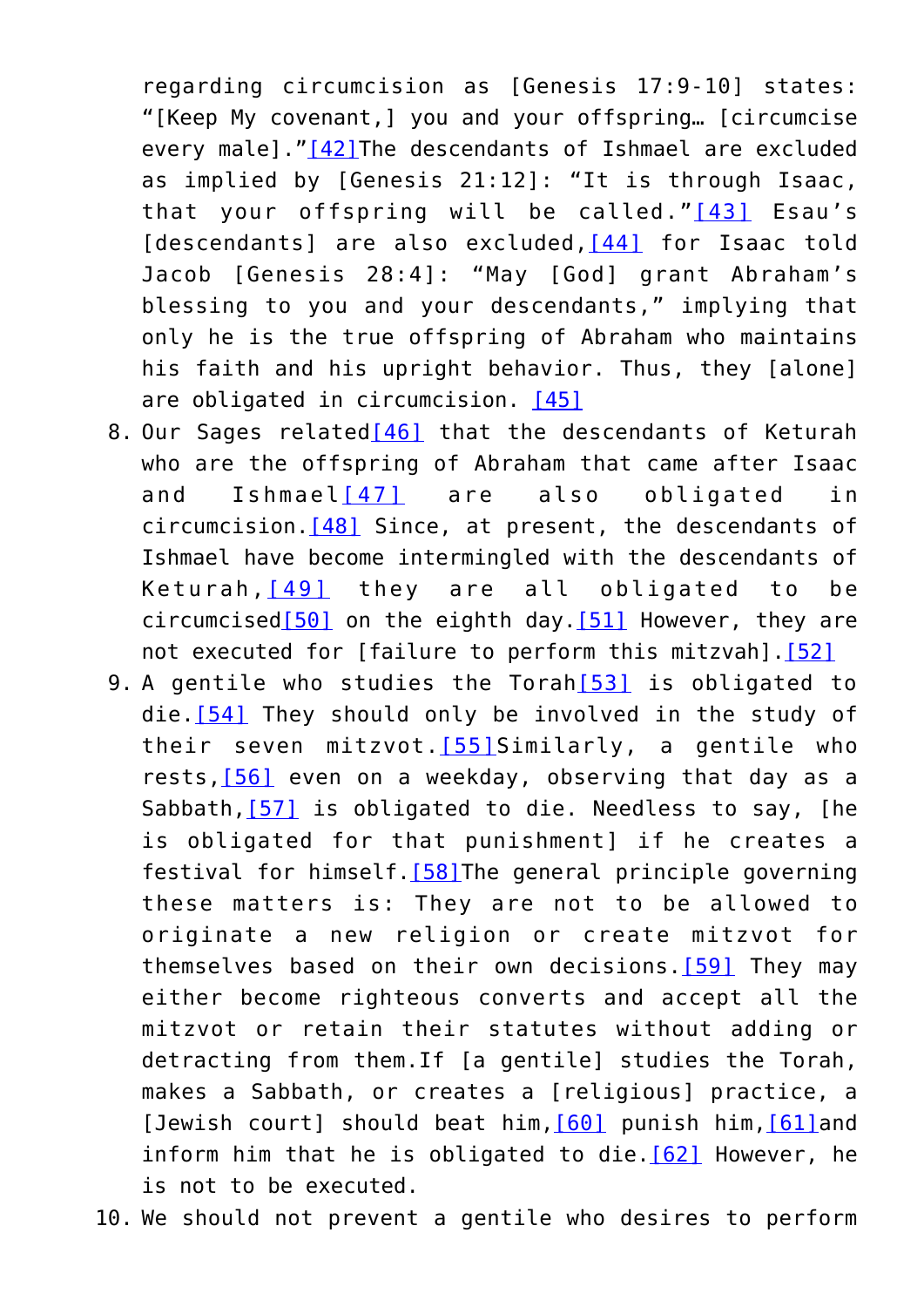regarding circumcision as [Genesis 17:9-10] states: "[Keep My covenant,] you and your offspring… [circumcise every male]."[42]The descendants of Ishmael are excluded as implied by [Genesis 21:12]: "It is through Isaac, that your offspring will be called."[43] Esau's [descendants] are also excluded,[44] for Isaac told Jacob [Genesis 28:4]: "May [God] grant Abraham's blessing to you and your descendants," implying that only he is the true offspring of Abraham who maintains his faith and his upright behavior. Thus, they [alone] are obligated in circumcision. [45]

8. Our Sages related[46] that the descendants of Keturah who are the offspring of Abraham that came after Isaac and Ishmael[47] are also obligated in circumcision.[48] Since, at present, the descendants of Ishmael have become intermingled with the descendants of Keturah,[49] they are all obligated to be circumcised[50] on the eighth day.[51] However, they are not executed for [failure to perform this mitzvah].[52]
9. A gentile who studies the Torah[53] is obligated to die.[54] They should only be involved in the study of their seven mitzvot.[55]Similarly, a gentile who rests,[56] even on a weekday, observing that day as a Sabbath,[57] is obligated to die. Needless to say, [he is obligated for that punishment] if he creates a festival for himself.[58]The general principle governing these matters is: They are not to be allowed to originate a new religion or create mitzvot for themselves based on their own decisions.[59] They may either become righteous converts and accept all the mitzvot or retain their statutes without adding or detracting from them.If [a gentile] studies the Torah, makes a Sabbath, or creates a [religious] practice, a [Jewish court] should beat him,[60] punish him,[61]and inform him that he is obligated to die.[62] However, he is not to be executed.
10. We should not prevent a gentile who desires to perform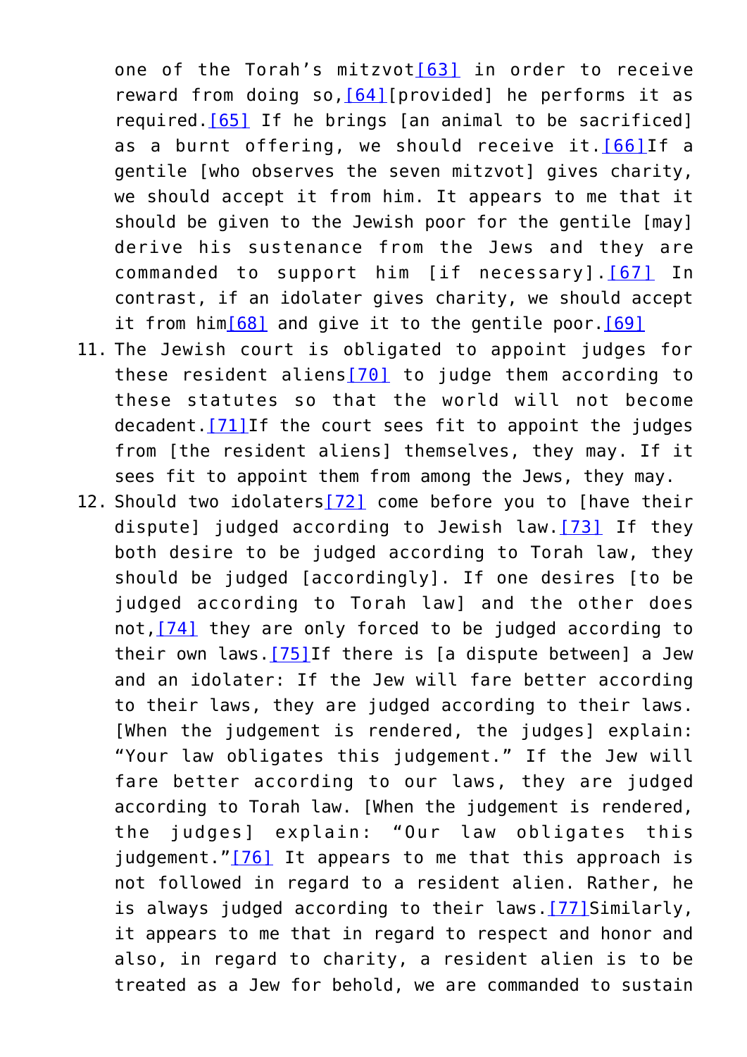one of the Torah's mitzvot[63] in order to receive reward from doing so,[64][provided] he performs it as required.[65] If he brings [an animal to be sacrificed] as a burnt offering, we should receive it.[66]If a gentile [who observes the seven mitzvot] gives charity, we should accept it from him. It appears to me that it should be given to the Jewish poor for the gentile [may] derive his sustenance from the Jews and they are commanded to support him [if necessary].[67] In contrast, if an idolater gives charity, we should accept it from him[68] and give it to the gentile poor.[69]

11. The Jewish court is obligated to appoint judges for these resident aliens[70] to judge them according to these statutes so that the world will not become decadent.[71]If the court sees fit to appoint the judges from [the resident aliens] themselves, they may. If it sees fit to appoint them from among the Jews, they may.
12. Should two idolaters[72] come before you to [have their dispute] judged according to Jewish law.[73] If they both desire to be judged according to Torah law, they should be judged [accordingly]. If one desires [to be judged according to Torah law] and the other does not,[74] they are only forced to be judged according to their own laws.[75]If there is [a dispute between] a Jew and an idolater: If the Jew will fare better according to their laws, they are judged according to their laws. [When the judgement is rendered, the judges] explain: "Your law obligates this judgement." If the Jew will fare better according to our laws, they are judged according to Torah law. [When the judgement is rendered, the judges] explain: "Our law obligates this judgement."[76] It appears to me that this approach is not followed in regard to a resident alien. Rather, he is always judged according to their laws.[77]Similarly, it appears to me that in regard to respect and honor and also, in regard to charity, a resident alien is to be treated as a Jew for behold, we are commanded to sustain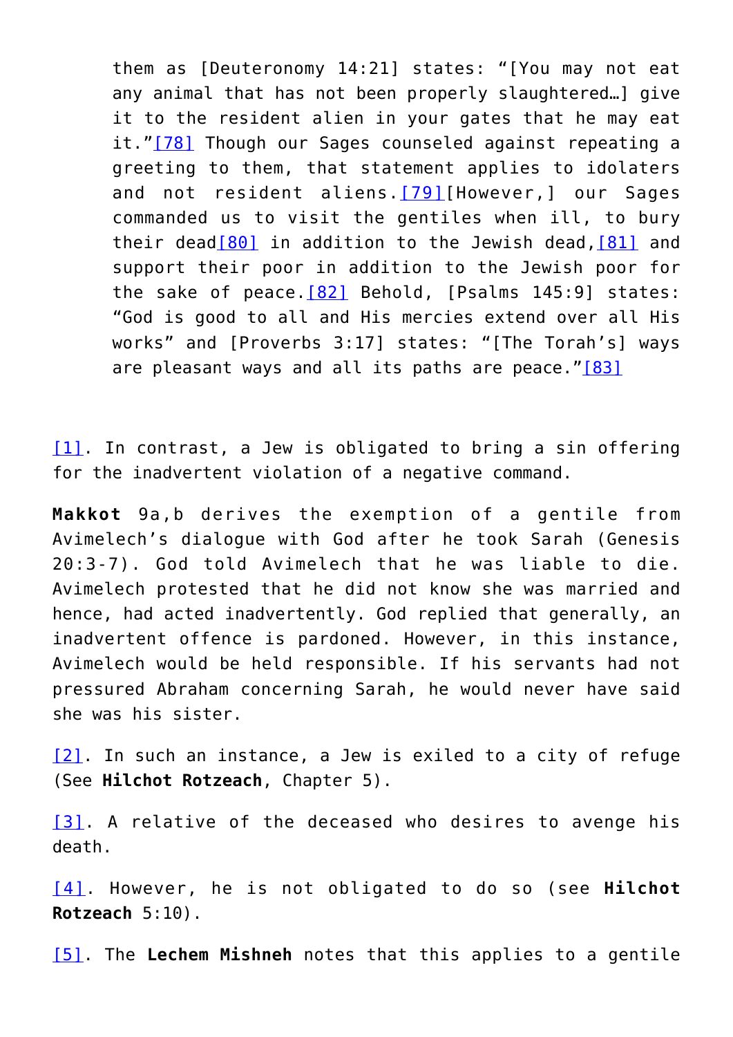> them as [Deuteronomy 14:21] states: "[You may not eat any animal that has not been properly slaughtered…] give it to the resident alien in your gates that he may eat it."[78] Though our Sages counseled against repeating a greeting to them, that statement applies to idolaters and not resident aliens.[79][However,] our Sages commanded us to visit the gentiles when ill, to bury their dead[80] in addition to the Jewish dead,[81] and support their poor in addition to the Jewish poor for the sake of peace.[82] Behold, [Psalms 145:9] states: "God is good to all and His mercies extend over all His works" and [Proverbs 3:17] states: "[The Torah's] ways are pleasant ways and all its paths are peace."[83]

[1]. In contrast, a Jew is obligated to bring a sin offering for the inadvertent violation of a negative command.

**Makkot** 9a,b derives the exemption of a gentile from Avimelech's dialogue with God after he took Sarah (Genesis 20:3-7). God told Avimelech that he was liable to die. Avimelech protested that he did not know she was married and hence, had acted inadvertently. God replied that generally, an inadvertent offence is pardoned. However, in this instance, Avimelech would be held responsible. If his servants had not pressured Abraham concerning Sarah, he would never have said she was his sister.

[2]. In such an instance, a Jew is exiled to a city of refuge (See **Hilchot Rotzeach**, Chapter 5).

[3]. A relative of the deceased who desires to avenge his death.

[4]. However, he is not obligated to do so (see **Hilchot Rotzeach** 5:10).

[5]. The **Lechem Mishneh** notes that this applies to a gentile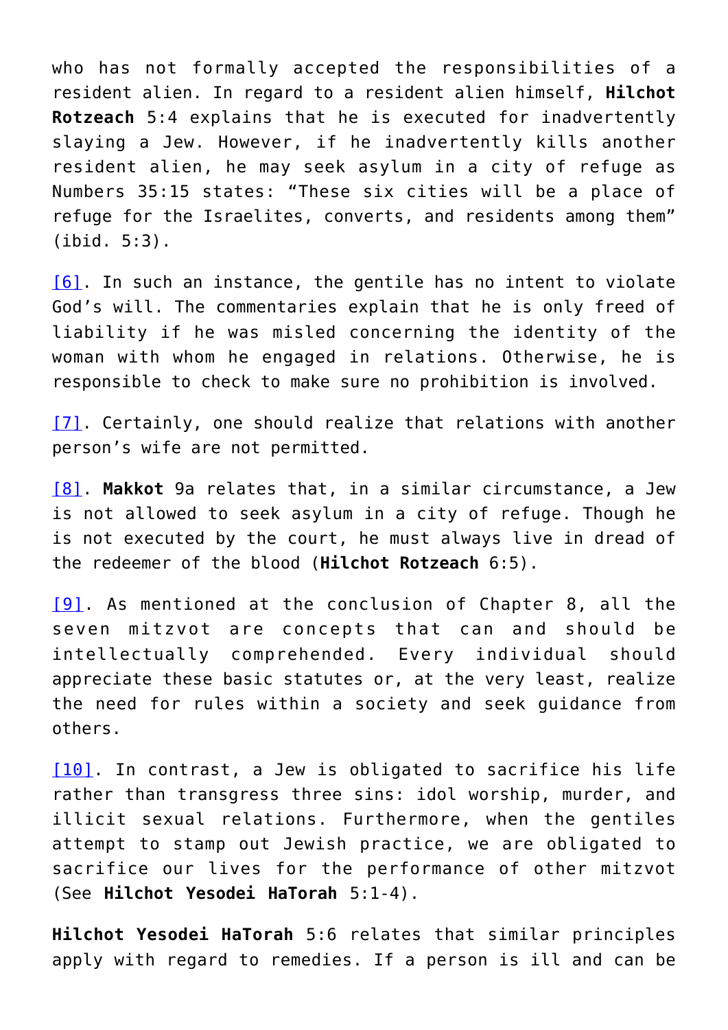who has not formally accepted the responsibilities of a resident alien. In regard to a resident alien himself, **Hilchot Rotzeach** 5:4 explains that he is executed for inadvertently slaying a Jew. However, if he inadvertently kills another resident alien, he may seek asylum in a city of refuge as Numbers 35:15 states: "These six cities will be a place of refuge for the Israelites, converts, and residents among them" (ibid. 5:3).

[6]. In such an instance, the gentile has no intent to violate God's will. The commentaries explain that he is only freed of liability if he was misled concerning the identity of the woman with whom he engaged in relations. Otherwise, he is responsible to check to make sure no prohibition is involved.

[7]. Certainly, one should realize that relations with another person's wife are not permitted.

[8]. **Makkot** 9a relates that, in a similar circumstance, a Jew is not allowed to seek asylum in a city of refuge. Though he is not executed by the court, he must always live in dread of the redeemer of the blood (**Hilchot Rotzeach** 6:5).

[9]. As mentioned at the conclusion of Chapter 8, all the seven mitzvot are concepts that can and should be intellectually comprehended. Every individual should appreciate these basic statutes or, at the very least, realize the need for rules within a society and seek guidance from others.

[10]. In contrast, a Jew is obligated to sacrifice his life rather than transgress three sins: idol worship, murder, and illicit sexual relations. Furthermore, when the gentiles attempt to stamp out Jewish practice, we are obligated to sacrifice our lives for the performance of other mitzvot (See **Hilchot Yesodei HaTorah** 5:1-4).

**Hilchot Yesodei HaTorah** 5:6 relates that similar principles apply with regard to remedies. If a person is ill and can be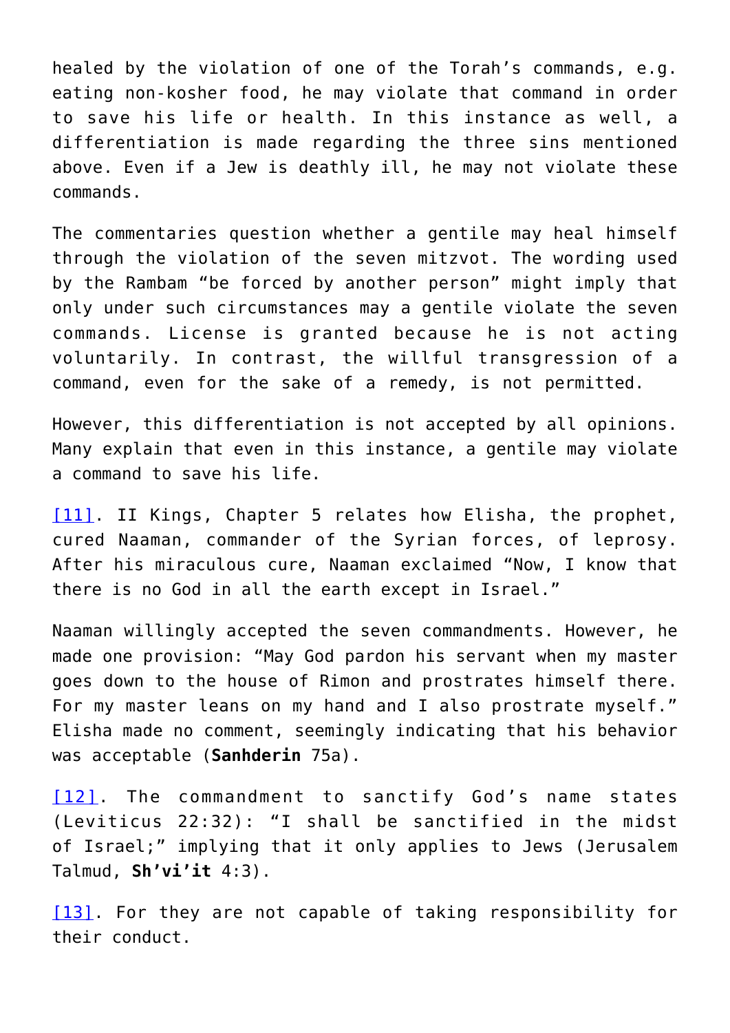healed by the violation of one of the Torah's commands, e.g. eating non-kosher food, he may violate that command in order to save his life or health. In this instance as well, a differentiation is made regarding the three sins mentioned above. Even if a Jew is deathly ill, he may not violate these commands.

The commentaries question whether a gentile may heal himself through the violation of the seven mitzvot. The wording used by the Rambam "be forced by another person" might imply that only under such circumstances may a gentile violate the seven commands. License is granted because he is not acting voluntarily. In contrast, the willful transgression of a command, even for the sake of a remedy, is not permitted.

However, this differentiation is not accepted by all opinions. Many explain that even in this instance, a gentile may violate a command to save his life.

[11]. II Kings, Chapter 5 relates how Elisha, the prophet, cured Naaman, commander of the Syrian forces, of leprosy. After his miraculous cure, Naaman exclaimed "Now, I know that there is no God in all the earth except in Israel."

Naaman willingly accepted the seven commandments. However, he made one provision: "May God pardon his servant when my master goes down to the house of Rimon and prostrates himself there. For my master leans on my hand and I also prostrate myself." Elisha made no comment, seemingly indicating that his behavior was acceptable (**Sanhderin** 75a).

[12]. The commandment to sanctify God's name states (Leviticus 22:32): "I shall be sanctified in the midst of Israel;" implying that it only applies to Jews (Jerusalem Talmud, **Sh'vi'it** 4:3).

[13]. For they are not capable of taking responsibility for their conduct.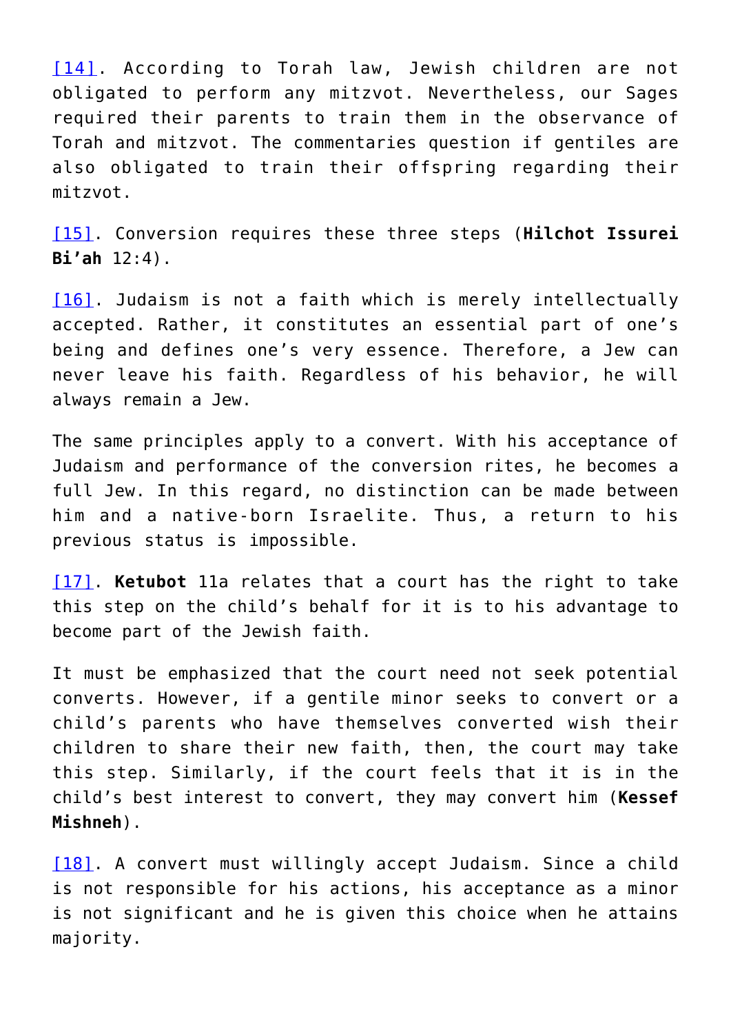[14]. According to Torah law, Jewish children are not obligated to perform any mitzvot. Nevertheless, our Sages required their parents to train them in the observance of Torah and mitzvot. The commentaries question if gentiles are also obligated to train their offspring regarding their mitzvot.

[15]. Conversion requires these three steps (**Hilchot Issurei Bi'ah** 12:4).

[16]. Judaism is not a faith which is merely intellectually accepted. Rather, it constitutes an essential part of one's being and defines one's very essence. Therefore, a Jew can never leave his faith. Regardless of his behavior, he will always remain a Jew.

The same principles apply to a convert. With his acceptance of Judaism and performance of the conversion rites, he becomes a full Jew. In this regard, no distinction can be made between him and a native-born Israelite. Thus, a return to his previous status is impossible.

[17]. **Ketubot** 11a relates that a court has the right to take this step on the child's behalf for it is to his advantage to become part of the Jewish faith.

It must be emphasized that the court need not seek potential converts. However, if a gentile minor seeks to convert or a child's parents who have themselves converted wish their children to share their new faith, then, the court may take this step. Similarly, if the court feels that it is in the child's best interest to convert, they may convert him (**Kessef Mishneh**).

[18]. A convert must willingly accept Judaism. Since a child is not responsible for his actions, his acceptance as a minor is not significant and he is given this choice when he attains majority.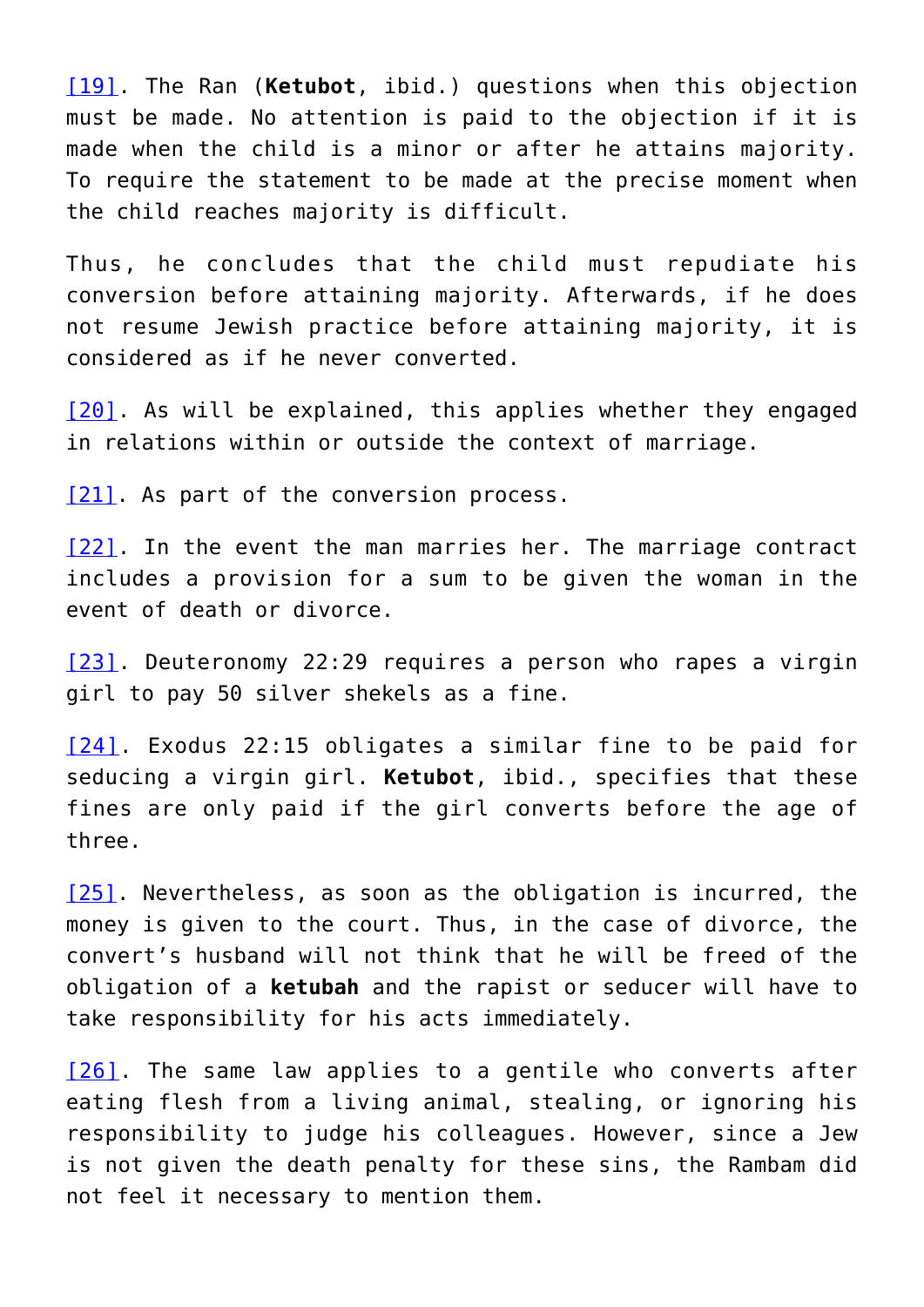[19]. The Ran (**Ketubot**, ibid.) questions when this objection must be made. No attention is paid to the objection if it is made when the child is a minor or after he attains majority. To require the statement to be made at the precise moment when the child reaches majority is difficult.

Thus, he concludes that the child must repudiate his conversion before attaining majority. Afterwards, if he does not resume Jewish practice before attaining majority, it is considered as if he never converted.

[20]. As will be explained, this applies whether they engaged in relations within or outside the context of marriage.

[21]. As part of the conversion process.

[22]. In the event the man marries her. The marriage contract includes a provision for a sum to be given the woman in the event of death or divorce.

[23]. Deuteronomy 22:29 requires a person who rapes a virgin girl to pay 50 silver shekels as a fine.

[24]. Exodus 22:15 obligates a similar fine to be paid for seducing a virgin girl. **Ketubot**, ibid., specifies that these fines are only paid if the girl converts before the age of three.

[25]. Nevertheless, as soon as the obligation is incurred, the money is given to the court. Thus, in the case of divorce, the convert's husband will not think that he will be freed of the obligation of a **ketubah** and the rapist or seducer will have to take responsibility for his acts immediately.

[26]. The same law applies to a gentile who converts after eating flesh from a living animal, stealing, or ignoring his responsibility to judge his colleagues. However, since a Jew is not given the death penalty for these sins, the Rambam did not feel it necessary to mention them.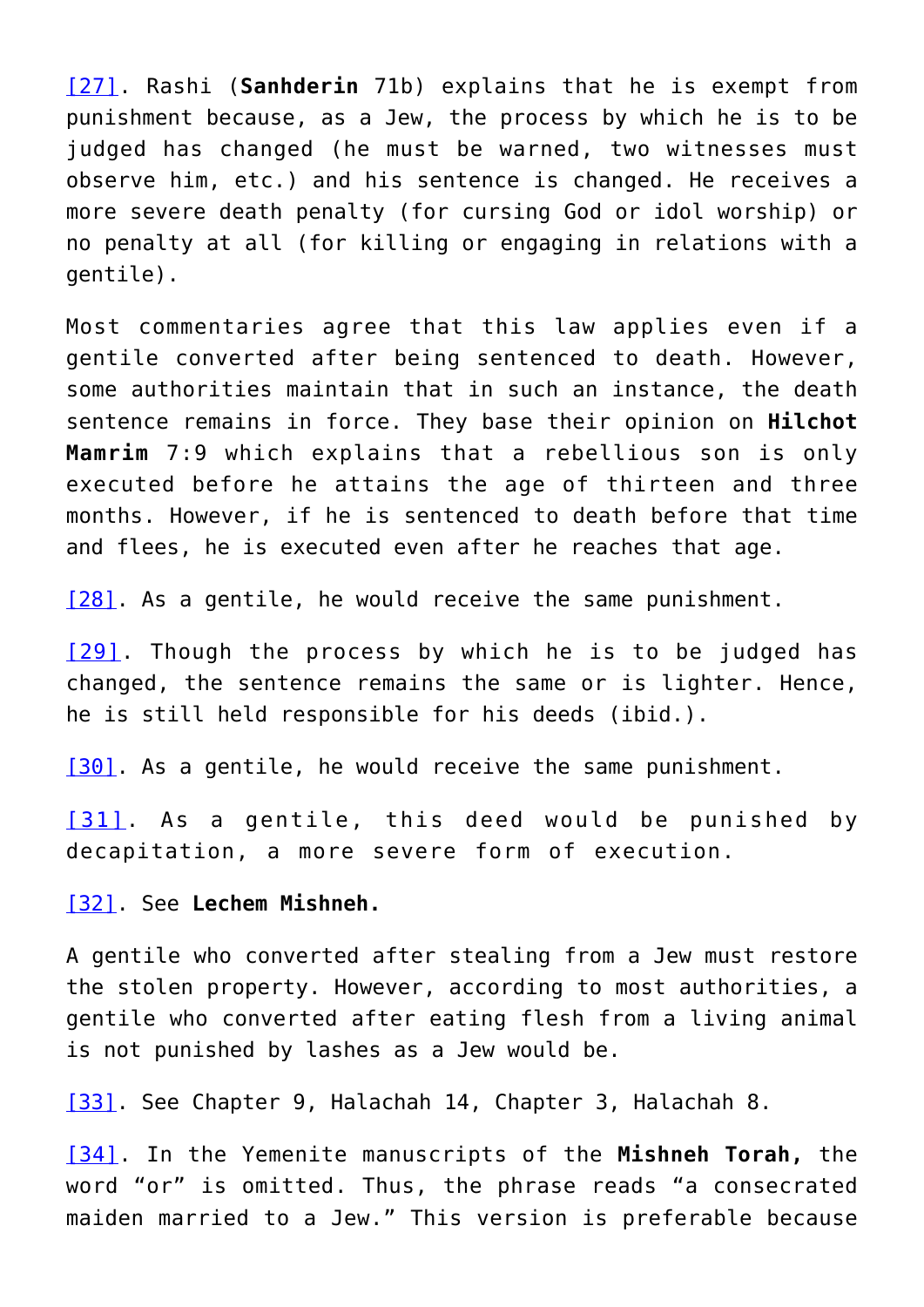[27]. Rashi (**Sanhderin** 71b) explains that he is exempt from punishment because, as a Jew, the process by which he is to be judged has changed (he must be warned, two witnesses must observe him, etc.) and his sentence is changed. He receives a more severe death penalty (for cursing God or idol worship) or no penalty at all (for killing or engaging in relations with a gentile).

Most commentaries agree that this law applies even if a gentile converted after being sentenced to death. However, some authorities maintain that in such an instance, the death sentence remains in force. They base their opinion on **Hilchot Mamrim** 7:9 which explains that a rebellious son is only executed before he attains the age of thirteen and three months. However, if he is sentenced to death before that time and flees, he is executed even after he reaches that age.

[28]. As a gentile, he would receive the same punishment.

[29]. Though the process by which he is to be judged has changed, the sentence remains the same or is lighter. Hence, he is still held responsible for his deeds (ibid.).

[30]. As a gentile, he would receive the same punishment.

[31]. As a gentile, this deed would be punished by decapitation, a more severe form of execution.

[32]. See **Lechem Mishneh.**

A gentile who converted after stealing from a Jew must restore the stolen property. However, according to most authorities, a gentile who converted after eating flesh from a living animal is not punished by lashes as a Jew would be.

[33]. See Chapter 9, Halachah 14, Chapter 3, Halachah 8.

[34]. In the Yemenite manuscripts of the **Mishneh Torah,** the word "or" is omitted. Thus, the phrase reads "a consecrated maiden married to a Jew." This version is preferable because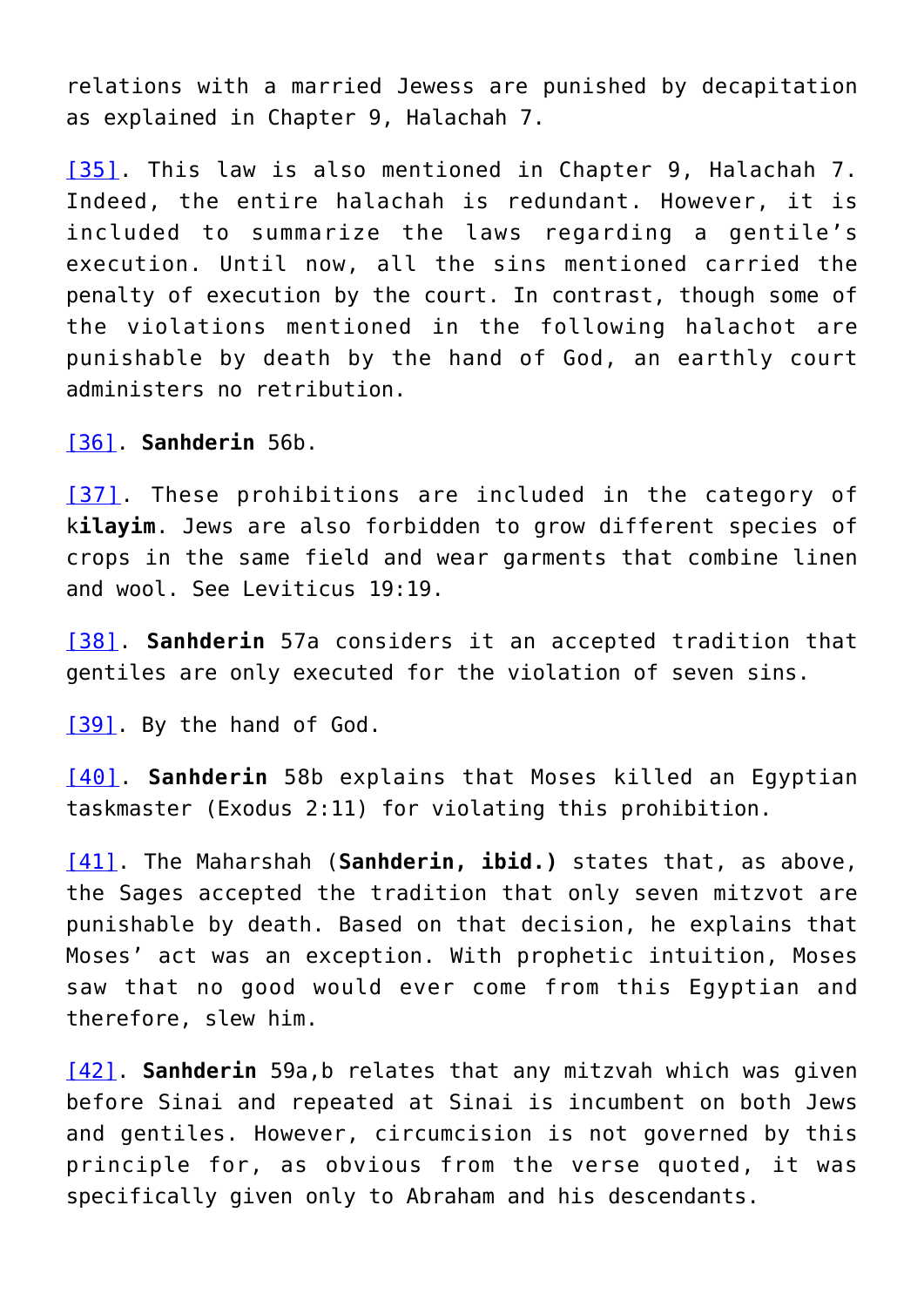relations with a married Jewess are punished by decapitation as explained in Chapter 9, Halachah 7.

[35]. This law is also mentioned in Chapter 9, Halachah 7. Indeed, the entire halachah is redundant. However, it is included to summarize the laws regarding a gentile's execution. Until now, all the sins mentioned carried the penalty of execution by the court. In contrast, though some of the violations mentioned in the following halachot are punishable by death by the hand of God, an earthly court administers no retribution.

[36]. **Sanhderin** 56b.

[37]. These prohibitions are included in the category of k**ilayim**. Jews are also forbidden to grow different species of crops in the same field and wear garments that combine linen and wool. See Leviticus 19:19.

[38]. **Sanhderin** 57a considers it an accepted tradition that gentiles are only executed for the violation of seven sins.

[39]. By the hand of God.

[40]. **Sanhderin** 58b explains that Moses killed an Egyptian taskmaster (Exodus 2:11) for violating this prohibition.

[41]. The Maharshah (**Sanhderin, ibid.)** states that, as above, the Sages accepted the tradition that only seven mitzvot are punishable by death. Based on that decision, he explains that Moses' act was an exception. With prophetic intuition, Moses saw that no good would ever come from this Egyptian and therefore, slew him.

[42]. **Sanhderin** 59a,b relates that any mitzvah which was given before Sinai and repeated at Sinai is incumbent on both Jews and gentiles. However, circumcision is not governed by this principle for, as obvious from the verse quoted, it was specifically given only to Abraham and his descendants.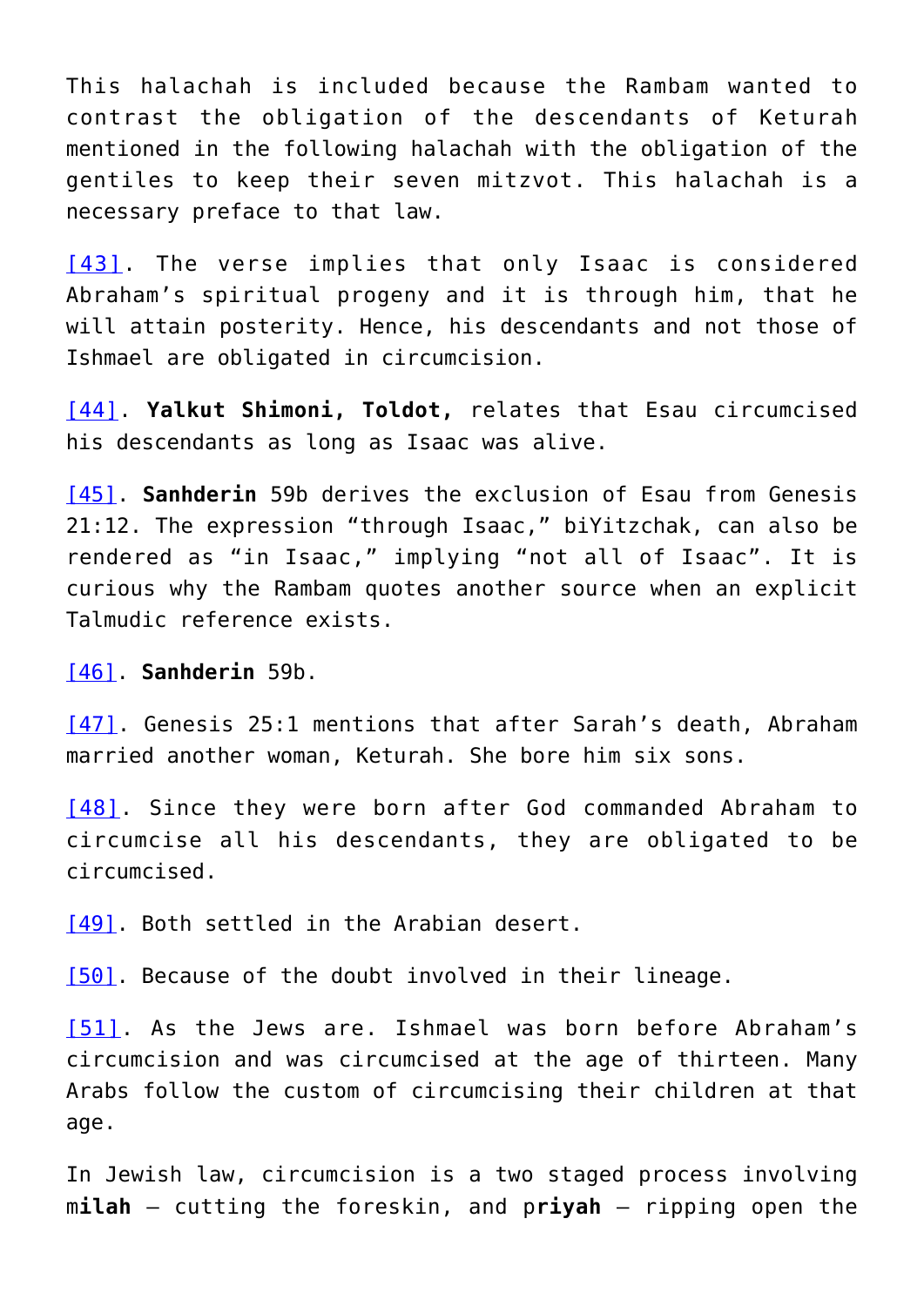This halachah is included because the Rambam wanted to contrast the obligation of the descendants of Keturah mentioned in the following halachah with the obligation of the gentiles to keep their seven mitzvot. This halachah is a necessary preface to that law.

[43]. The verse implies that only Isaac is considered Abraham's spiritual progeny and it is through him, that he will attain posterity. Hence, his descendants and not those of Ishmael are obligated in circumcision.

[44]. **Yalkut Shimoni, Toldot,** relates that Esau circumcised his descendants as long as Isaac was alive.

[45]. **Sanhderin** 59b derives the exclusion of Esau from Genesis 21:12. The expression "through Isaac," biYitzchak, can also be rendered as "in Isaac," implying "not all of Isaac". It is curious why the Rambam quotes another source when an explicit Talmudic reference exists.

[46]. **Sanhderin** 59b.

[47]. Genesis 25:1 mentions that after Sarah's death, Abraham married another woman, Keturah. She bore him six sons.

[48]. Since they were born after God commanded Abraham to circumcise all his descendants, they are obligated to be circumcised.

[49]. Both settled in the Arabian desert.

[50]. Because of the doubt involved in their lineage.

[51]. As the Jews are. Ishmael was born before Abraham's circumcision and was circumcised at the age of thirteen. Many Arabs follow the custom of circumcising their children at that age.

In Jewish law, circumcision is a two staged process involving m**ilah** – cutting the foreskin, and p**riyah** – ripping open the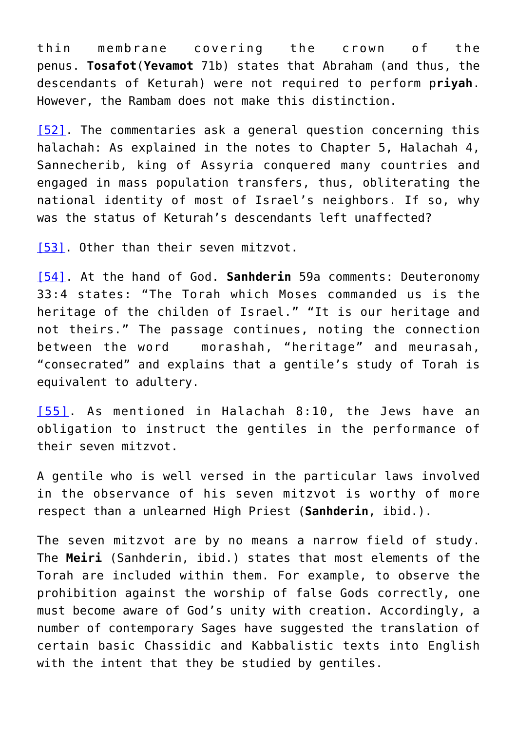thin membrane covering the crown of the penus. **Tosafot**(**Yevamot** 71b) states that Abraham (and thus, the descendants of Keturah) were not required to perform p**riyah**. However, the Rambam does not make this distinction.

[52]. The commentaries ask a general question concerning this halachah: As explained in the notes to Chapter 5, Halachah 4, Sannecherib, king of Assyria conquered many countries and engaged in mass population transfers, thus, obliterating the national identity of most of Israel's neighbors. If so, why was the status of Keturah's descendants left unaffected?

[53]. Other than their seven mitzvot.

[54]. At the hand of God. **Sanhderin** 59a comments: Deuteronomy 33:4 states: "The Torah which Moses commanded us is the heritage of the childen of Israel." "It is our heritage and not theirs." The passage continues, noting the connection between the word  morashah, "heritage" and meurasah, "consecrated" and explains that a gentile's study of Torah is equivalent to adultery.

[55]. As mentioned in Halachah 8:10, the Jews have an obligation to instruct the gentiles in the performance of their seven mitzvot.

A gentile who is well versed in the particular laws involved in the observance of his seven mitzvot is worthy of more respect than a unlearned High Priest (**Sanhderin**, ibid.).

The seven mitzvot are by no means a narrow field of study. The **Meiri** (Sanhderin, ibid.) states that most elements of the Torah are included within them. For example, to observe the prohibition against the worship of false Gods correctly, one must become aware of God's unity with creation. Accordingly, a number of contemporary Sages have suggested the translation of certain basic Chassidic and Kabbalistic texts into English with the intent that they be studied by gentiles.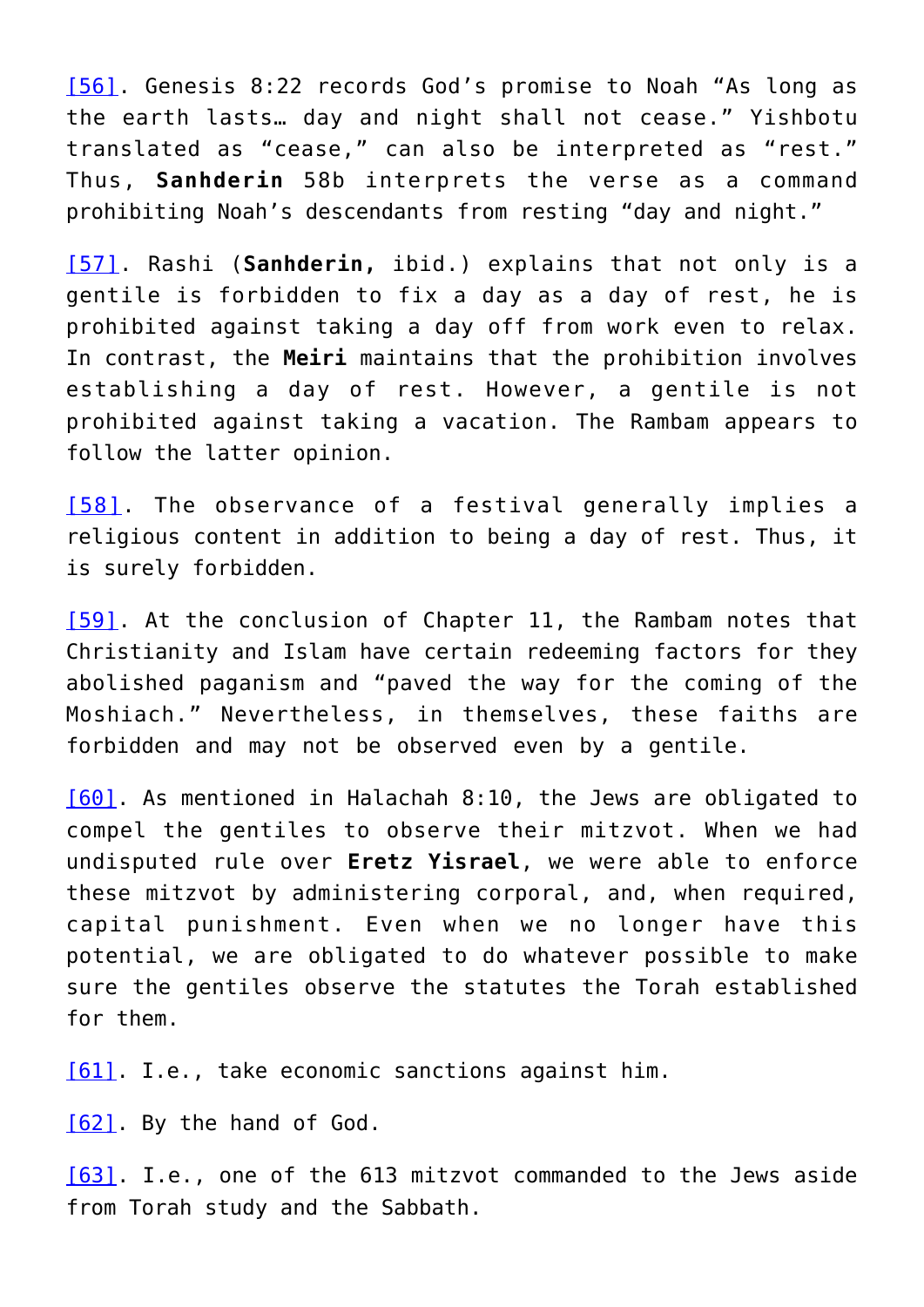[56]. Genesis 8:22 records God's promise to Noah "As long as the earth lasts… day and night shall not cease." Yishbotu translated as "cease," can also be interpreted as "rest." Thus, **Sanhderin** 58b interprets the verse as a command prohibiting Noah's descendants from resting "day and night."

[57]. Rashi (**Sanhderin,** ibid.) explains that not only is a gentile is forbidden to fix a day as a day of rest, he is prohibited against taking a day off from work even to relax. In contrast, the **Meiri** maintains that the prohibition involves establishing a day of rest. However, a gentile is not prohibited against taking a vacation. The Rambam appears to follow the latter opinion.

[58]. The observance of a festival generally implies a religious content in addition to being a day of rest. Thus, it is surely forbidden.

[59]. At the conclusion of Chapter 11, the Rambam notes that Christianity and Islam have certain redeeming factors for they abolished paganism and "paved the way for the coming of the Moshiach." Nevertheless, in themselves, these faiths are forbidden and may not be observed even by a gentile.

[60]. As mentioned in Halachah 8:10, the Jews are obligated to compel the gentiles to observe their mitzvot. When we had undisputed rule over **Eretz Yisrael**, we were able to enforce these mitzvot by administering corporal, and, when required, capital punishment. Even when we no longer have this potential, we are obligated to do whatever possible to make sure the gentiles observe the statutes the Torah established for them.

[61]. I.e., take economic sanctions against him.

[62]. By the hand of God.

[63]. I.e., one of the 613 mitzvot commanded to the Jews aside from Torah study and the Sabbath.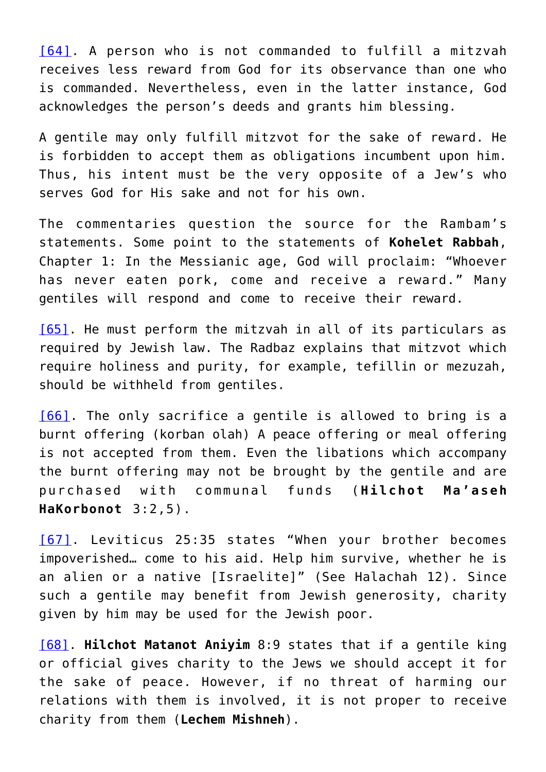[64]. A person who is not commanded to fulfill a mitzvah receives less reward from God for its observance than one who is commanded. Nevertheless, even in the latter instance, God acknowledges the person's deeds and grants him blessing.

A gentile may only fulfill mitzvot for the sake of reward. He is forbidden to accept them as obligations incumbent upon him. Thus, his intent must be the very opposite of a Jew's who serves God for His sake and not for his own.

The commentaries question the source for the Rambam's statements. Some point to the statements of **Kohelet Rabbah**, Chapter 1: In the Messianic age, God will proclaim: "Whoever has never eaten pork, come and receive a reward." Many gentiles will respond and come to receive their reward.

[65]. He must perform the mitzvah in all of its particulars as required by Jewish law. The Radbaz explains that mitzvot which require holiness and purity, for example, tefillin or mezuzah, should be withheld from gentiles.

[66]. The only sacrifice a gentile is allowed to bring is a burnt offering (korban olah) A peace offering or meal offering is not accepted from them. Even the libations which accompany the burnt offering may not be brought by the gentile and are purchased with communal funds (**Hilchot Ma'aseh HaKorbonot** 3:2,5).

[67]. Leviticus 25:35 states "When your brother becomes impoverished… come to his aid. Help him survive, whether he is an alien or a native [Israelite]" (See Halachah 12). Since such a gentile may benefit from Jewish generosity, charity given by him may be used for the Jewish poor.

[68]. **Hilchot Matanot Aniyim** 8:9 states that if a gentile king or official gives charity to the Jews we should accept it for the sake of peace. However, if no threat of harming our relations with them is involved, it is not proper to receive charity from them (**Lechem Mishneh**).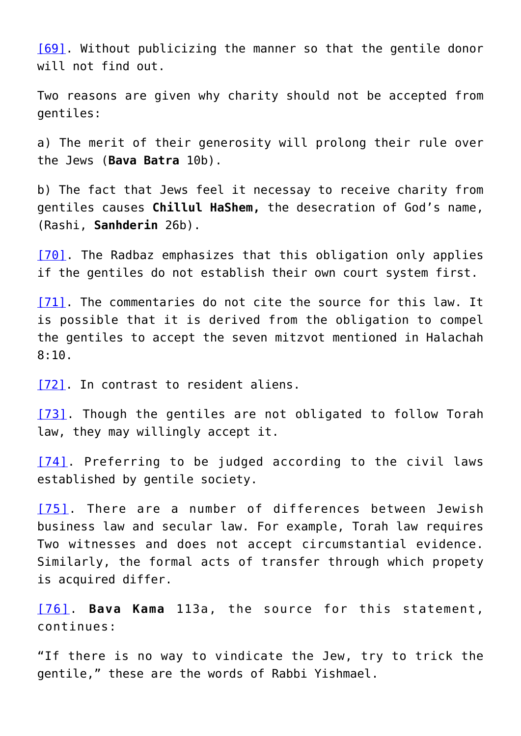[69]. Without publicizing the manner so that the gentile donor will not find out.

Two reasons are given why charity should not be accepted from gentiles:

a) The merit of their generosity will prolong their rule over the Jews (**Bava Batra** 10b).

b) The fact that Jews feel it necessay to receive charity from gentiles causes **Chillul HaShem,** the desecration of God's name, (Rashi, **Sanhderin** 26b).

[70]. The Radbaz emphasizes that this obligation only applies if the gentiles do not establish their own court system first.

[71]. The commentaries do not cite the source for this law. It is possible that it is derived from the obligation to compel the gentiles to accept the seven mitzvot mentioned in Halachah 8:10.

[72]. In contrast to resident aliens.

[73]. Though the gentiles are not obligated to follow Torah law, they may willingly accept it.

[74]. Preferring to be judged according to the civil laws established by gentile society.

[75]. There are a number of differences between Jewish business law and secular law. For example, Torah law requires Two witnesses and does not accept circumstantial evidence. Similarly, the formal acts of transfer through which propety is acquired differ.

[76]. **Bava Kama** 113a, the source for this statement, continues:

"If there is no way to vindicate the Jew, try to trick the gentile," these are the words of Rabbi Yishmael.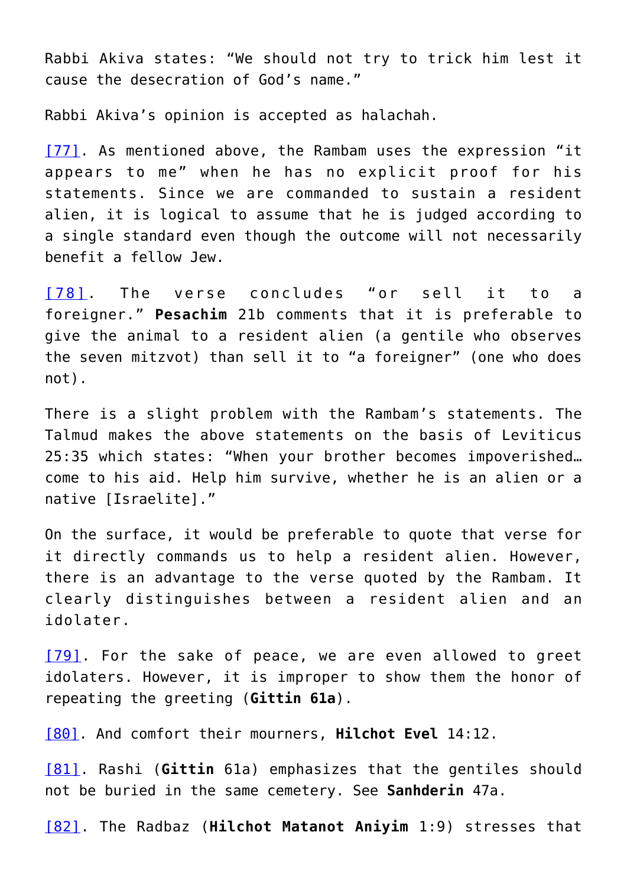Rabbi Akiva states: "We should not try to trick him lest it cause the desecration of God's name."

Rabbi Akiva's opinion is accepted as halachah.

[77]. As mentioned above, the Rambam uses the expression "it appears to me" when he has no explicit proof for his statements. Since we are commanded to sustain a resident alien, it is logical to assume that he is judged according to a single standard even though the outcome will not necessarily benefit a fellow Jew.

[78]. The verse concludes "or sell it to a foreigner." **Pesachim** 21b comments that it is preferable to give the animal to a resident alien (a gentile who observes the seven mitzvot) than sell it to "a foreigner" (one who does not).

There is a slight problem with the Rambam's statements. The Talmud makes the above statements on the basis of Leviticus 25:35 which states: "When your brother becomes impoverished… come to his aid. Help him survive, whether he is an alien or a native [Israelite]."

On the surface, it would be preferable to quote that verse for it directly commands us to help a resident alien. However, there is an advantage to the verse quoted by the Rambam. It clearly distinguishes between a resident alien and an idolater.

[79]. For the sake of peace, we are even allowed to greet idolaters. However, it is improper to show them the honor of repeating the greeting (**Gittin 61a**).

[80]. And comfort their mourners, **Hilchot Evel** 14:12.

[81]. Rashi (**Gittin** 61a) emphasizes that the gentiles should not be buried in the same cemetery. See **Sanhderin** 47a.

[82]. The Radbaz (**Hilchot Matanot Aniyim** 1:9) stresses that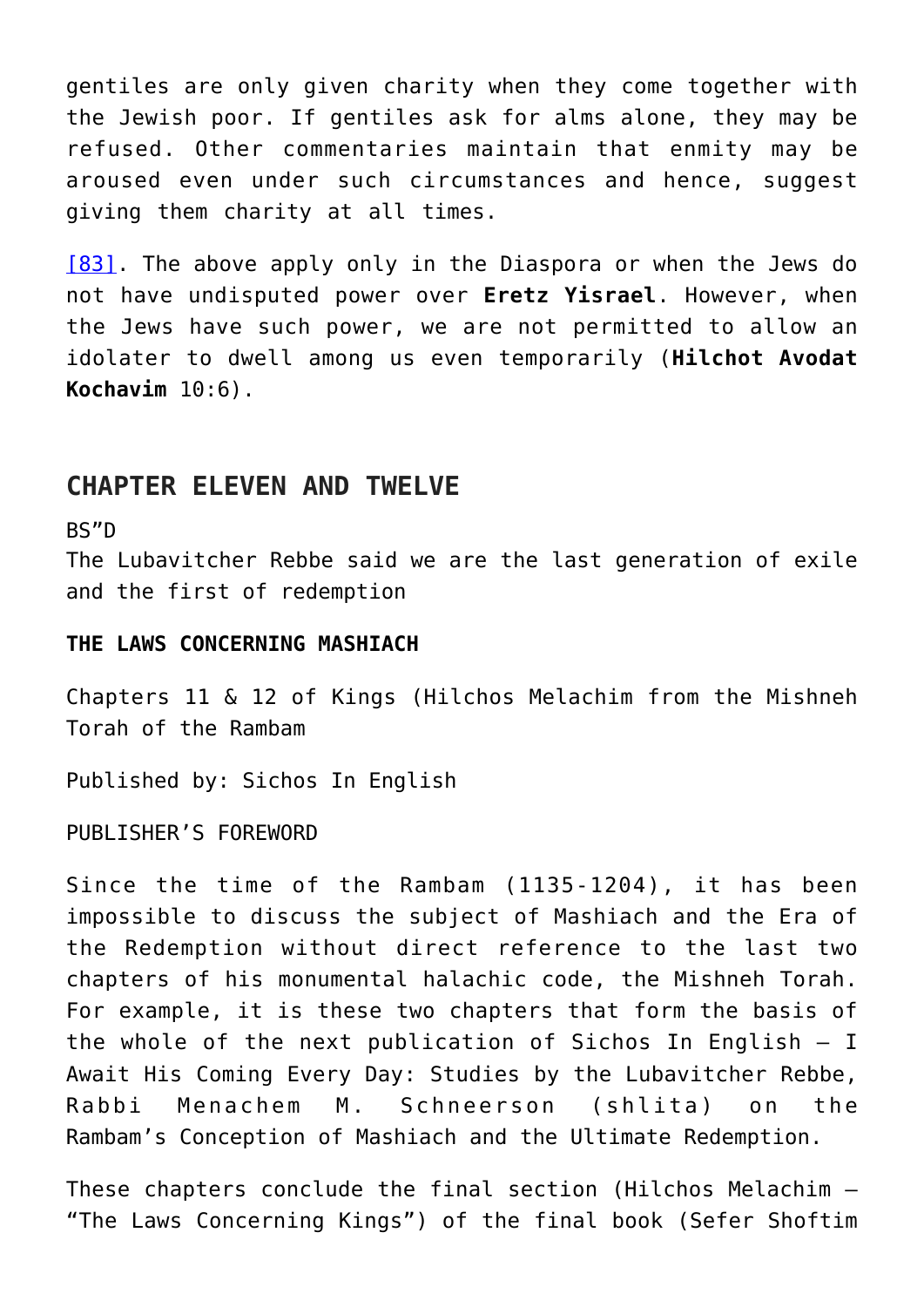gentiles are only given charity when they come together with the Jewish poor. If gentiles ask for alms alone, they may be refused. Other commentaries maintain that enmity may be aroused even under such circumstances and hence, suggest giving them charity at all times.

[83]. The above apply only in the Diaspora or when the Jews do not have undisputed power over **Eretz Yisrael**. However, when the Jews have such power, we are not permitted to allow an idolater to dwell among us even temporarily (**Hilchot Avodat Kochavim** 10:6).

## CHAPTER ELEVEN AND TWELVE

BS"D
The Lubavitcher Rebbe said we are the last generation of exile and the first of redemption

**THE LAWS CONCERNING MASHIACH**

Chapters 11 & 12 of Kings (Hilchos Melachim from the Mishneh Torah of the Rambam

Published by: Sichos In English

PUBLISHER'S FOREWORD

Since the time of the Rambam (1135-1204), it has been impossible to discuss the subject of Mashiach and the Era of the Redemption without direct reference to the last two chapters of his monumental halachic code, the Mishneh Torah. For example, it is these two chapters that form the basis of the whole of the next publication of Sichos In English – I Await His Coming Every Day: Studies by the Lubavitcher Rebbe, Rabbi Menachem M. Schneerson (shlita) on the Rambam's Conception of Mashiach and the Ultimate Redemption.

These chapters conclude the final section (Hilchos Melachim – "The Laws Concerning Kings") of the final book (Sefer Shoftim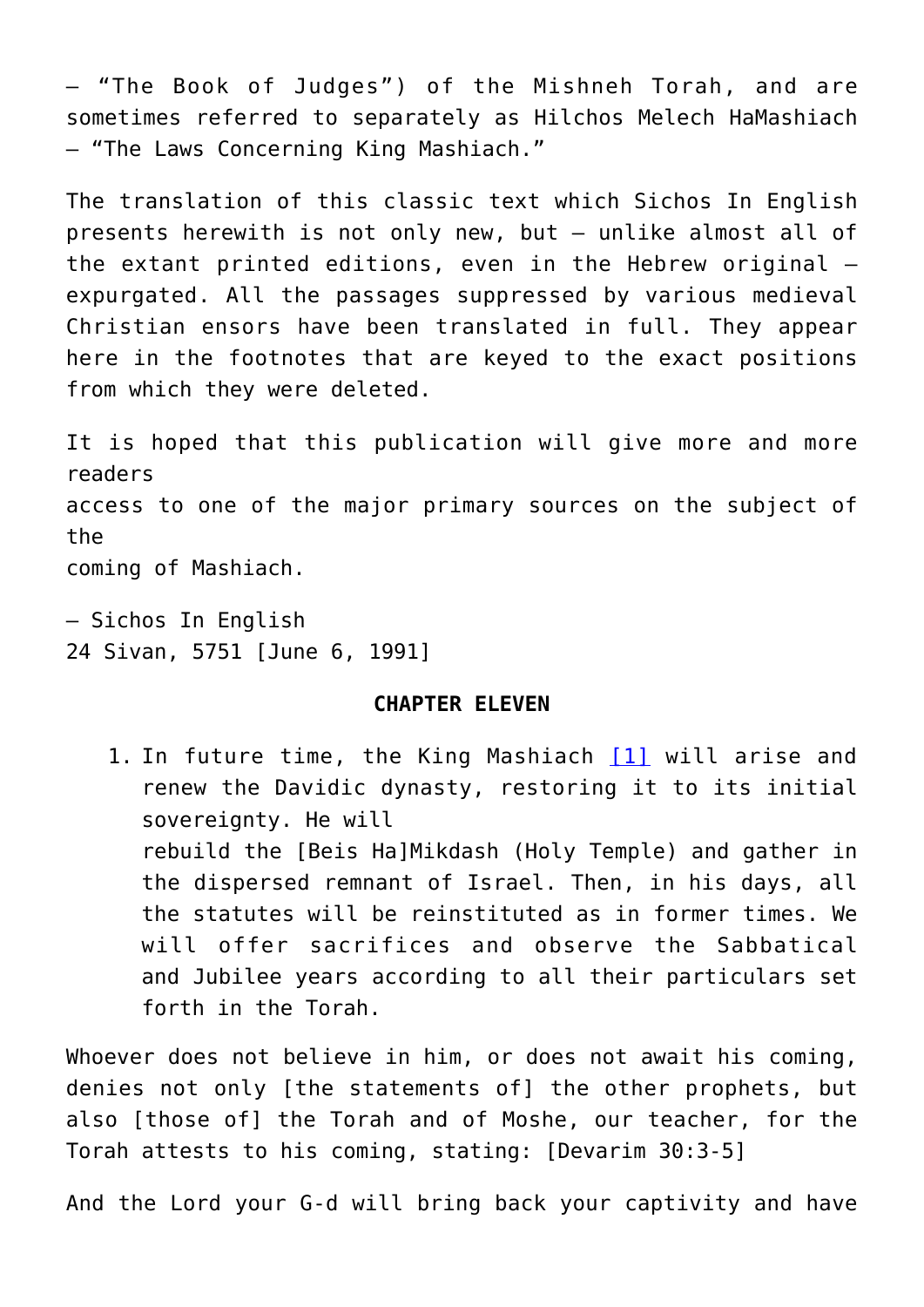– "The Book of Judges") of the Mishneh Torah, and are sometimes referred to separately as Hilchos Melech HaMashiach – "The Laws Concerning King Mashiach."

The translation of this classic text which Sichos In English presents herewith is not only new, but – unlike almost all of the extant printed editions, even in the Hebrew original – expurgated. All the passages suppressed by various medieval Christian ensors have been translated in full. They appear here in the footnotes that are keyed to the exact positions from which they were deleted.

It is hoped that this publication will give more and more readers access to one of the major primary sources on the subject of the coming of Mashiach.

– Sichos In English
24 Sivan, 5751 [June 6, 1991]

**CHAPTER ELEVEN**

1. In future time, the King Mashiach [1] will arise and renew the Davidic dynasty, restoring it to its initial sovereignty. He will rebuild the [Beis Ha]Mikdash (Holy Temple) and gather in the dispersed remnant of Israel. Then, in his days, all the statutes will be reinstituted as in former times. We will offer sacrifices and observe the Sabbatical and Jubilee years according to all their particulars set forth in the Torah.

Whoever does not believe in him, or does not await his coming, denies not only [the statements of] the other prophets, but also [those of] the Torah and of Moshe, our teacher, for the Torah attests to his coming, stating: [Devarim 30:3-5]

And the Lord your G-d will bring back your captivity and have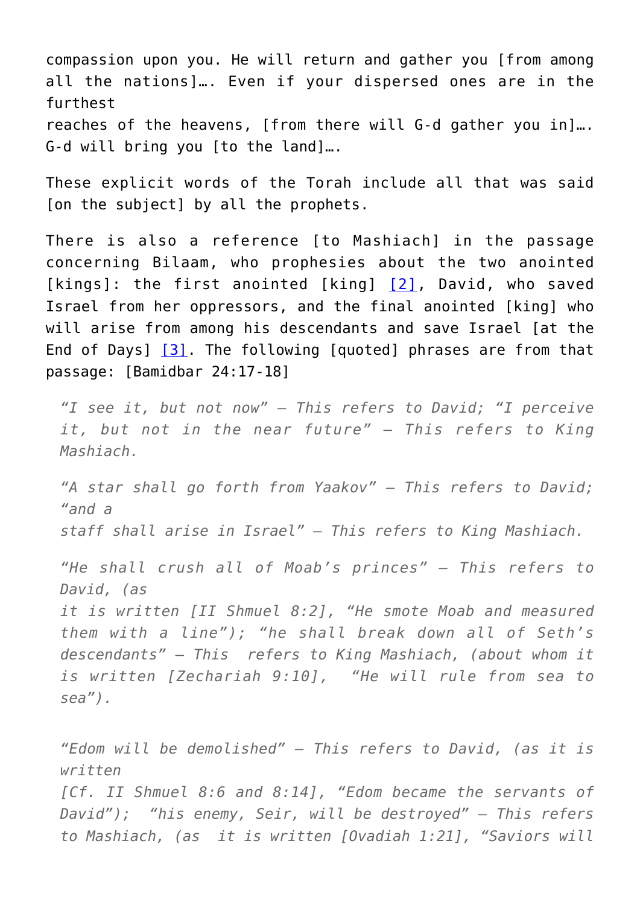compassion upon you. He will return and gather you [from among all the nations]…. Even if your dispersed ones are in the furthest reaches of the heavens, [from there will G-d gather you in]…. G-d will bring you [to the land]….

These explicit words of the Torah include all that was said [on the subject] by all the prophets.

There is also a reference [to Mashiach] in the passage concerning Bilaam, who prophesies about the two anointed [kings]: the first anointed [king] [2], David, who saved Israel from her oppressors, and the final anointed [king] who will arise from among his descendants and save Israel [at the End of Days] [3]. The following [quoted] phrases are from that passage: [Bamidbar 24:17-18]

> *"I see it, but not now" – This refers to David; "I perceive it, but not in the near future" – This refers to King Mashiach.*
>
> *"A star shall go forth from Yaakov" – This refers to David; "and a staff shall arise in Israel" – This refers to King Mashiach.*
>
> *"He shall crush all of Moab's princes" – This refers to David, (as it is written [II Shmuel 8:2], "He smote Moab and measured them with a line"); "he shall break down all of Seth's descendants" – This refers to King Mashiach, (about whom it is written [Zechariah 9:10], "He will rule from sea to sea").*
>
> *"Edom will be demolished" – This refers to David, (as it is written [Cf. II Shmuel 8:6 and 8:14], "Edom became the servants of David"); "his enemy, Seir, will be destroyed" – This refers to Mashiach, (as it is written [Ovadiah 1:21], "Saviors will*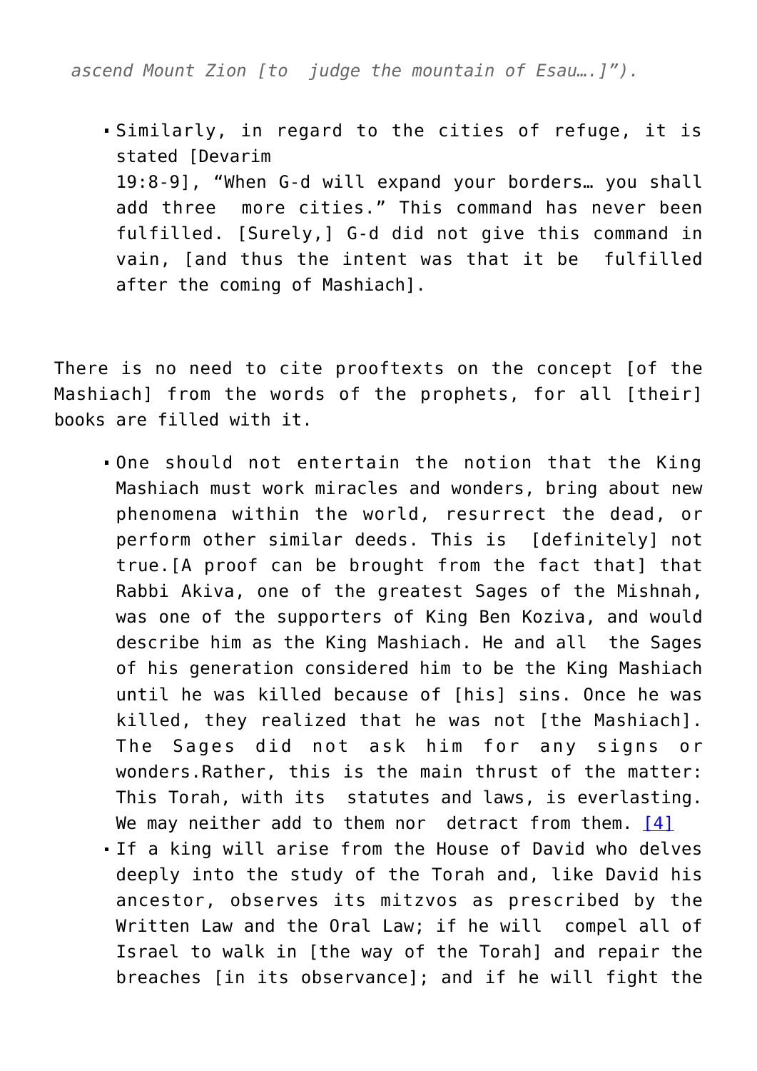*ascend Mount Zion [to judge the mountain of Esau….]”).*

- Similarly, in regard to the cities of refuge, it is stated [Devarim 19:8-9], “When G-d will expand your borders… you shall add three more cities.” This command has never been fulfilled. [Surely,] G-d did not give this command in vain, [and thus the intent was that it be fulfilled after the coming of Mashiach].

There is no need to cite prooftexts on the concept [of the Mashiach] from the words of the prophets, for all [their] books are filled with it.

- One should not entertain the notion that the King Mashiach must work miracles and wonders, bring about new phenomena within the world, resurrect the dead, or perform other similar deeds. This is [definitely] not true.[A proof can be brought from the fact that] that Rabbi Akiva, one of the greatest Sages of the Mishnah, was one of the supporters of King Ben Koziva, and would describe him as the King Mashiach. He and all the Sages of his generation considered him to be the King Mashiach until he was killed because of [his] sins. Once he was killed, they realized that he was not [the Mashiach]. The Sages did not ask him for any signs or wonders.Rather, this is the main thrust of the matter: This Torah, with its statutes and laws, is everlasting. We may neither add to them nor detract from them. [4]
- If a king will arise from the House of David who delves deeply into the study of the Torah and, like David his ancestor, observes its mitzvos as prescribed by the Written Law and the Oral Law; if he will compel all of Israel to walk in [the way of the Torah] and repair the breaches [in its observance]; and if he will fight the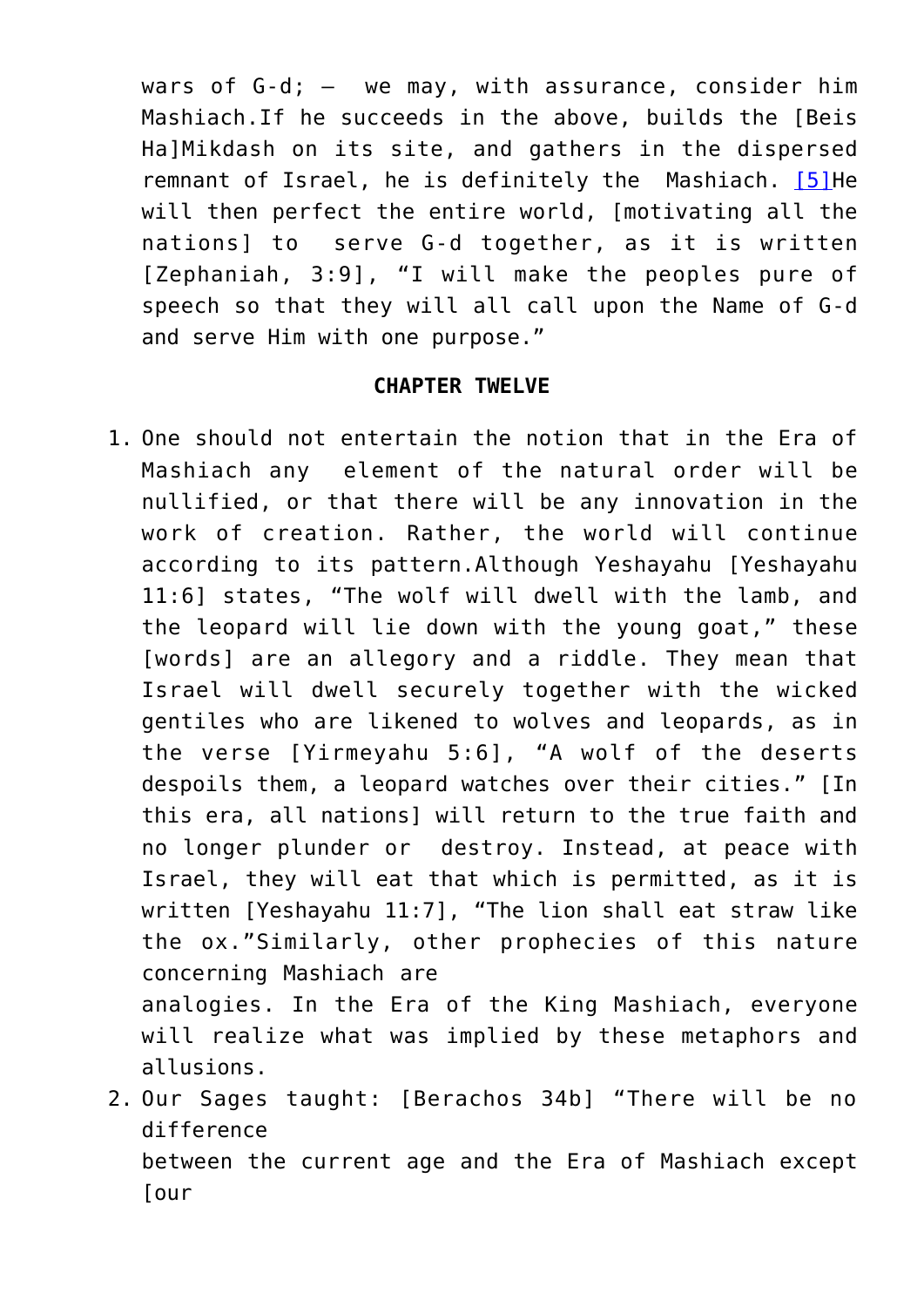wars of G-d; – we may, with assurance, consider him Mashiach.If he succeeds in the above, builds the [Beis Ha]Mikdash on its site, and gathers in the dispersed remnant of Israel, he is definitely the Mashiach. [5]He will then perfect the entire world, [motivating all the nations] to serve G-d together, as it is written [Zephaniah, 3:9], "I will make the peoples pure of speech so that they will all call upon the Name of G-d and serve Him with one purpose."

**CHAPTER TWELVE**

1. One should not entertain the notion that in the Era of Mashiach any element of the natural order will be nullified, or that there will be any innovation in the work of creation. Rather, the world will continue according to its pattern.Although Yeshayahu [Yeshayahu 11:6] states, "The wolf will dwell with the lamb, and the leopard will lie down with the young goat," these [words] are an allegory and a riddle. They mean that Israel will dwell securely together with the wicked gentiles who are likened to wolves and leopards, as in the verse [Yirmeyahu 5:6], "A wolf of the deserts despoils them, a leopard watches over their cities." [In this era, all nations] will return to the true faith and no longer plunder or destroy. Instead, at peace with Israel, they will eat that which is permitted, as it is written [Yeshayahu 11:7], "The lion shall eat straw like the ox."Similarly, other prophecies of this nature concerning Mashiach are analogies. In the Era of the King Mashiach, everyone will realize what was implied by these metaphors and allusions.
2. Our Sages taught: [Berachos 34b] "There will be no difference between the current age and the Era of Mashiach except [our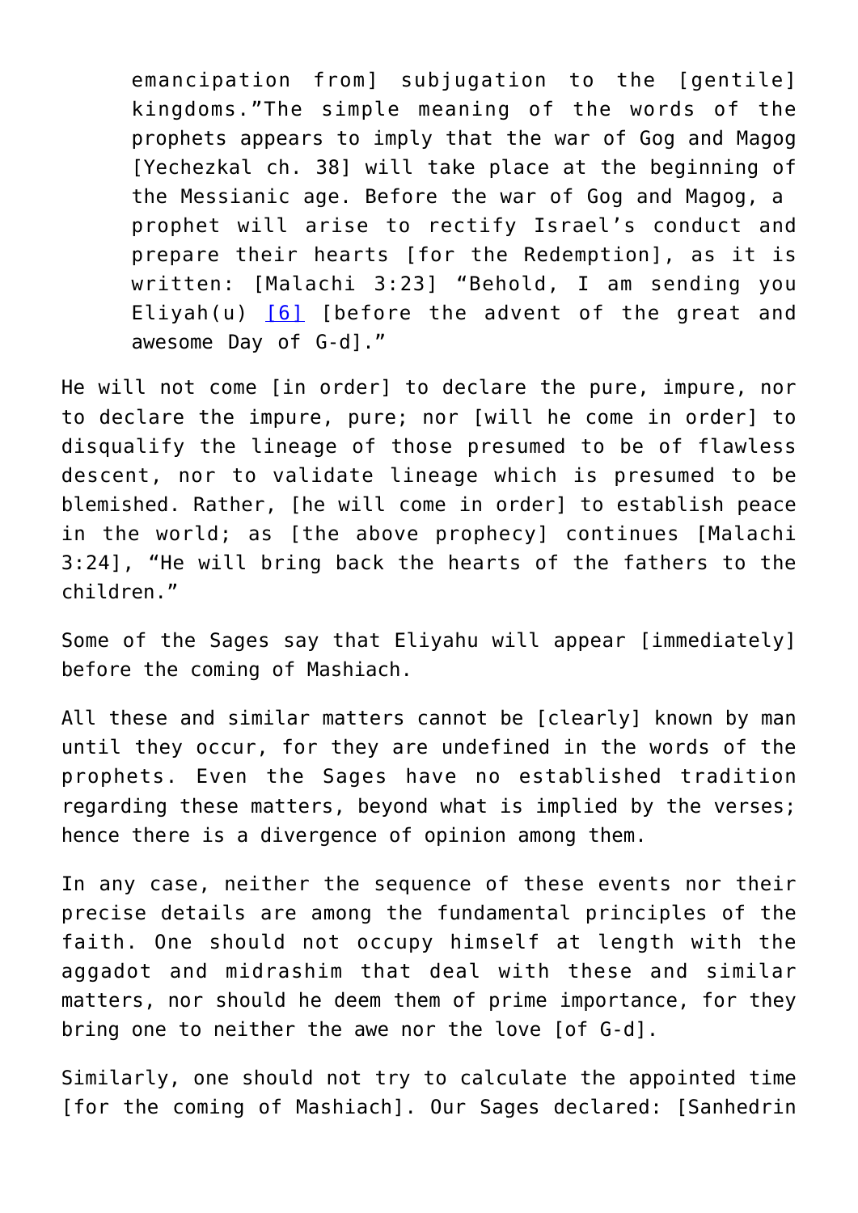> emancipation from] subjugation to the [gentile] kingdoms."The simple meaning of the words of the prophets appears to imply that the war of Gog and Magog [Yechezkal ch. 38] will take place at the beginning of the Messianic age. Before the war of Gog and Magog, a prophet will arise to rectify Israel's conduct and prepare their hearts [for the Redemption], as it is written: [Malachi 3:23] "Behold, I am sending you Eliyah(u) [6] [before the advent of the great and awesome Day of G-d]."

He will not come [in order] to declare the pure, impure, nor to declare the impure, pure; nor [will he come in order] to disqualify the lineage of those presumed to be of flawless descent, nor to validate lineage which is presumed to be blemished. Rather, [he will come in order] to establish peace in the world; as [the above prophecy] continues [Malachi 3:24], "He will bring back the hearts of the fathers to the children."

Some of the Sages say that Eliyahu will appear [immediately] before the coming of Mashiach.

All these and similar matters cannot be [clearly] known by man until they occur, for they are undefined in the words of the prophets. Even the Sages have no established tradition regarding these matters, beyond what is implied by the verses; hence there is a divergence of opinion among them.

In any case, neither the sequence of these events nor their precise details are among the fundamental principles of the faith. One should not occupy himself at length with the aggadot and midrashim that deal with these and similar matters, nor should he deem them of prime importance, for they bring one to neither the awe nor the love [of G-d].

Similarly, one should not try to calculate the appointed time [for the coming of Mashiach]. Our Sages declared: [Sanhedrin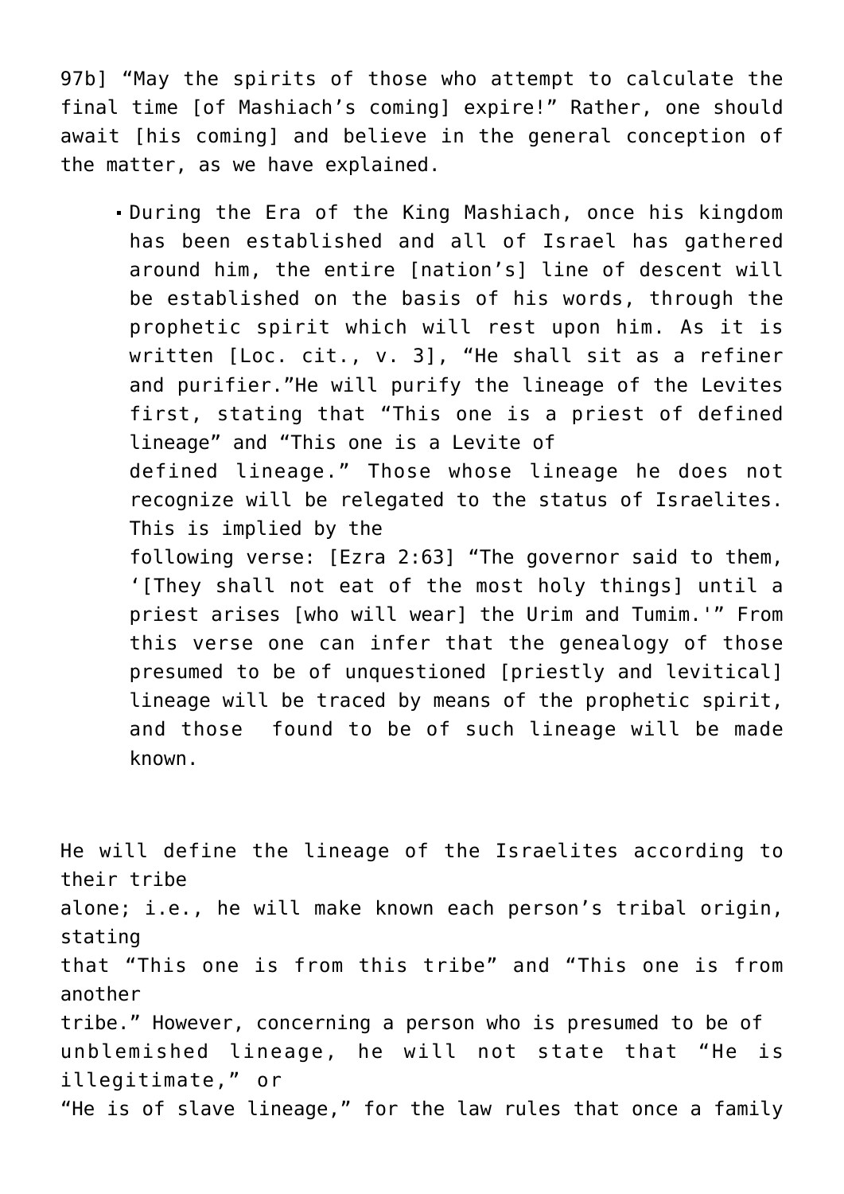97b] “May the spirits of those who attempt to calculate the final time [of Mashiach’s coming] expire!” Rather, one should await [his coming] and believe in the general conception of the matter, as we have explained.

- During the Era of the King Mashiach, once his kingdom has been established and all of Israel has gathered around him, the entire [nation’s] line of descent will be established on the basis of his words, through the prophetic spirit which will rest upon him. As it is written [Loc. cit., v. 3], “He shall sit as a refiner and purifier.”He will purify the lineage of the Levites first, stating that “This one is a priest of defined lineage” and “This one is a Levite of defined lineage.” Those whose lineage he does not recognize will be relegated to the status of Israelites. This is implied by the following verse: [Ezra 2:63] “The governor said to them, ‘[They shall not eat of the most holy things] until a priest arises [who will wear] the Urim and Tumim.'” From this verse one can infer that the genealogy of those presumed to be of unquestioned [priestly and levitical] lineage will be traced by means of the prophetic spirit, and those found to be of such lineage will be made known.

He will define the lineage of the Israelites according to their tribe alone; i.e., he will make known each person’s tribal origin, stating that “This one is from this tribe” and “This one is from another tribe.” However, concerning a person who is presumed to be of unblemished lineage, he will not state that “He is illegitimate,” or “He is of slave lineage,” for the law rules that once a family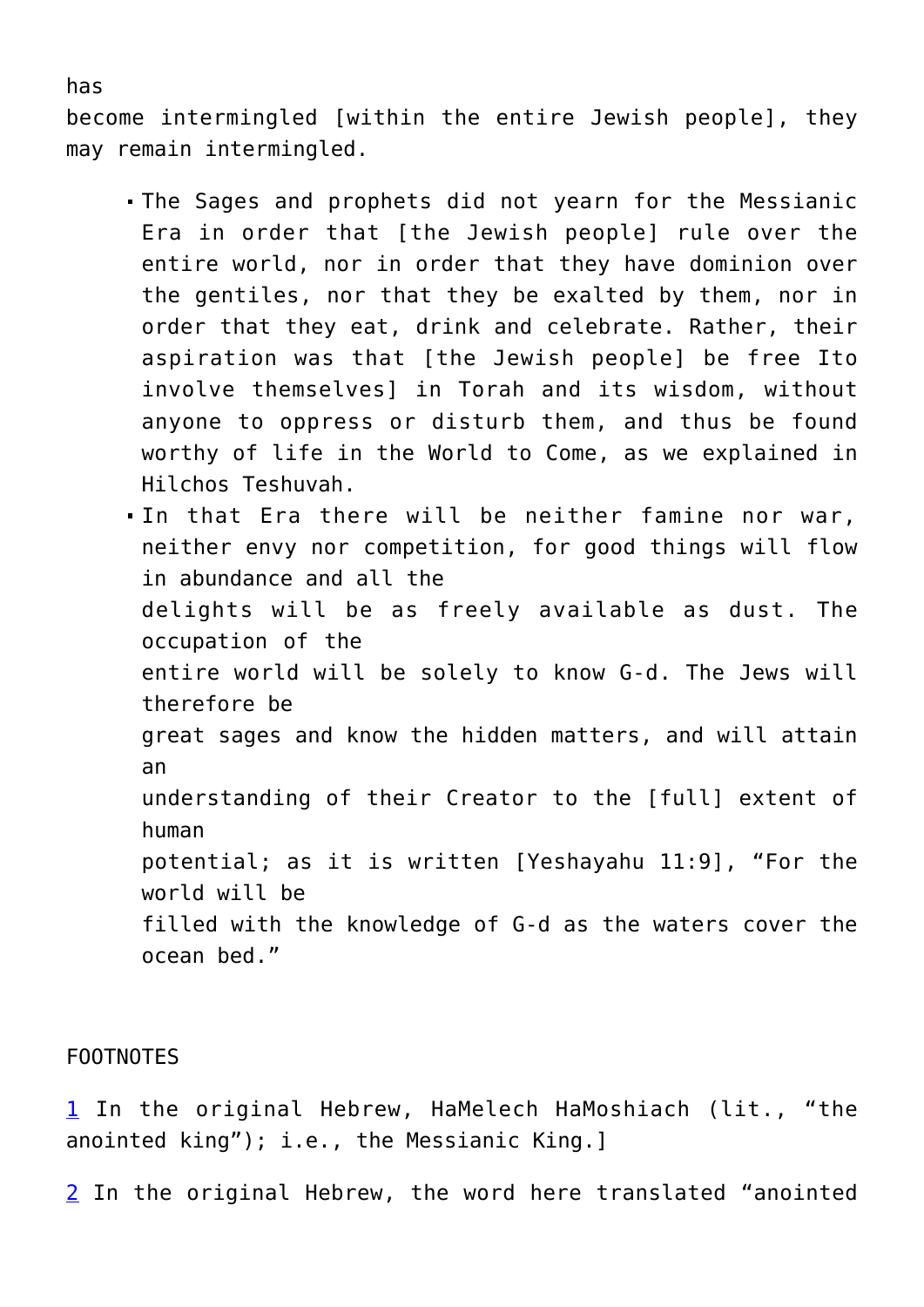has become intermingled [within the entire Jewish people], they may remain intermingled.

- The Sages and prophets did not yearn for the Messianic Era in order that [the Jewish people] rule over the entire world, nor in order that they have dominion over the gentiles, nor that they be exalted by them, nor in order that they eat, drink and celebrate. Rather, their aspiration was that [the Jewish people] be free Ito involve themselves] in Torah and its wisdom, without anyone to oppress or disturb them, and thus be found worthy of life in the World to Come, as we explained in Hilchos Teshuvah.
- In that Era there will be neither famine nor war, neither envy nor competition, for good things will flow in abundance and all the delights will be as freely available as dust. The occupation of the entire world will be solely to know G-d. The Jews will therefore be great sages and know the hidden matters, and will attain an understanding of their Creator to the [full] extent of human potential; as it is written [Yeshayahu 11:9], "For the world will be filled with the knowledge of G-d as the waters cover the ocean bed."

FOOTNOTES

1 In the original Hebrew, HaMelech HaMoshiach (lit., "the anointed king"); i.e., the Messianic King.]

2 In the original Hebrew, the word here translated "anointed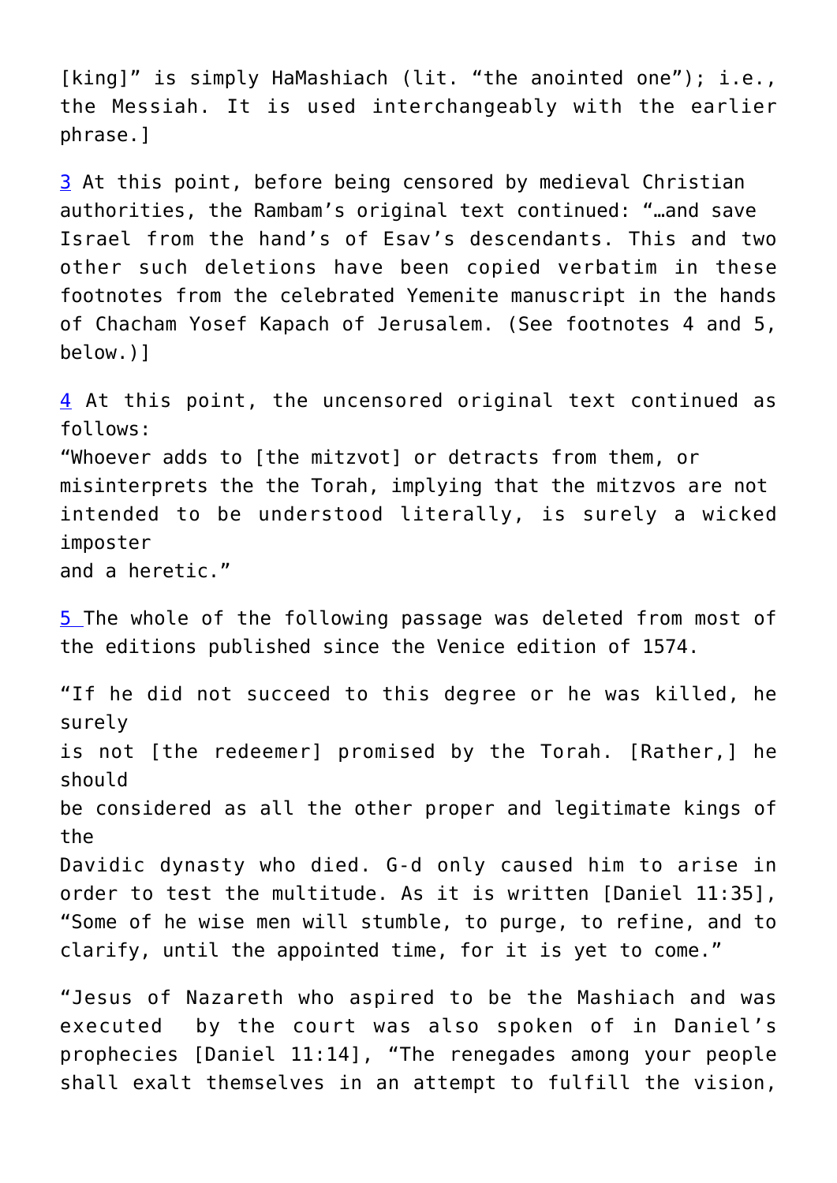[king]" is simply HaMashiach (lit. "the anointed one"); i.e., the Messiah. It is used interchangeably with the earlier phrase.]

3 At this point, before being censored by medieval Christian authorities, the Rambam's original text continued: "…and save Israel from the hand's of Esav's descendants. This and two other such deletions have been copied verbatim in these footnotes from the celebrated Yemenite manuscript in the hands of Chacham Yosef Kapach of Jerusalem. (See footnotes 4 and 5, below.)]

4 At this point, the uncensored original text continued as follows:
"Whoever adds to [the mitzvot] or detracts from them, or misinterprets the the Torah, implying that the mitzvos are not intended to be understood literally, is surely a wicked imposter and a heretic."

5 The whole of the following passage was deleted from most of the editions published since the Venice edition of 1574.

"If he did not succeed to this degree or he was killed, he surely is not [the redeemer] promised by the Torah. [Rather,] he should be considered as all the other proper and legitimate kings of the Davidic dynasty who died. G-d only caused him to arise in order to test the multitude. As it is written [Daniel 11:35], "Some of he wise men will stumble, to purge, to refine, and to clarify, until the appointed time, for it is yet to come."

"Jesus of Nazareth who aspired to be the Mashiach and was executed by the court was also spoken of in Daniel's prophecies [Daniel 11:14], "The renegades among your people shall exalt themselves in an attempt to fulfill the vision,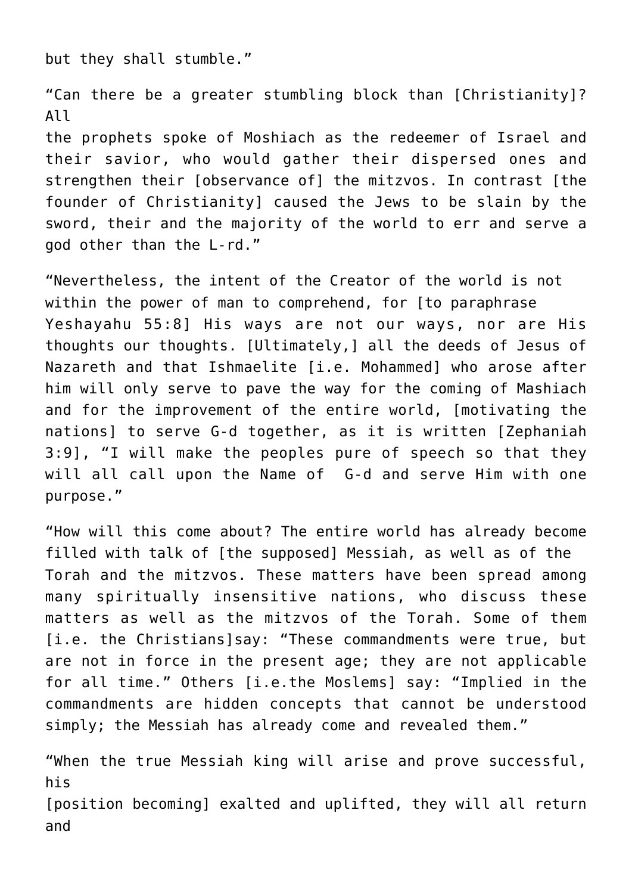but they shall stumble."

"Can there be a greater stumbling block than [Christianity]? All the prophets spoke of Moshiach as the redeemer of Israel and their savior, who would gather their dispersed ones and strengthen their [observance of] the mitzvos. In contrast [the founder of Christianity] caused the Jews to be slain by the sword, their and the majority of the world to err and serve a god other than the L-rd."

"Nevertheless, the intent of the Creator of the world is not within the power of man to comprehend, for [to paraphrase Yeshayahu 55:8] His ways are not our ways, nor are His thoughts our thoughts. [Ultimately,] all the deeds of Jesus of Nazareth and that Ishmaelite [i.e. Mohammed] who arose after him will only serve to pave the way for the coming of Mashiach and for the improvement of the entire world, [motivating the nations] to serve G-d together, as it is written [Zephaniah 3:9], "I will make the peoples pure of speech so that they will all call upon the Name of G-d and serve Him with one purpose."

"How will this come about? The entire world has already become filled with talk of [the supposed] Messiah, as well as of the Torah and the mitzvos. These matters have been spread among many spiritually insensitive nations, who discuss these matters as well as the mitzvos of the Torah. Some of them [i.e. the Christians]say: "These commandments were true, but are not in force in the present age; they are not applicable for all time." Others [i.e.the Moslems] say: "Implied in the commandments are hidden concepts that cannot be understood simply; the Messiah has already come and revealed them."

"When the true Messiah king will arise and prove successful, his [position becoming] exalted and uplifted, they will all return and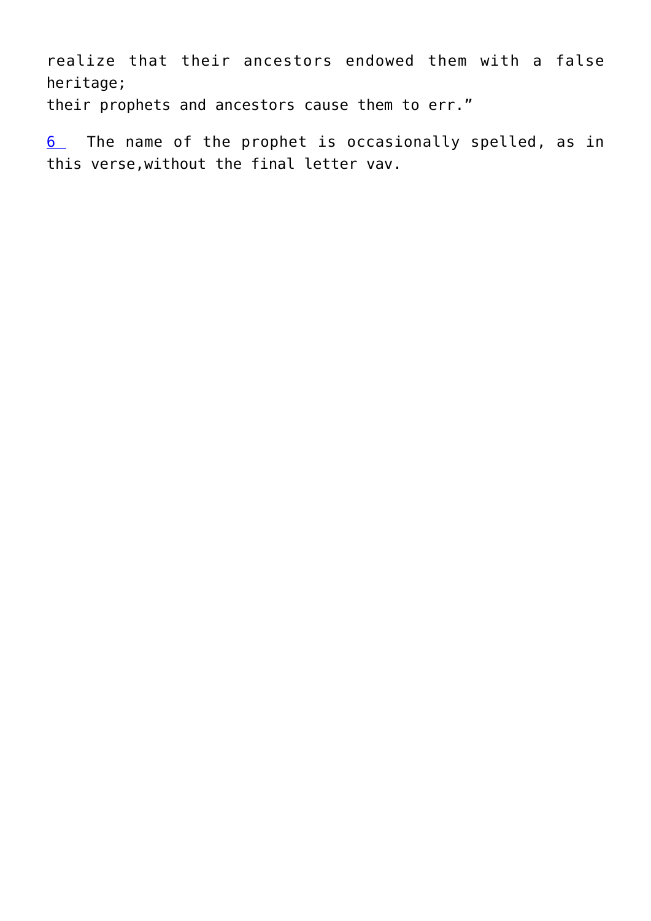realize that their ancestors endowed them with a false heritage;
their prophets and ancestors cause them to err."

[6] The name of the prophet is occasionally spelled, as in this verse,without the final letter vav.